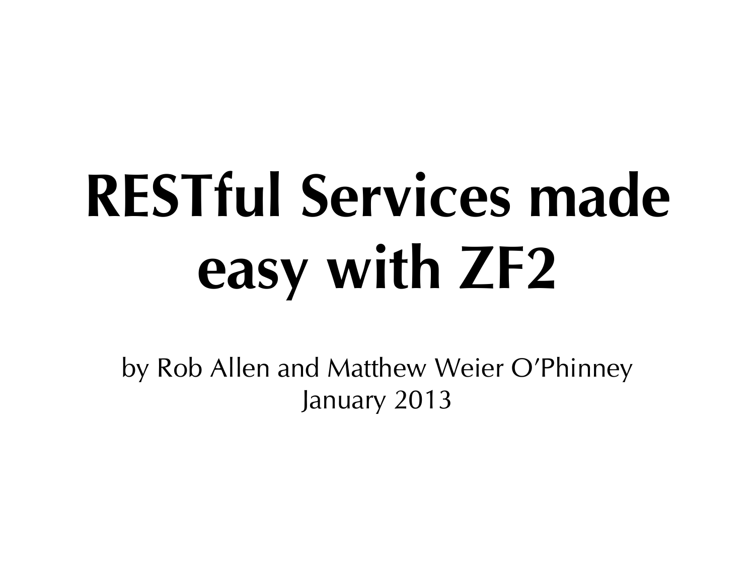# RESTful Services made easy with ZF2

by Rob Allen and Matthew Weier O'Phinney
January 2013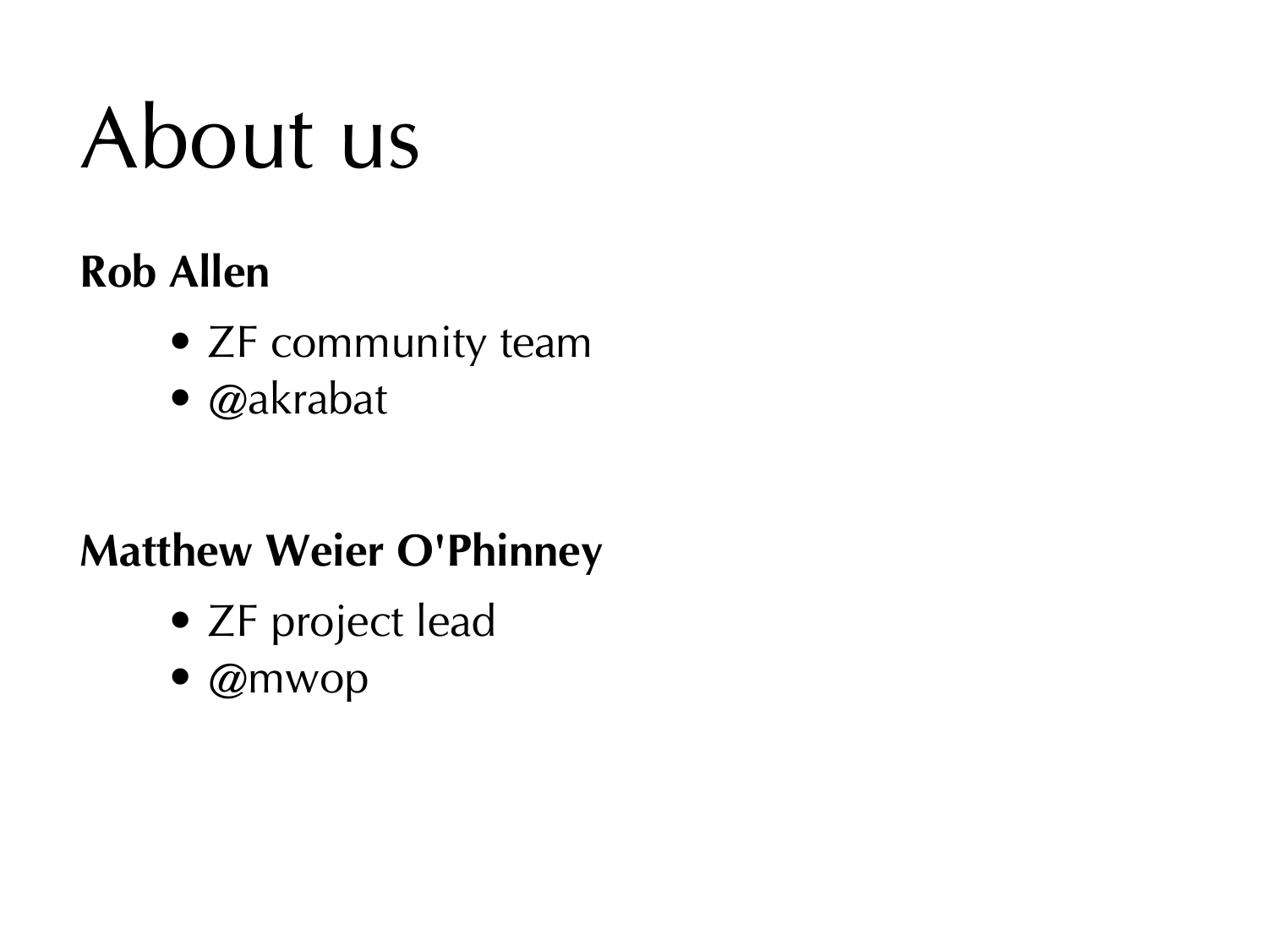# About us

**Rob Allen**

- ZF community team
- @akrabat

**Matthew Weier O'Phinney**

- ZF project lead
- @mwop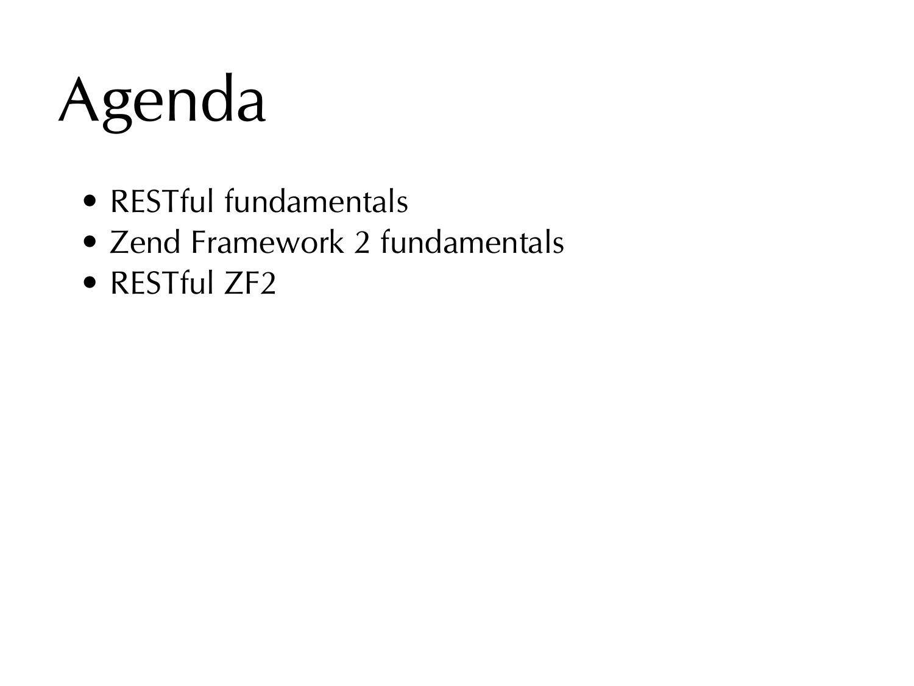# Agenda

- RESTful fundamentals
- Zend Framework 2 fundamentals
- RESTful ZF2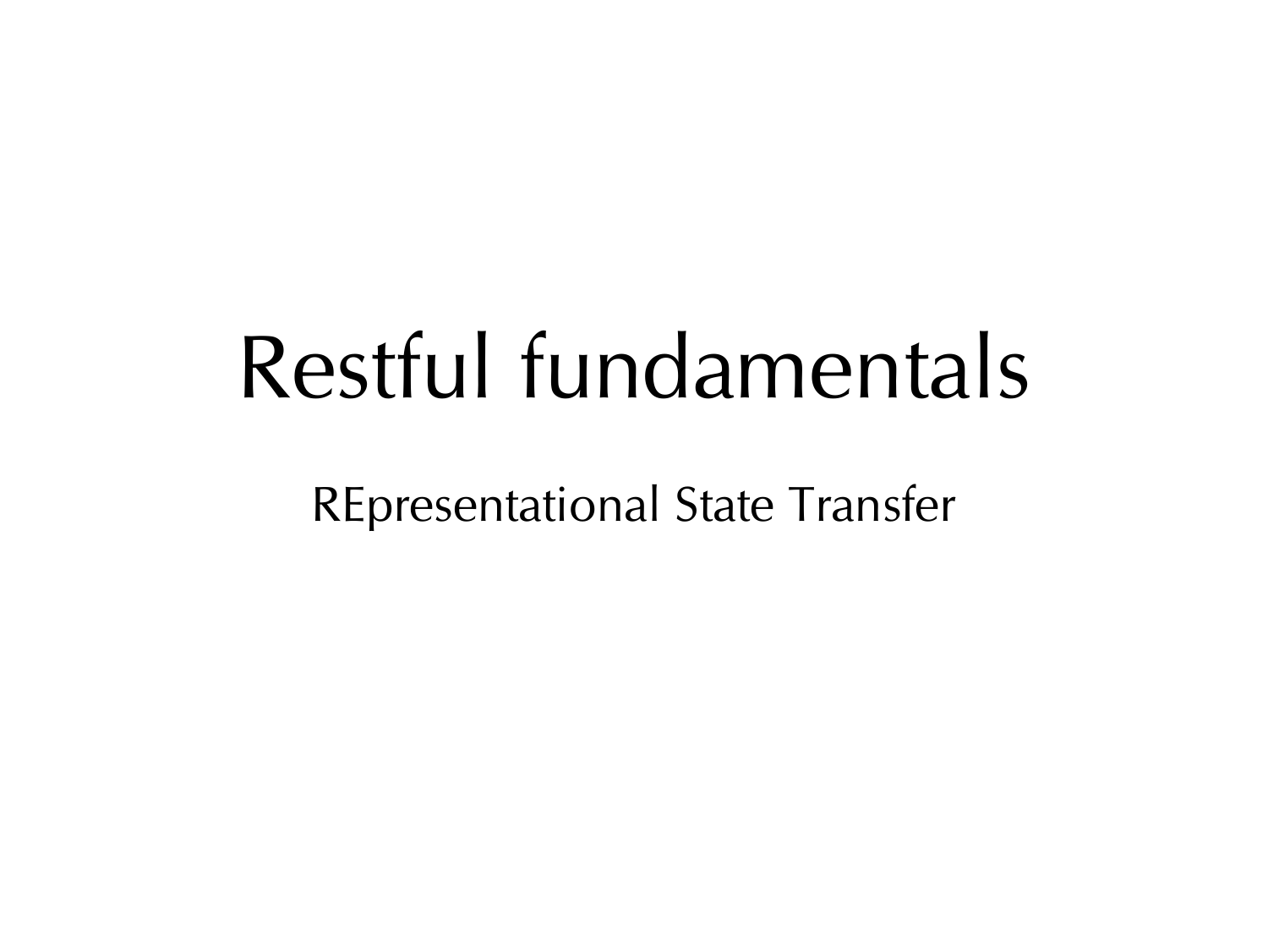# Restful fundamentals

REpresentational State Transfer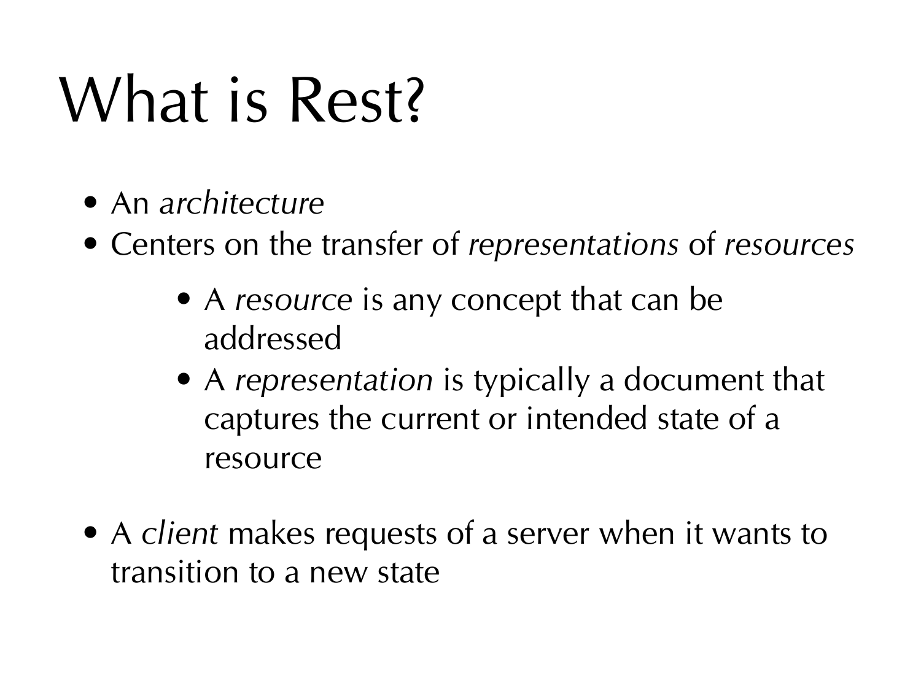# What is Rest?

- An *architecture*
- Centers on the transfer of *representations* of *resources*
    - A *resource* is any concept that can be addressed
    - A *representation* is typically a document that captures the current or intended state of a resource
- A *client* makes requests of a server when it wants to transition to a new state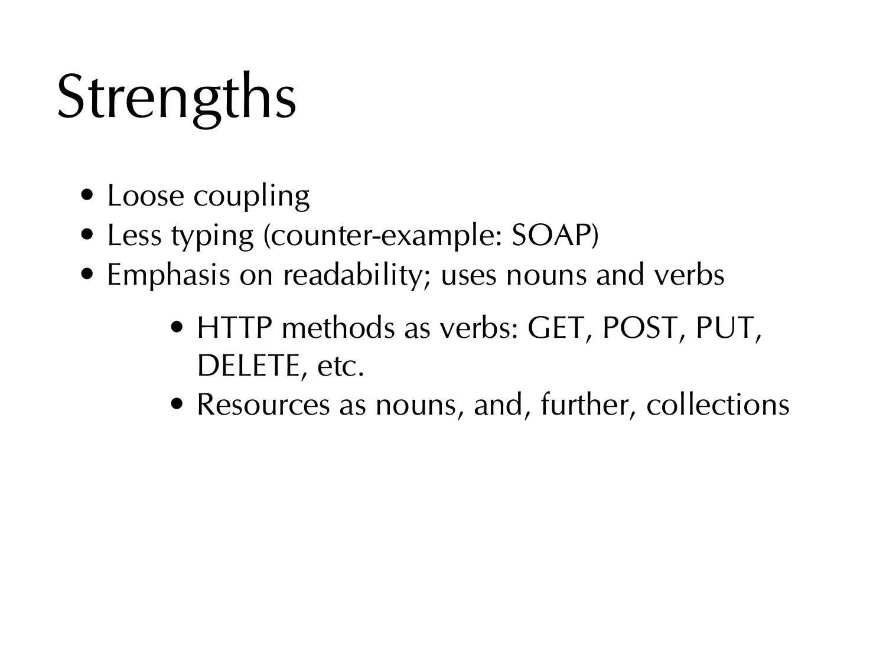# Strengths

- Loose coupling
- Less typing (counter-example: SOAP)
- Emphasis on readability; uses nouns and verbs
    - HTTP methods as verbs: GET, POST, PUT, DELETE, etc.
    - Resources as nouns, and, further, collections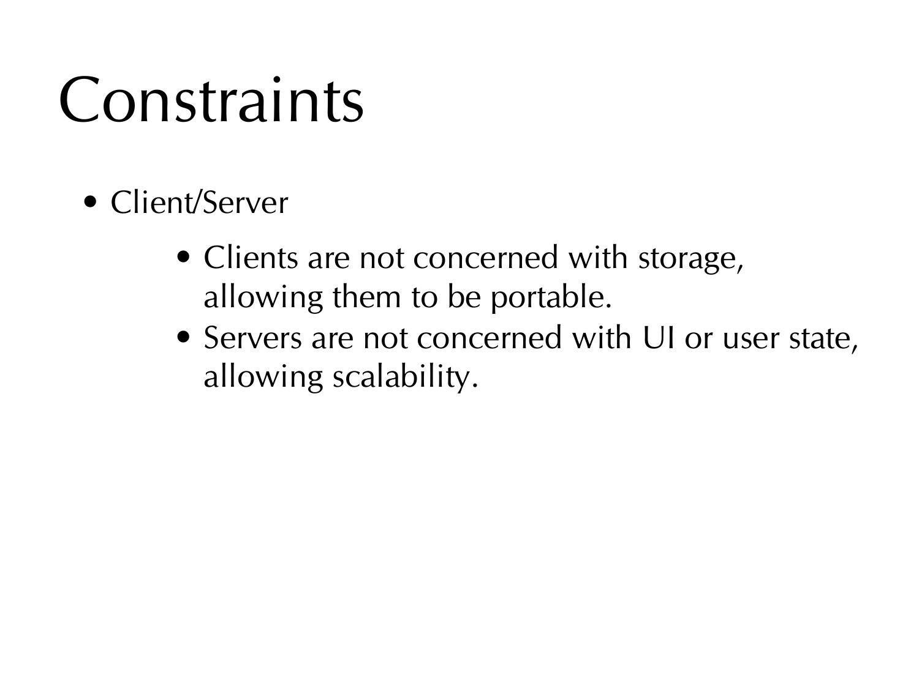# Constraints

- Client/Server
  - Clients are not concerned with storage, allowing them to be portable.
  - Servers are not concerned with UI or user state, allowing scalability.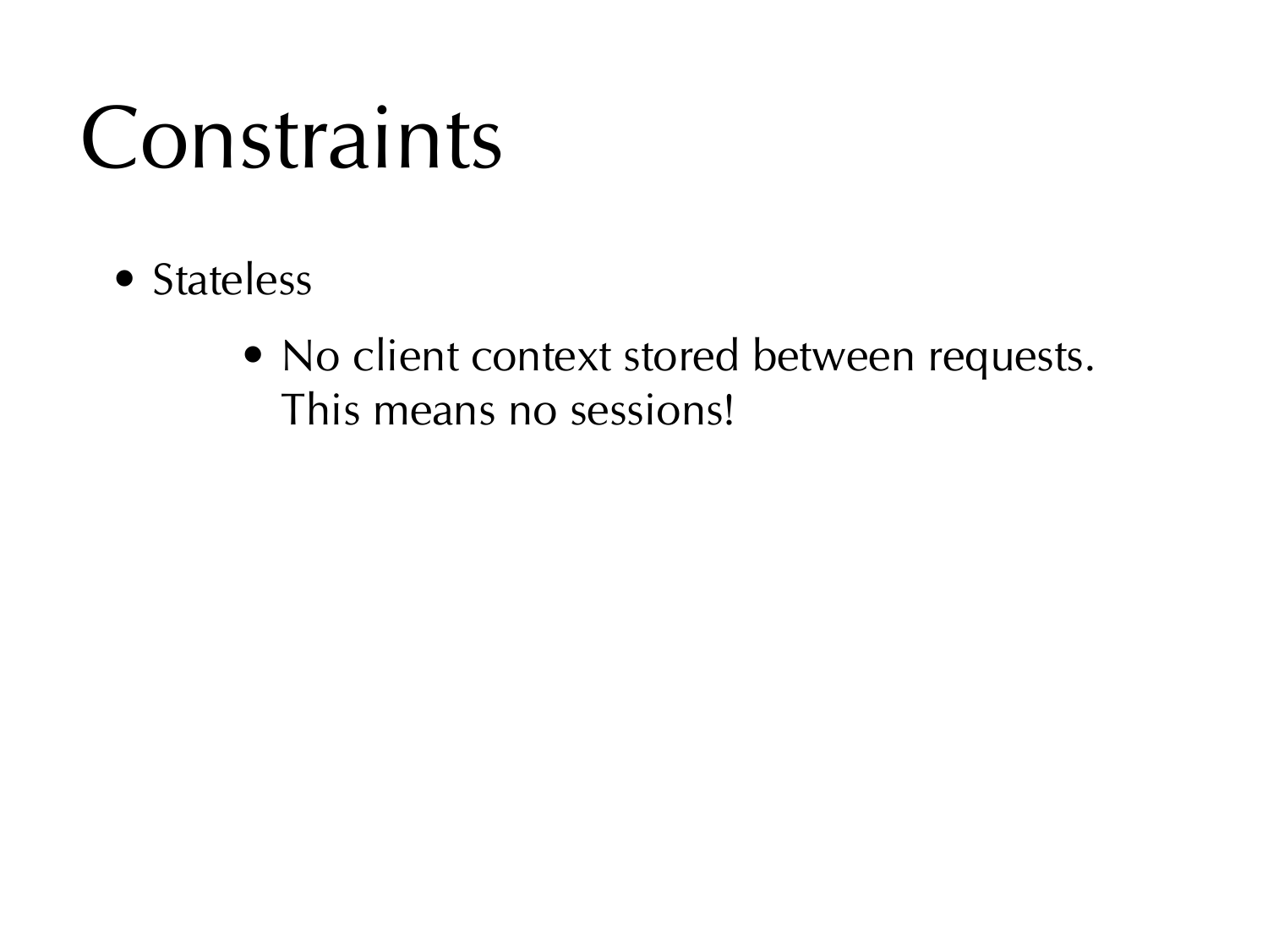# Constraints

- Stateless
  - No client context stored between requests. This means no sessions!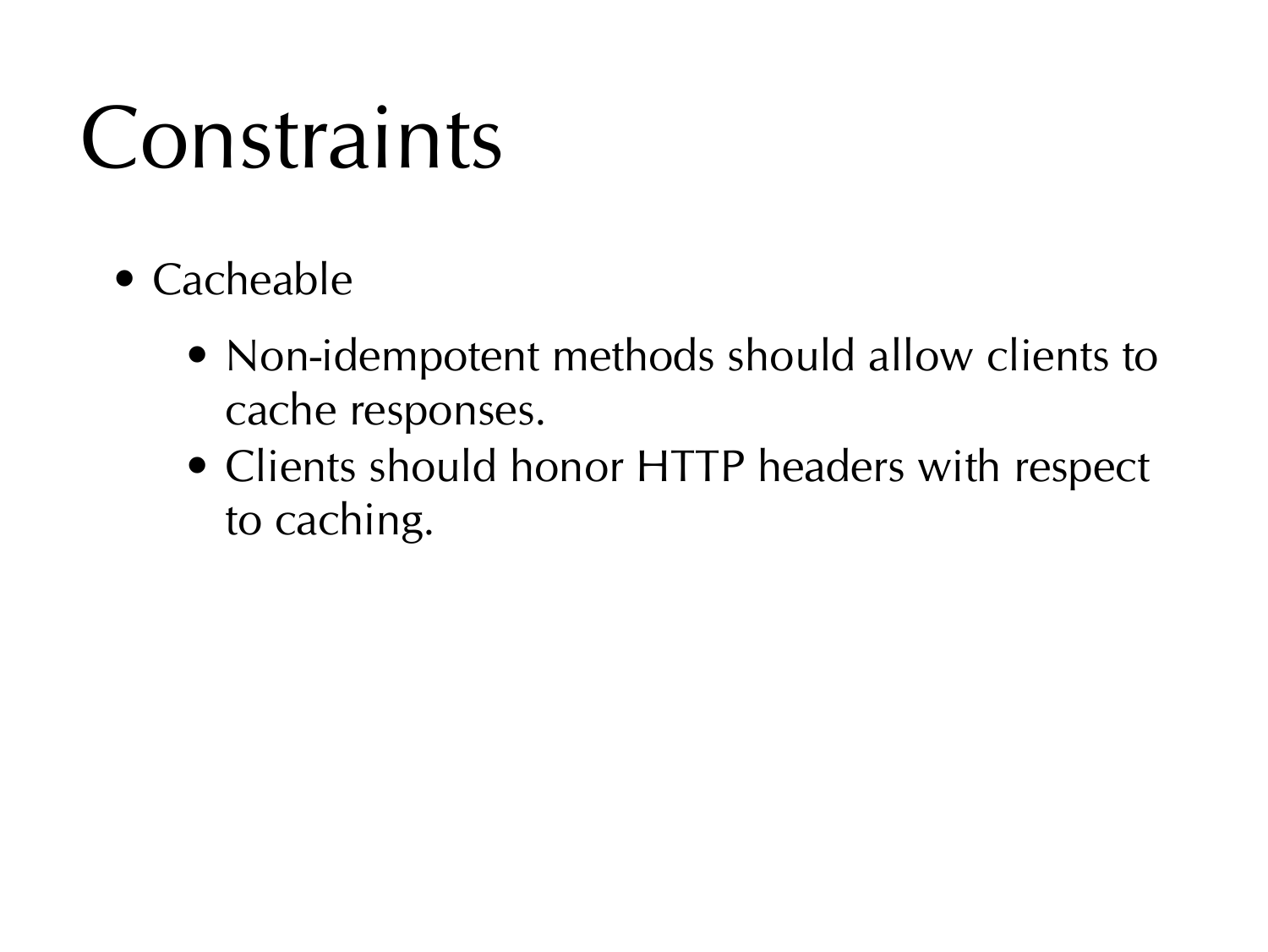# Constraints

- Cacheable
  - Non-idempotent methods should allow clients to cache responses.
  - Clients should honor HTTP headers with respect to caching.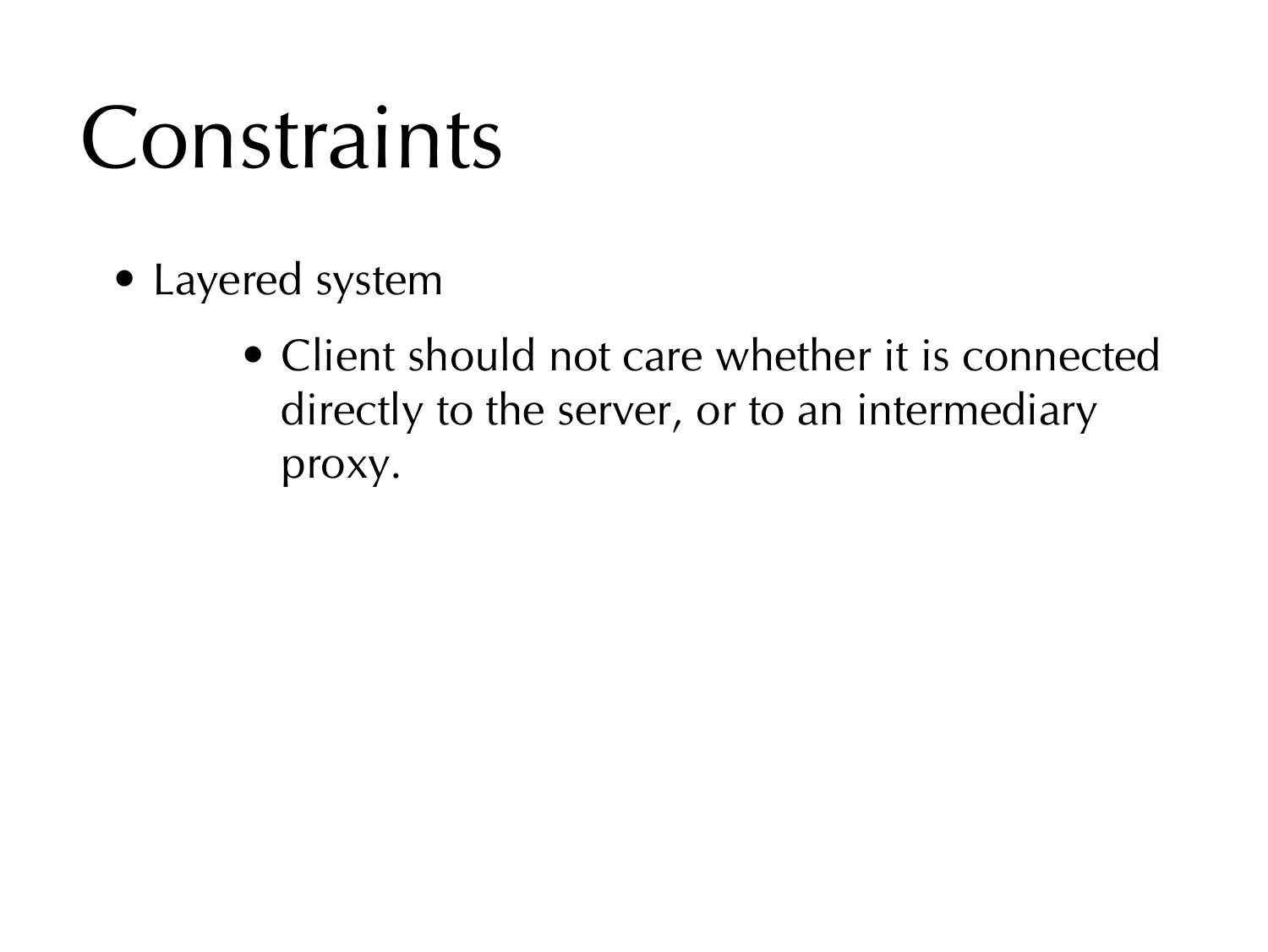# Constraints

- Layered system
  - Client should not care whether it is connected directly to the server, or to an intermediary proxy.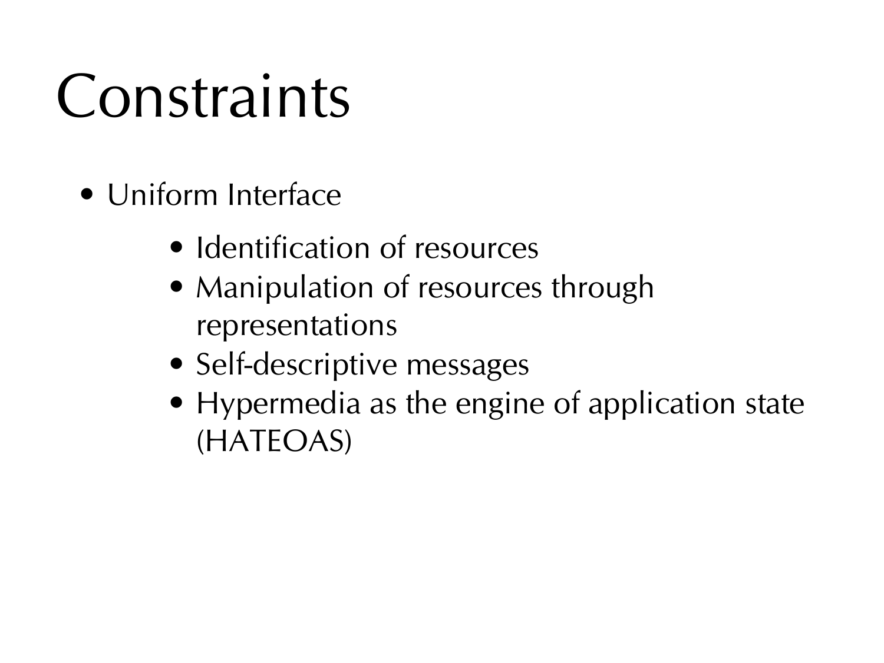# Constraints

- Uniform Interface
  - Identification of resources
  - Manipulation of resources through representations
  - Self-descriptive messages
  - Hypermedia as the engine of application state (HATEOAS)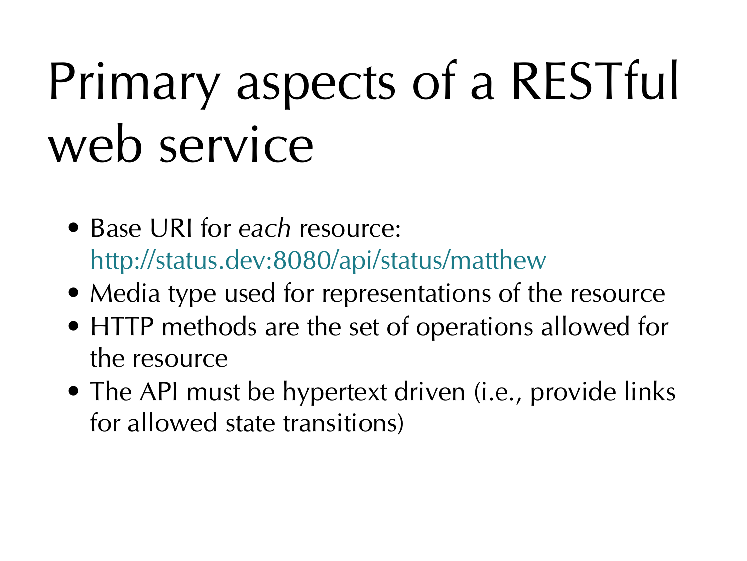# Primary aspects of a RESTful web service

- Base URI for *each* resource: http://status.dev:8080/api/status/matthew
- Media type used for representations of the resource
- HTTP methods are the set of operations allowed for the resource
- The API must be hypertext driven (i.e., provide links for allowed state transitions)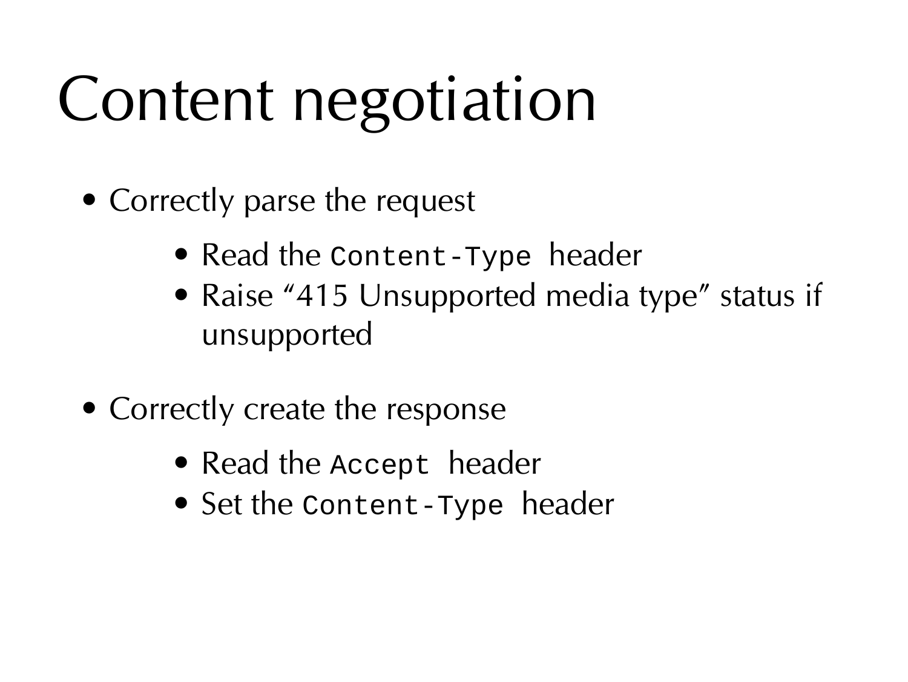# Content negotiation

- Correctly parse the request
  - Read the `Content-Type` header
  - Raise “415 Unsupported media type” status if unsupported
- Correctly create the response
  - Read the `Accept` header
  - Set the `Content-Type` header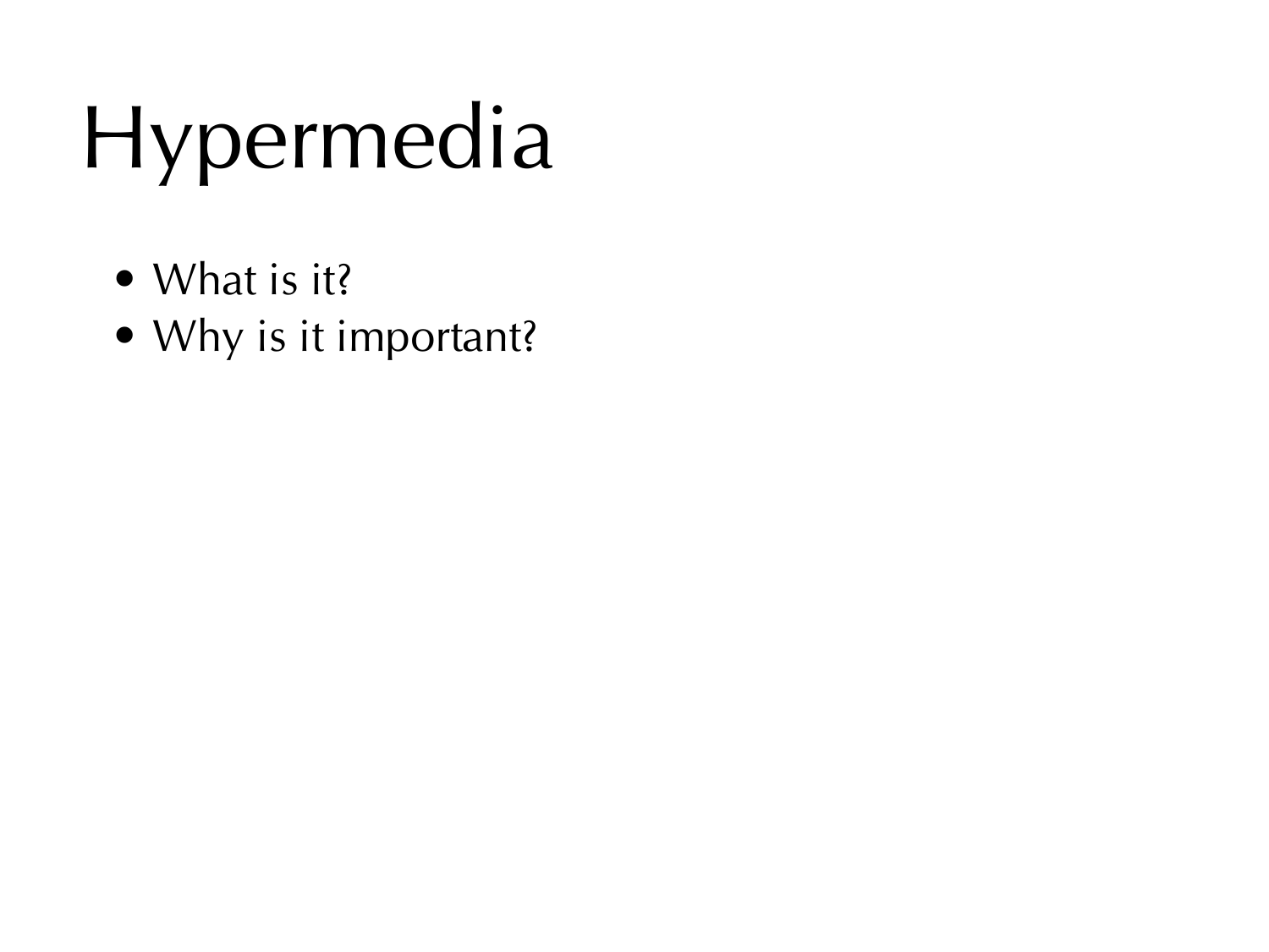# Hypermedia

- What is it?
- Why is it important?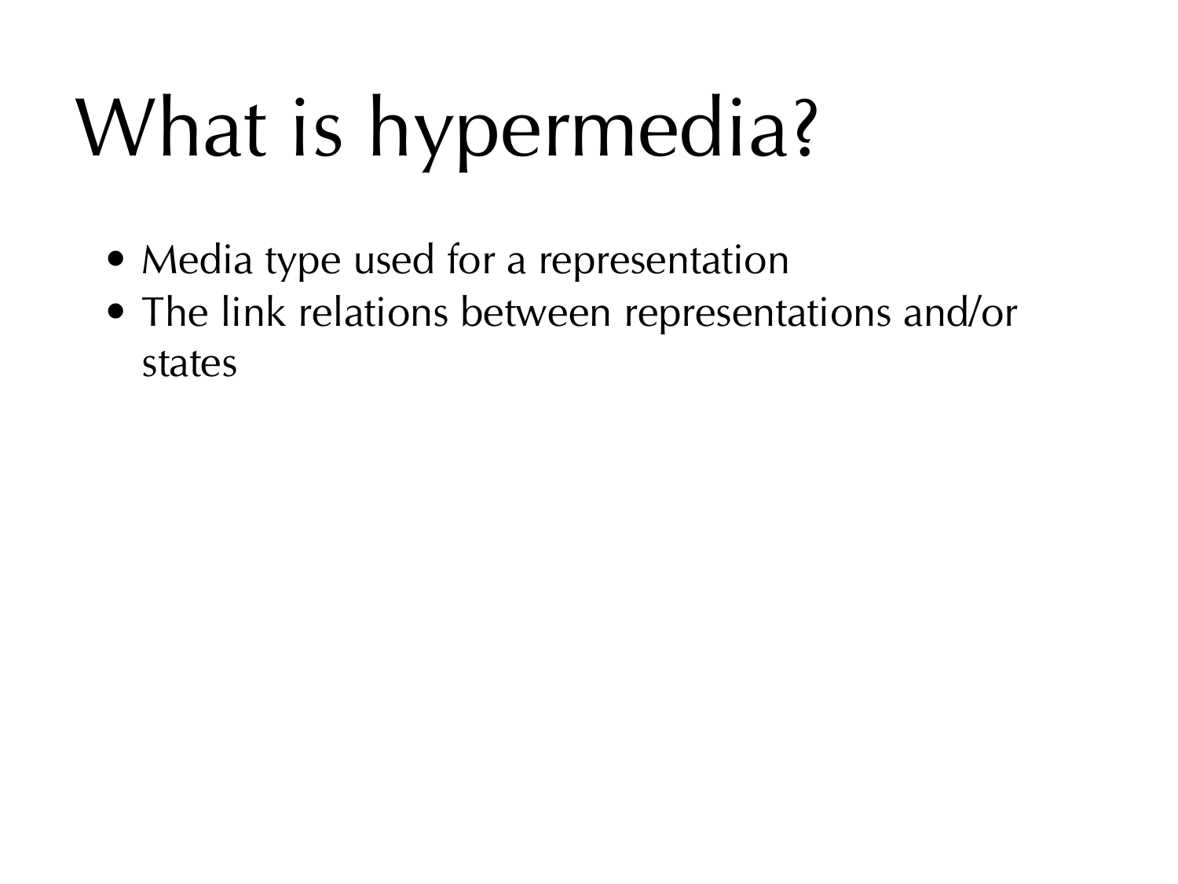# What is hypermedia?

- Media type used for a representation
- The link relations between representations and/or states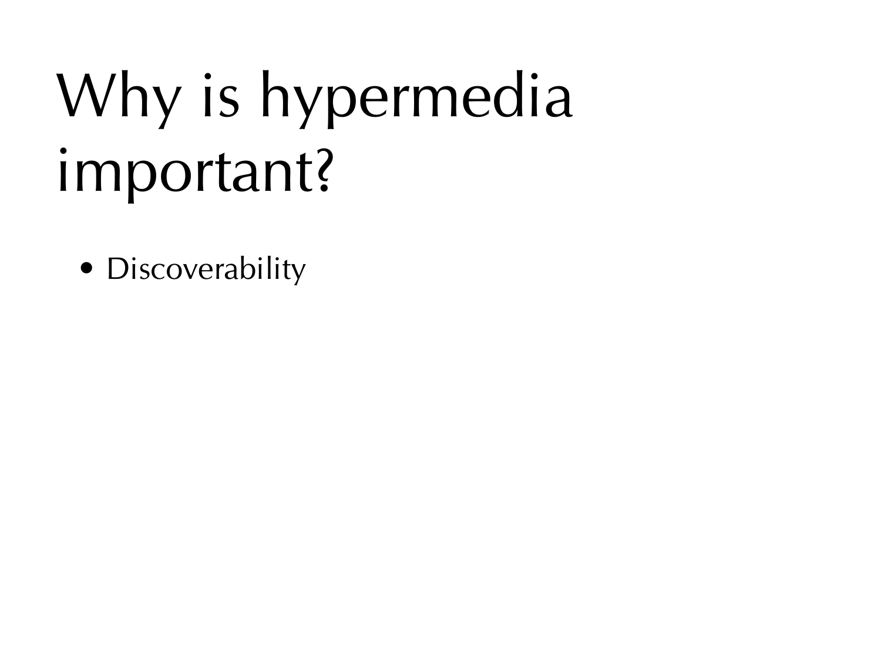# Why is hypermedia important?

- Discoverability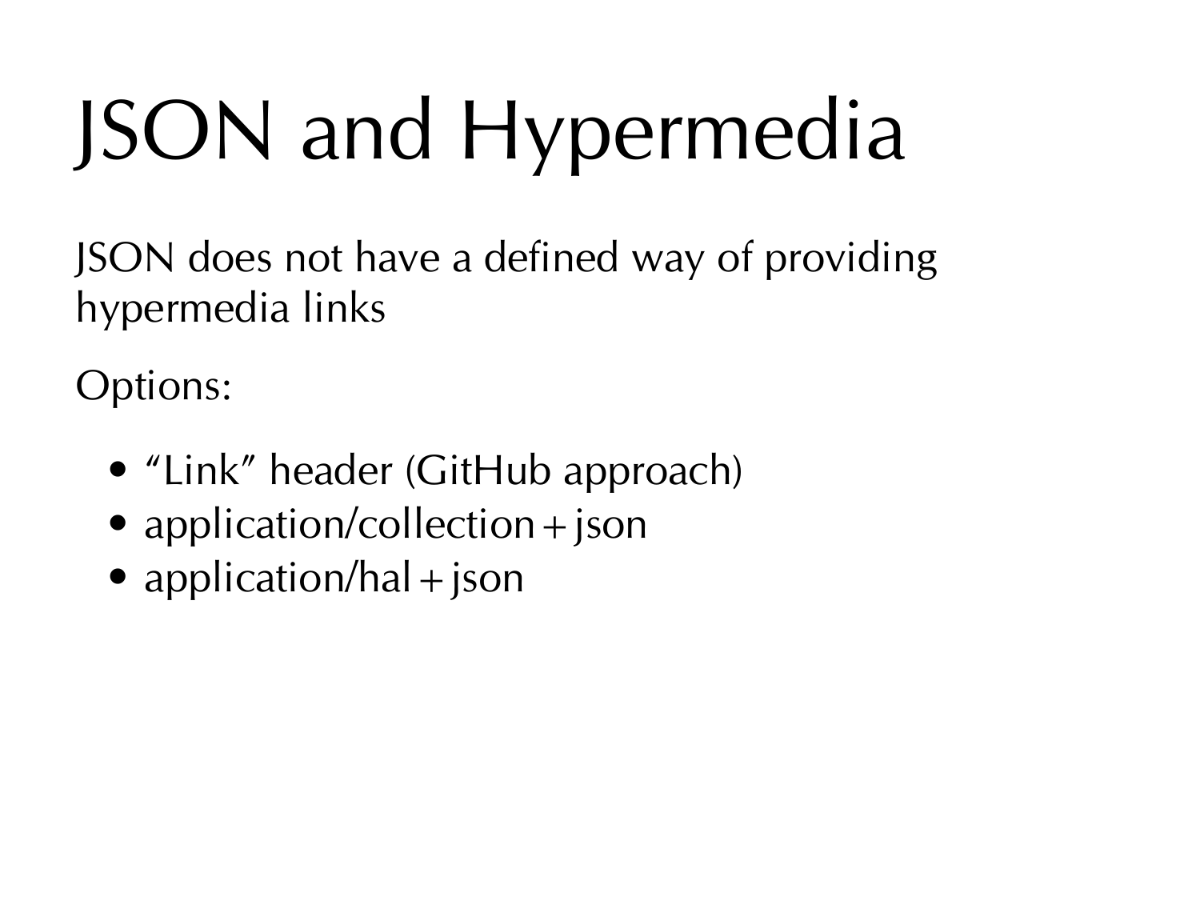# JSON and Hypermedia

JSON does not have a defined way of providing hypermedia links

Options:

- “Link” header (GitHub approach)
- application/collection+json
- application/hal+json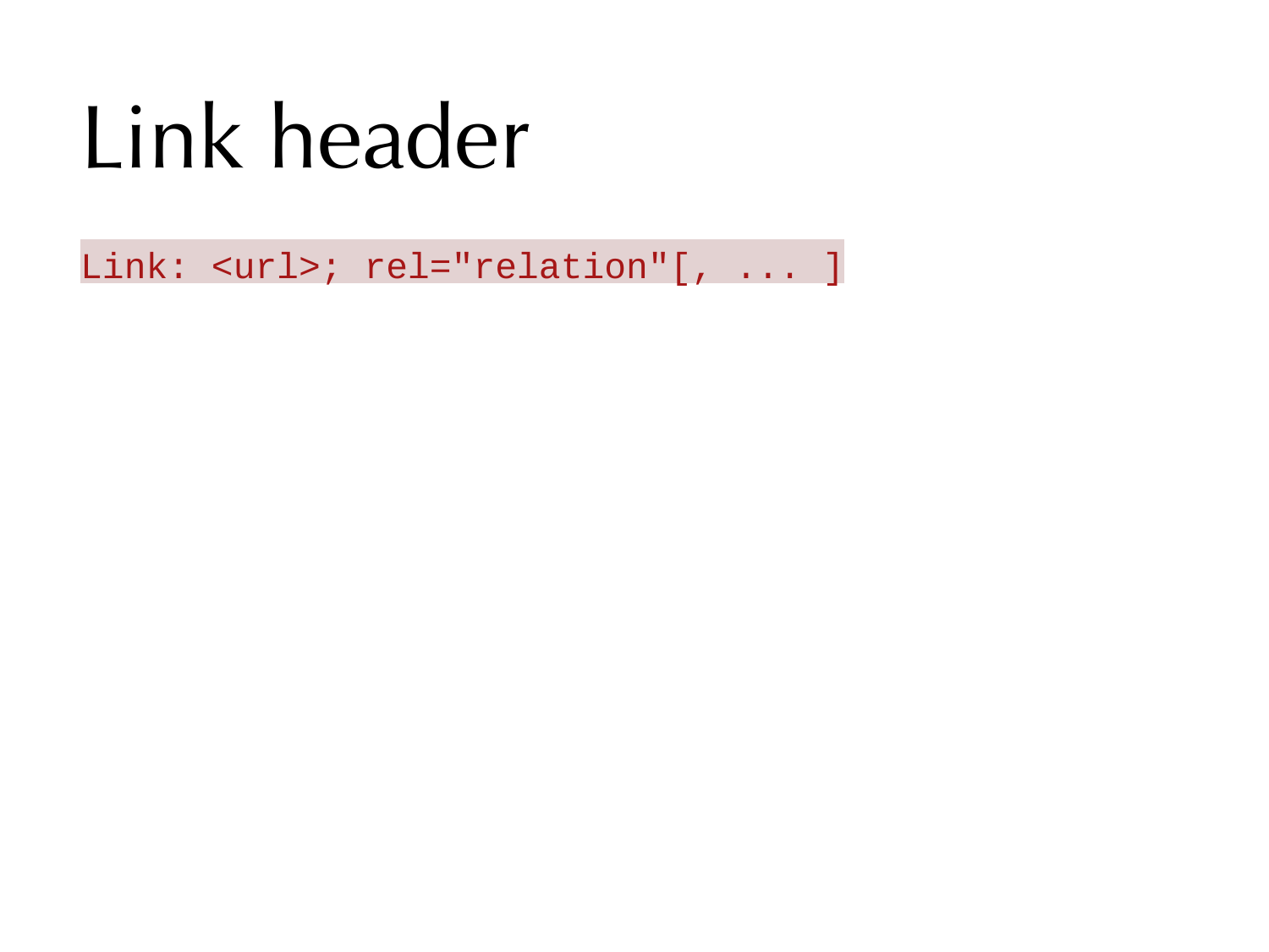# Link header

```
Link: <url>; rel="relation"[, ... ]
```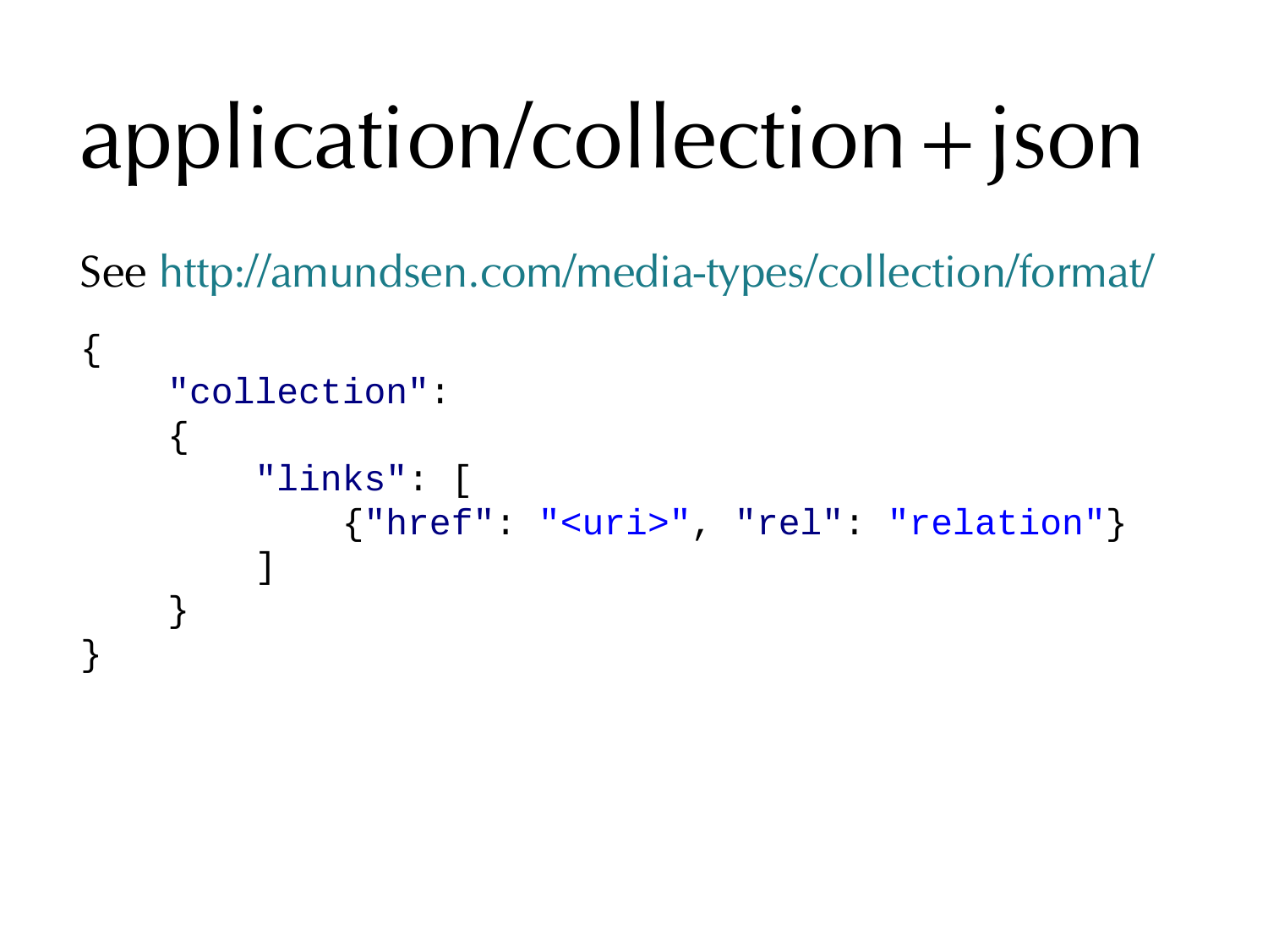# application/collection+json

See http://amundsen.com/media-types/collection/format/

```
{
    "collection":
    {
        "links": [
            {"href": "<uri>", "rel": "relation"}
        ]
    }
}
```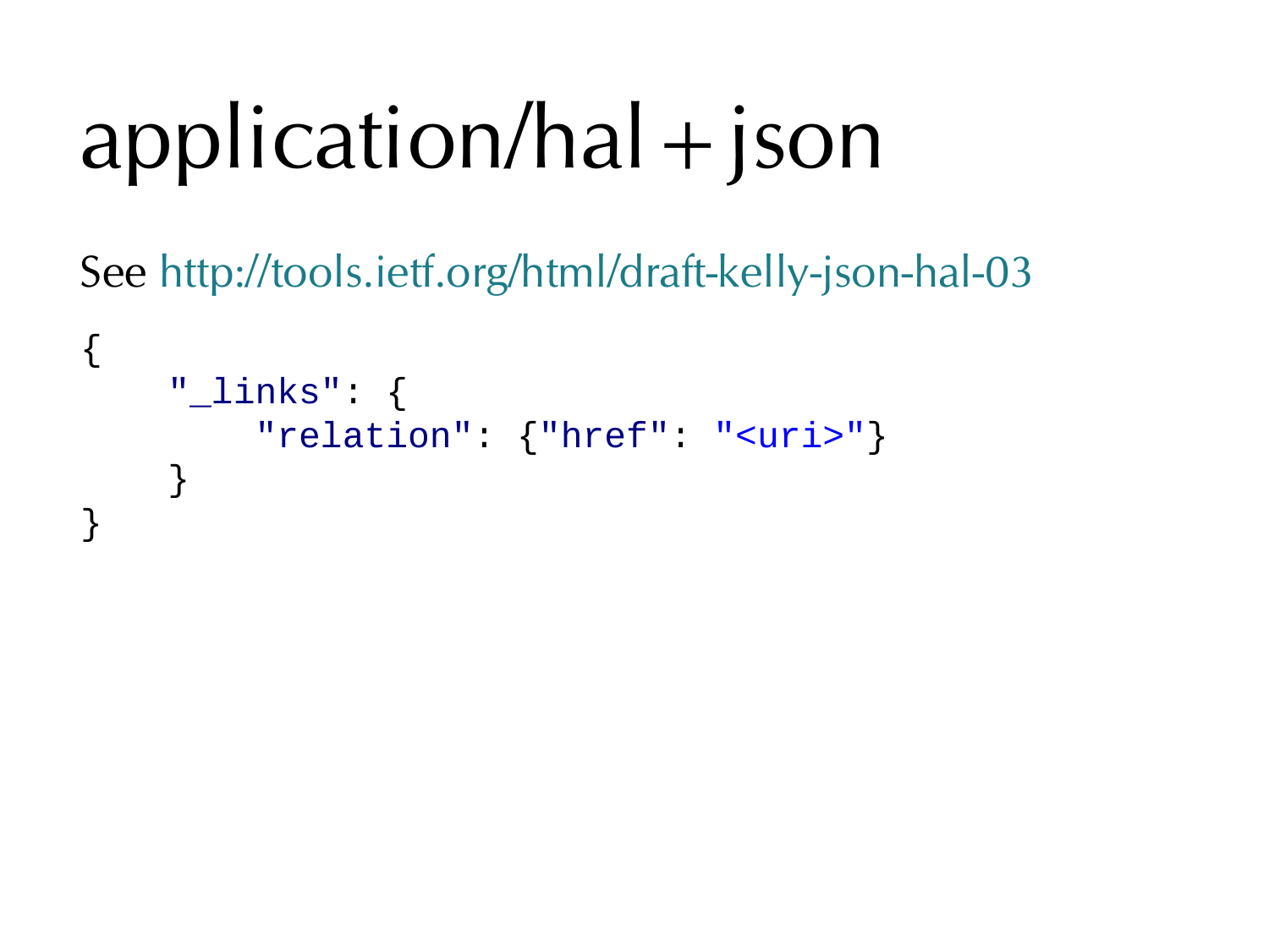# application/hal+json

See http://tools.ietf.org/html/draft-kelly-json-hal-03

```
{
    "_links": {
        "relation": {"href": "<uri>"}
    }
}
```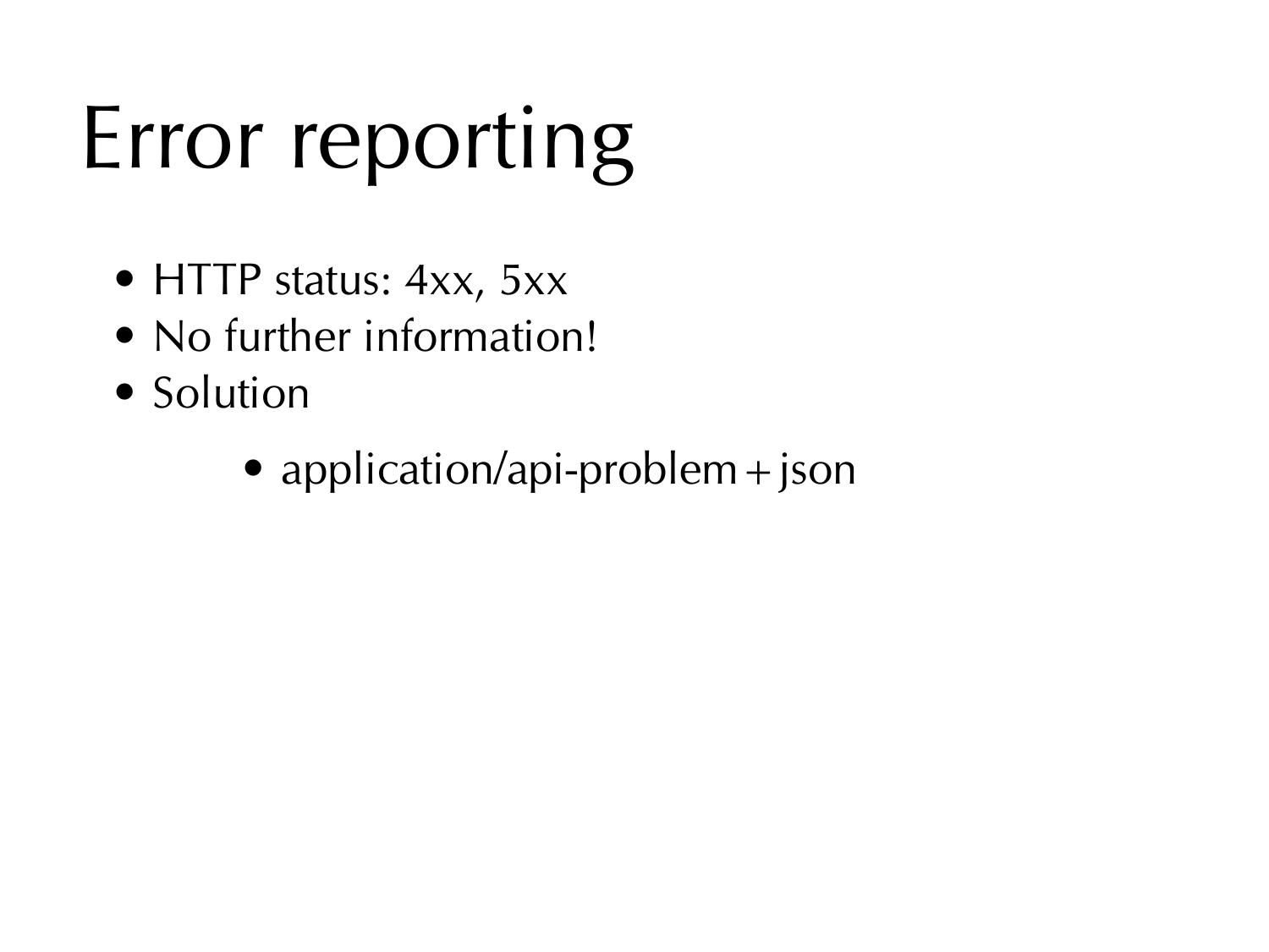# Error reporting

- HTTP status: 4xx, 5xx
- No further information!
- Solution
  - application/api-problem+json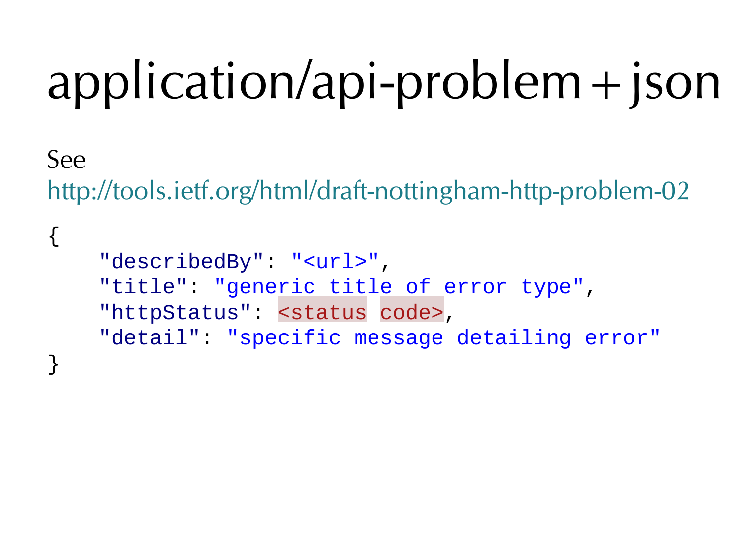# application/api-problem+json

See
http://tools.ietf.org/html/draft-nottingham-http-problem-02

```
{
    "describedBy": "<url>",
    "title": "generic title of error type",
    "httpStatus": <status code>,
    "detail": "specific message detailing error"
}
```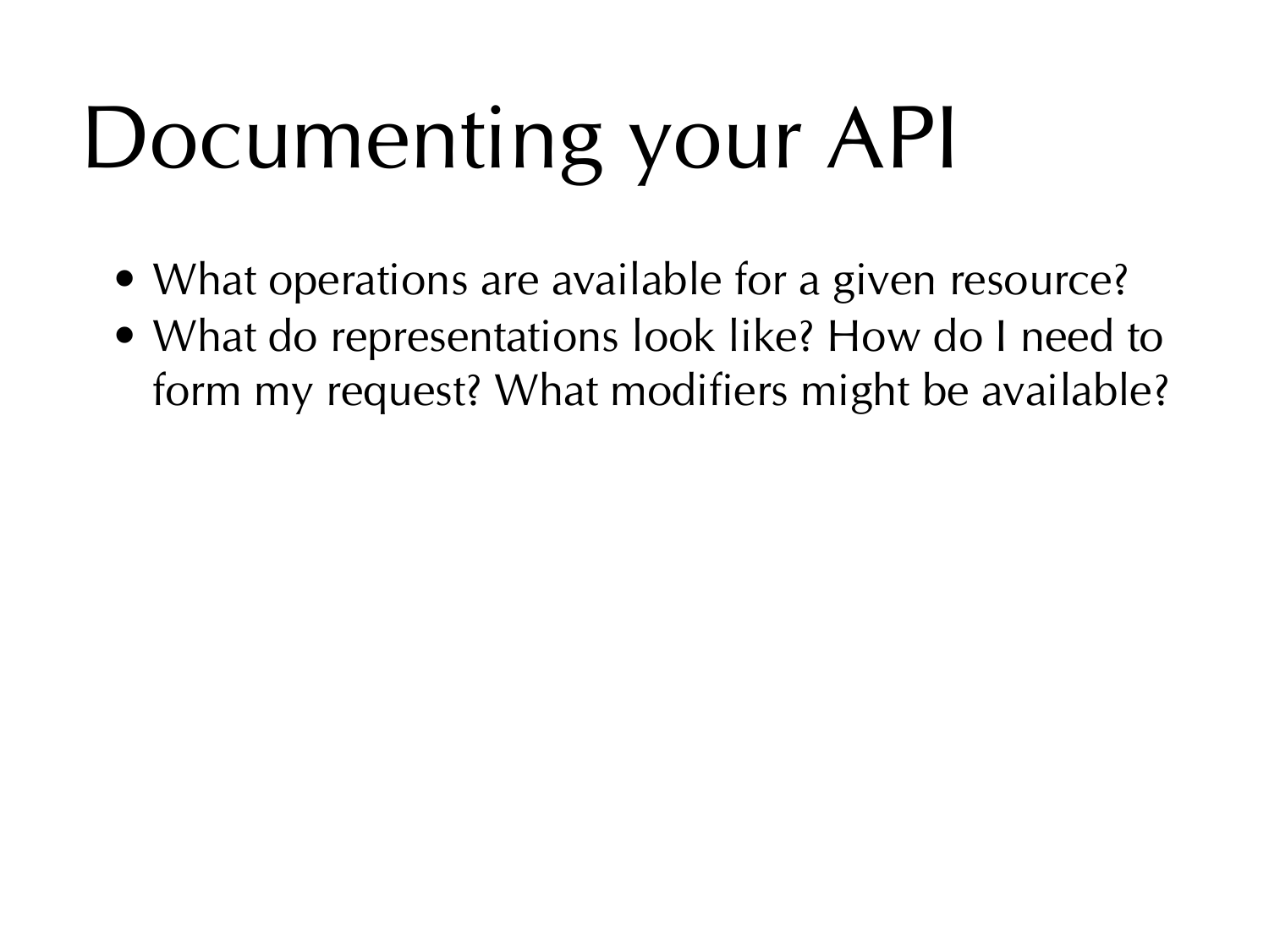# Documenting your API

- What operations are available for a given resource?
- What do representations look like? How do I need to form my request? What modifiers might be available?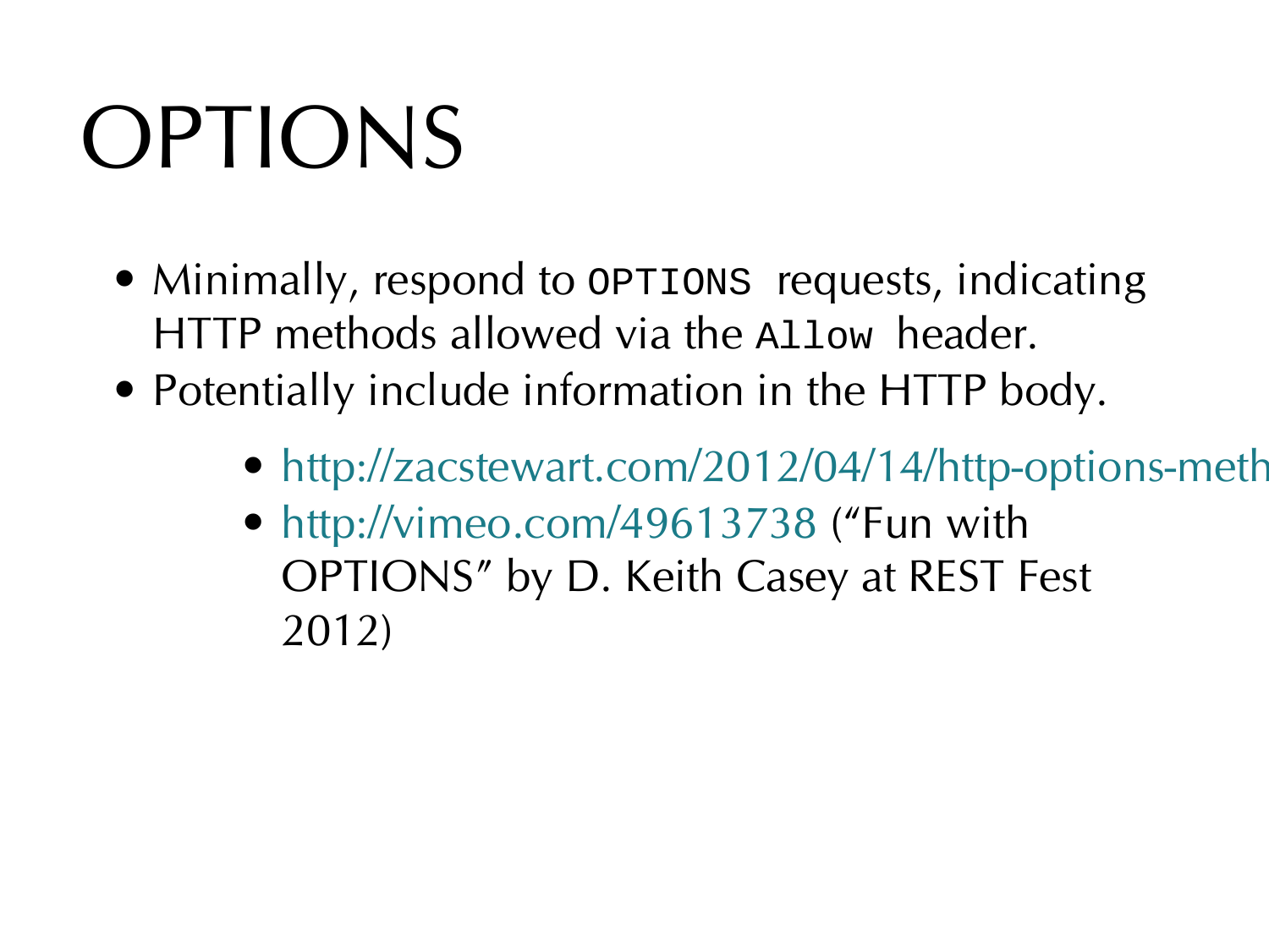# OPTIONS

- Minimally, respond to `OPTIONS` requests, indicating HTTP methods allowed via the `Allow` header.
- Potentially include information in the HTTP body.
    - http://zacstewart.com/2012/04/14/http-options-meth
    - http://vimeo.com/49613738 ("Fun with OPTIONS" by D. Keith Casey at REST Fest 2012)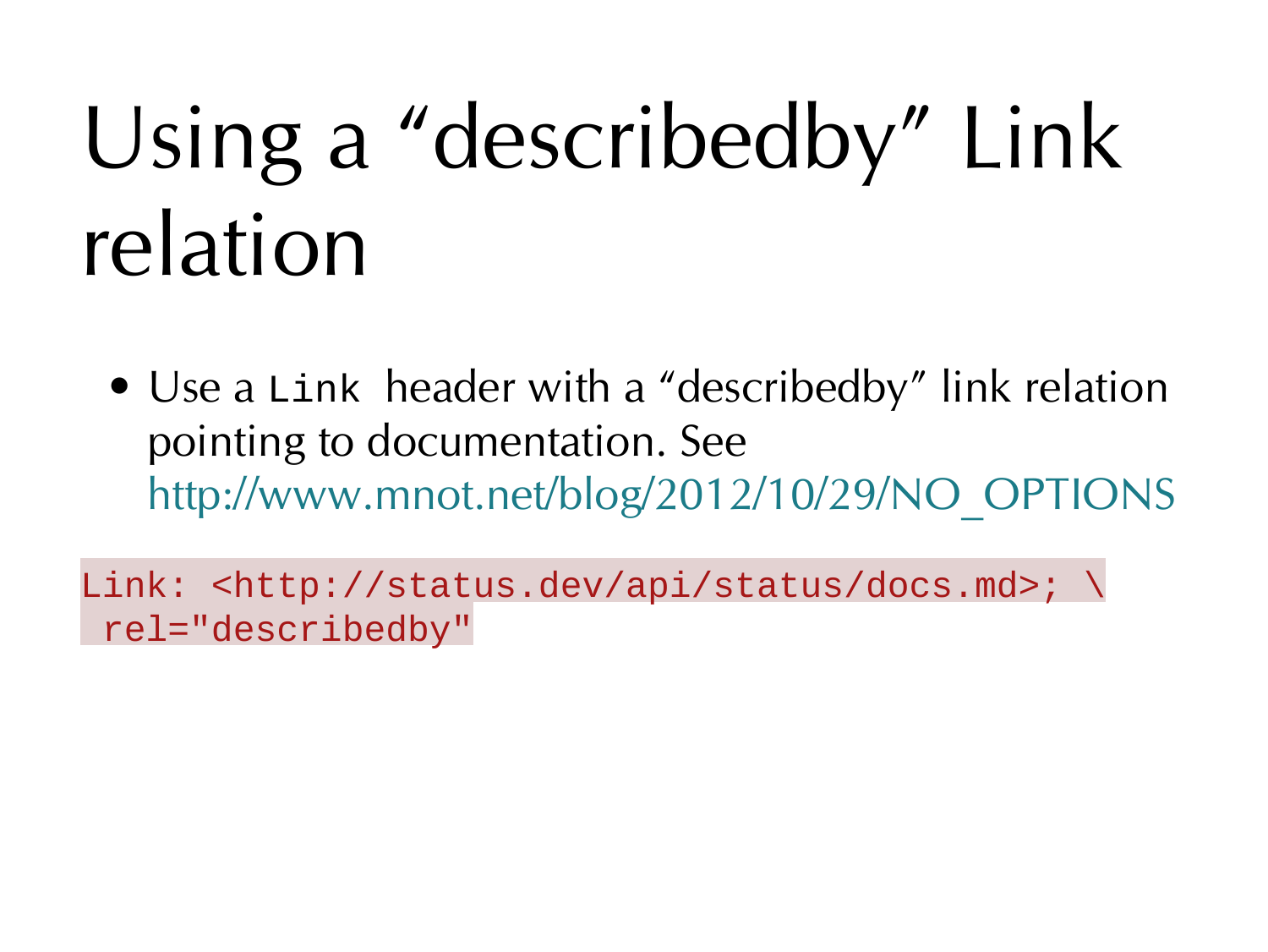# Using a “describedby” Link relation

- Use a `Link` header with a “describedby” link relation pointing to documentation. See http://www.mnot.net/blog/2012/10/29/NO_OPTIONS

```
Link: <http://status.dev/api/status/docs.md>; \
 rel="describedby"
```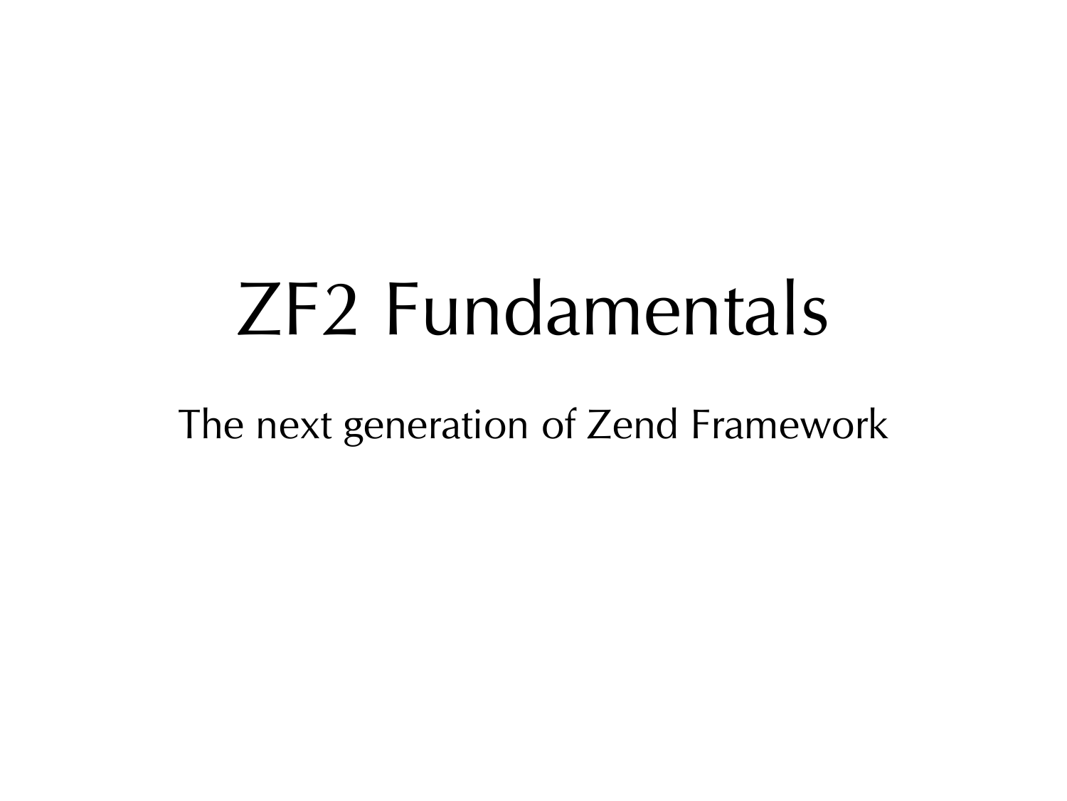# ZF2 Fundamentals

The next generation of Zend Framework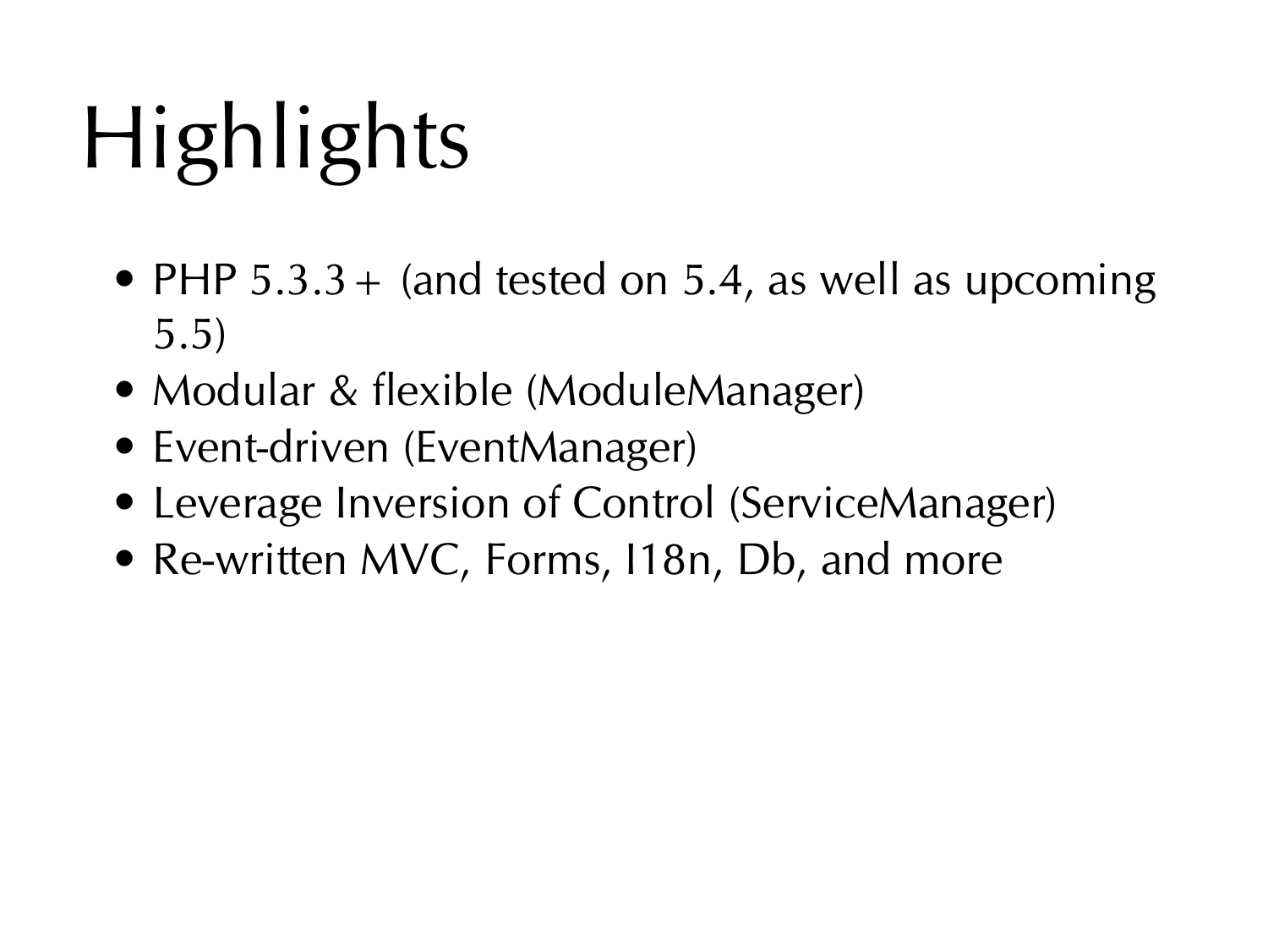# Highlights

- PHP 5.3.3+ (and tested on 5.4, as well as upcoming 5.5)
- Modular & flexible (ModuleManager)
- Event-driven (EventManager)
- Leverage Inversion of Control (ServiceManager)
- Re-written MVC, Forms, I18n, Db, and more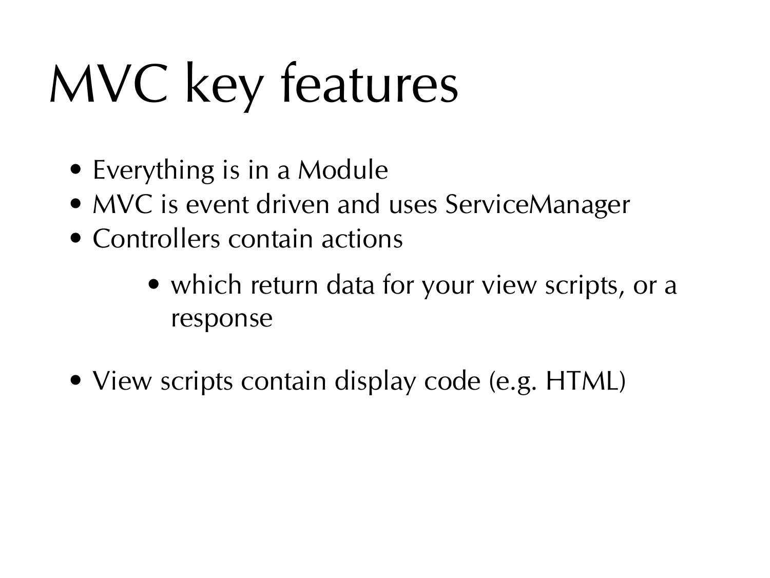# MVC key features

- Everything is in a Module
- MVC is event driven and uses ServiceManager
- Controllers contain actions
    - which return data for your view scripts, or a response
- View scripts contain display code (e.g. HTML)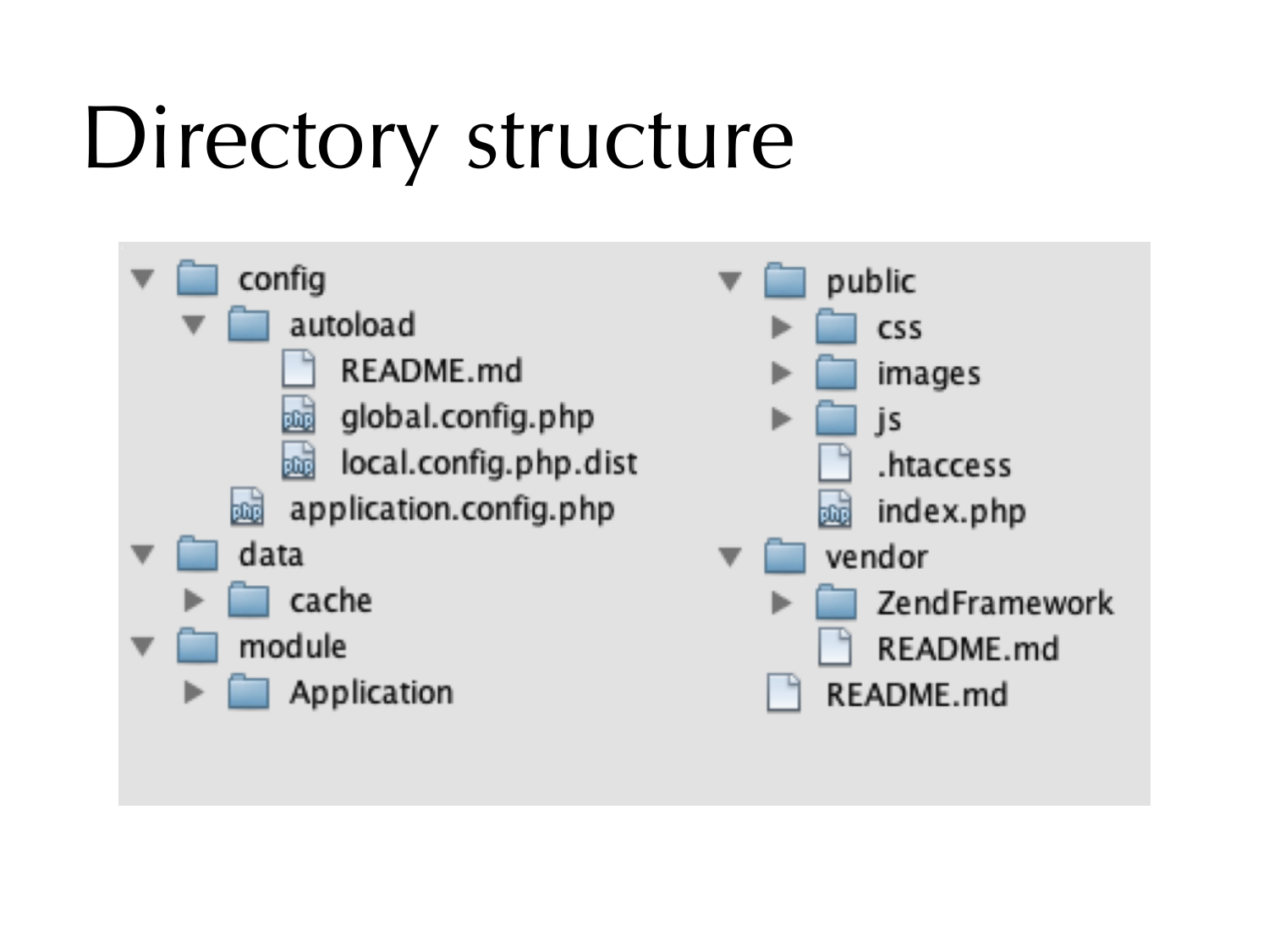# Directory structure

```
▼ config
  ▼ autoload
      README.md
      global.config.php
      local.config.php.dist
    application.config.php
▼ data
  ▶ cache
▼ module
  ▶ Application
▼ public
  ▶ css
  ▶ images
  ▶ js
    .htaccess
    index.php
▼ vendor
  ▶ ZendFramework
    README.md
  README.md
```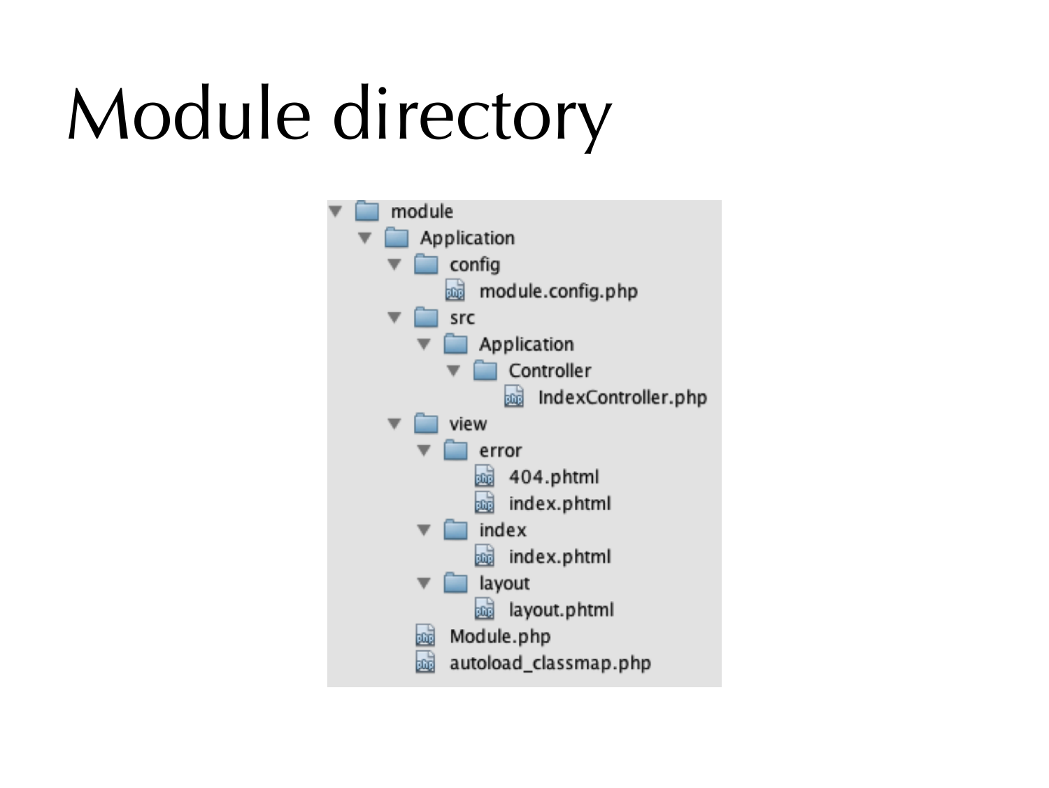# Module directory

```
module
  Application
    config
      module.config.php
    src
      Application
        Controller
          IndexController.php
    view
      error
        404.phtml
        index.phtml
      index
        index.phtml
      layout
        layout.phtml
    Module.php
    autoload_classmap.php
```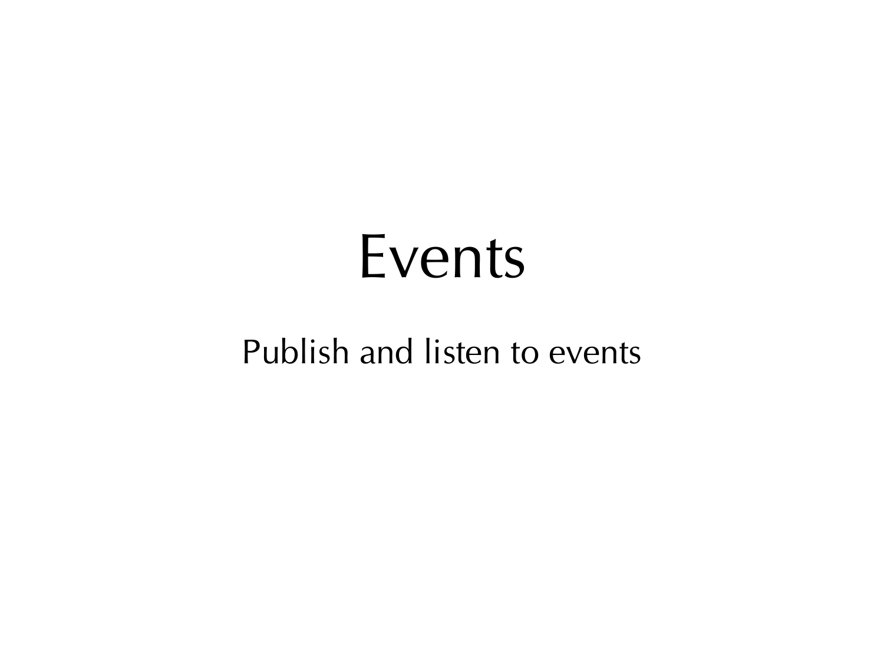# Events

Publish and listen to events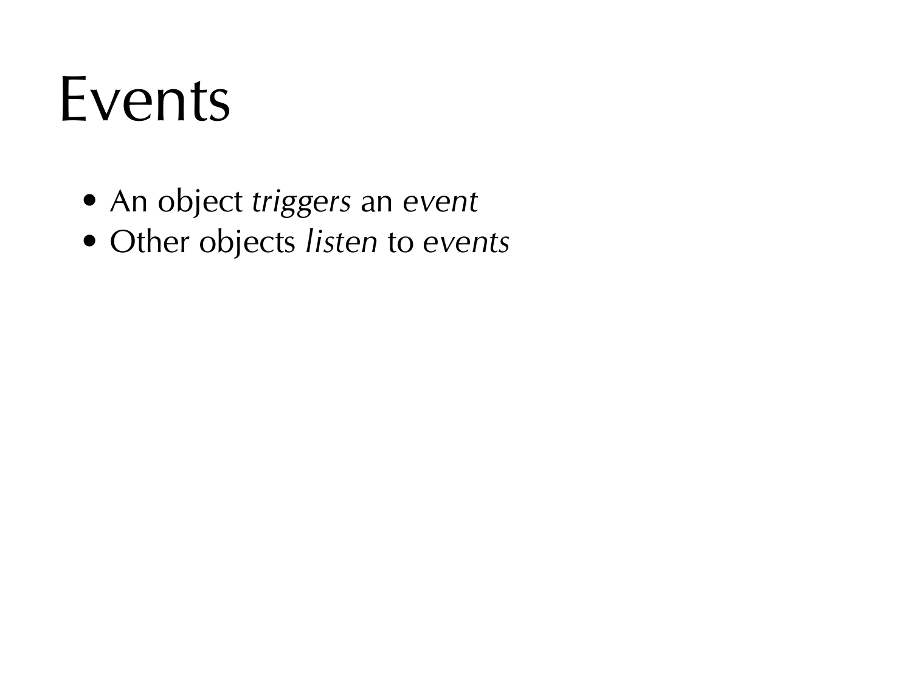# Events

- An object *triggers* an *event*
- Other objects *listen* to *events*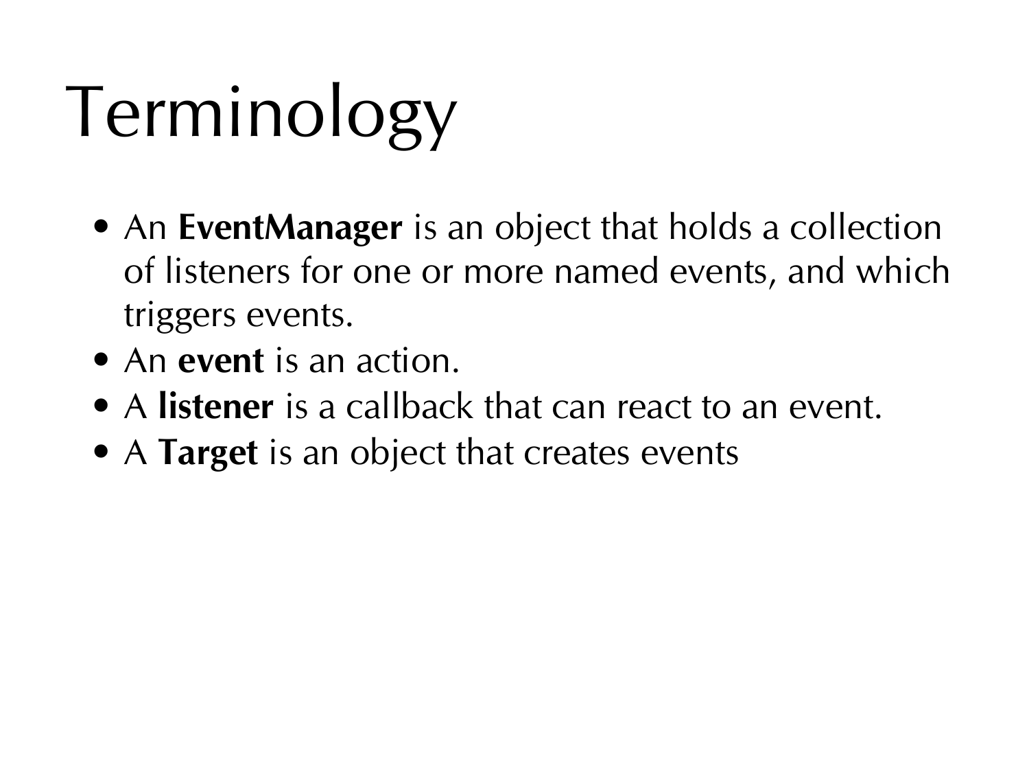# Terminology

- An **EventManager** is an object that holds a collection of listeners for one or more named events, and which triggers events.
- An **event** is an action.
- A **listener** is a callback that can react to an event.
- A **Target** is an object that creates events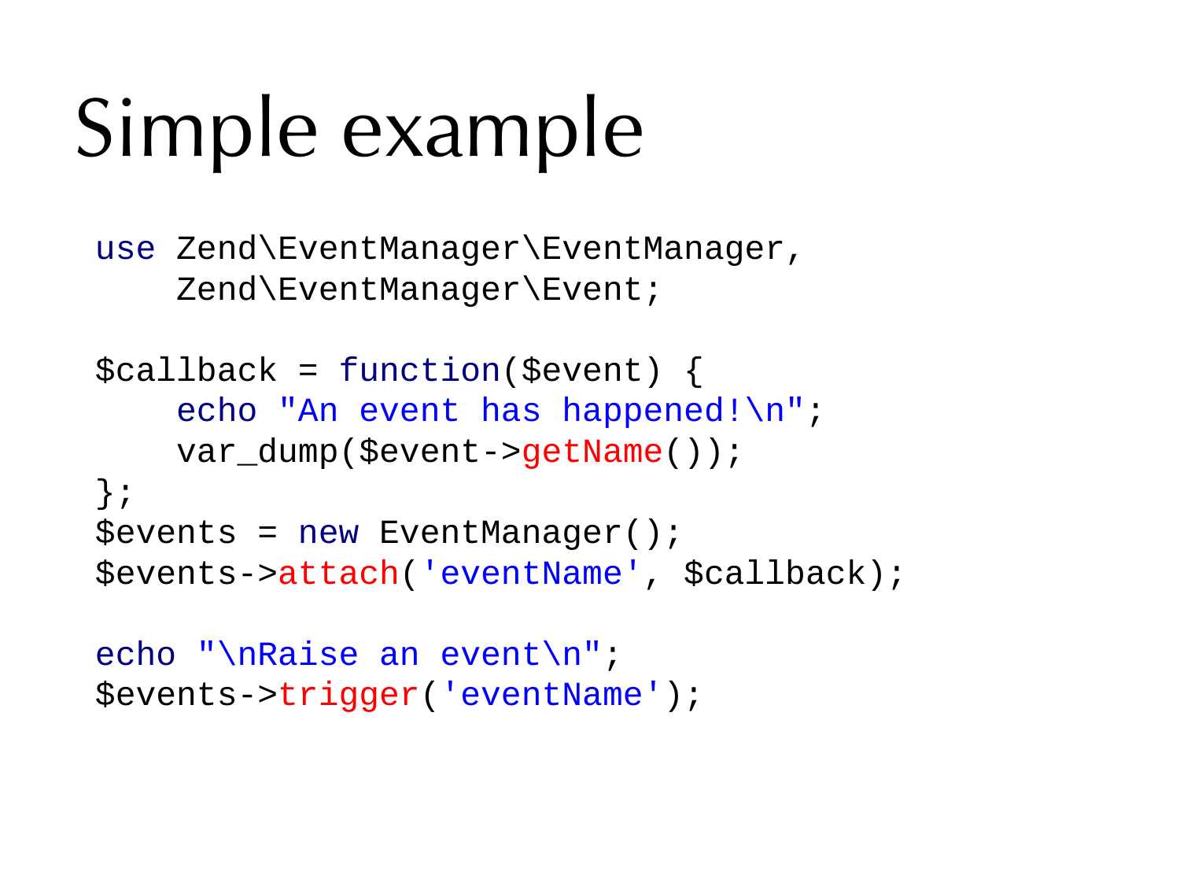# Simple example

```php
use Zend\EventManager\EventManager,
    Zend\EventManager\Event;

$callback = function($event) {
    echo "An event has happened!\n";
    var_dump($event->getName());
};
$events = new EventManager();
$events->attach('eventName', $callback);

echo "\nRaise an event\n";
$events->trigger('eventName');
```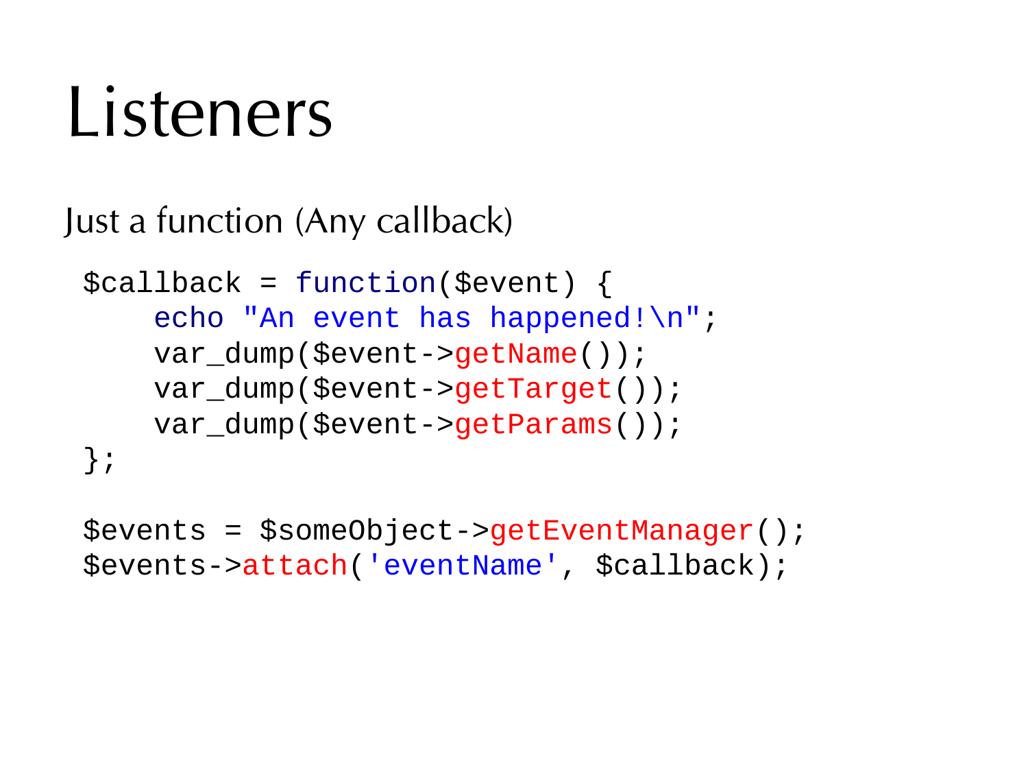# Listeners

Just a function (Any callback)

```
$callback = function($event) {
    echo "An event has happened!\n";
    var_dump($event->getName());
    var_dump($event->getTarget());
    var_dump($event->getParams());
};

$events = $someObject->getEventManager();
$events->attach('eventName', $callback);
```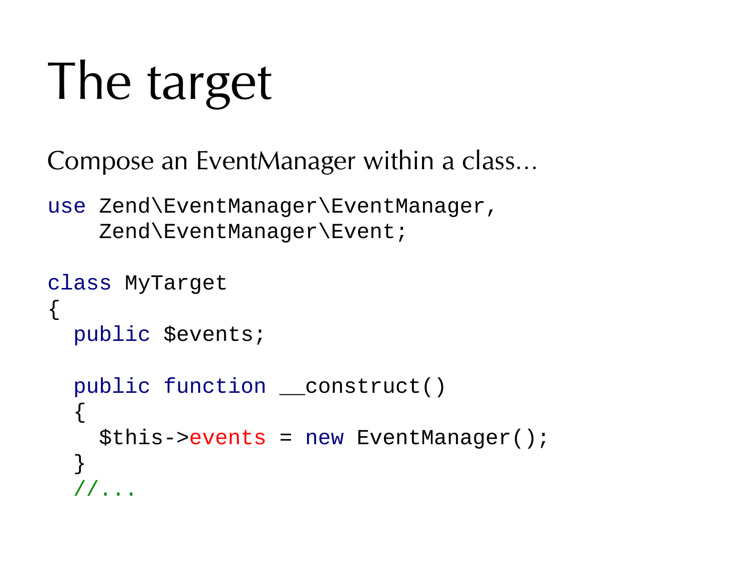# The target

Compose an EventManager within a class...

```
use Zend\EventManager\EventManager,
    Zend\EventManager\Event;

class MyTarget
{
  public $events;

  public function __construct()
  {
    $this->events = new EventManager();
  }
  //...
```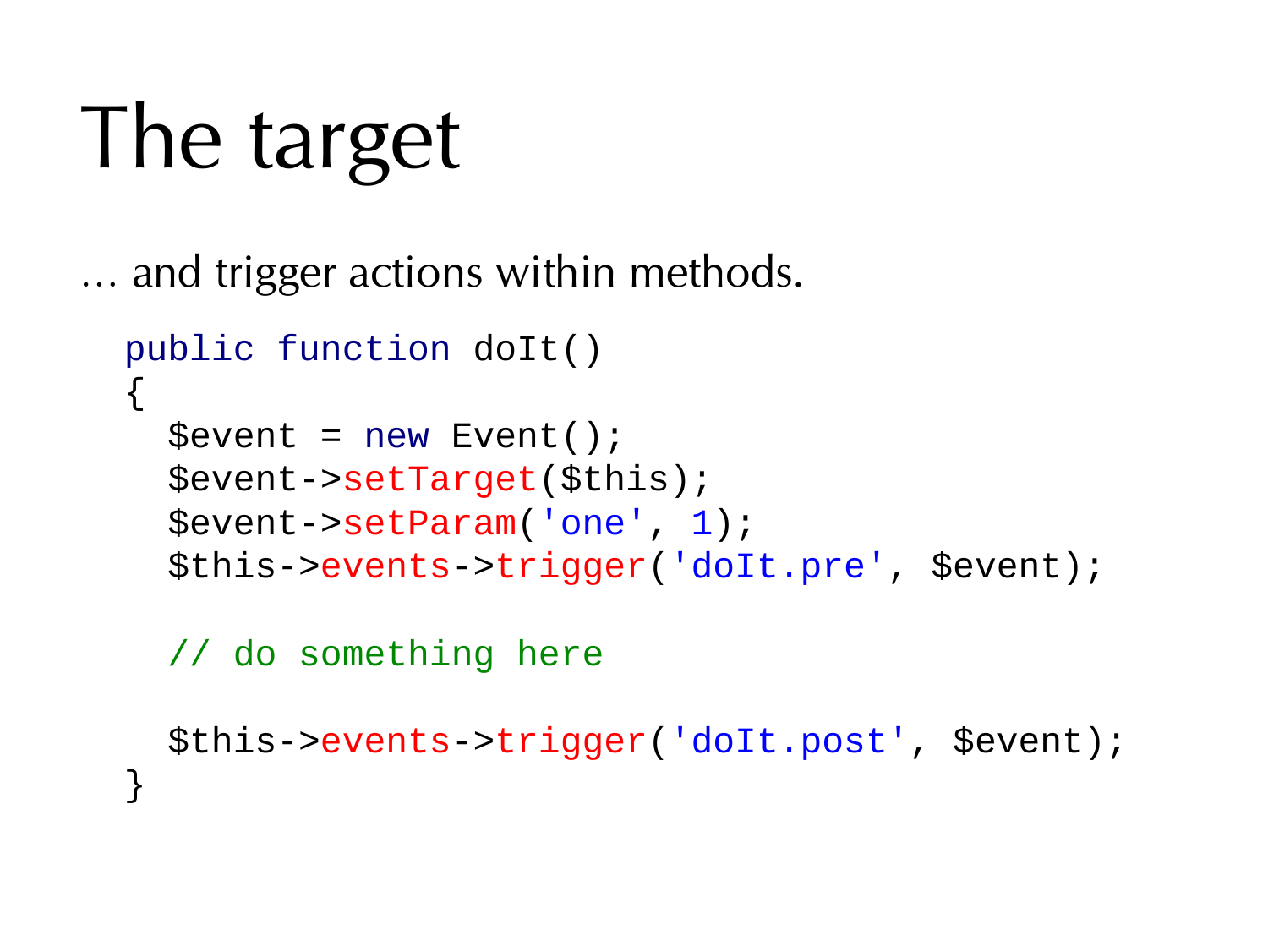# The target

… and trigger actions within methods.

```php
public function doIt()
{
  $event = new Event();
  $event->setTarget($this);
  $event->setParam('one', 1);
  $this->events->trigger('doIt.pre', $event);

  // do something here

  $this->events->trigger('doIt.post', $event);
}
```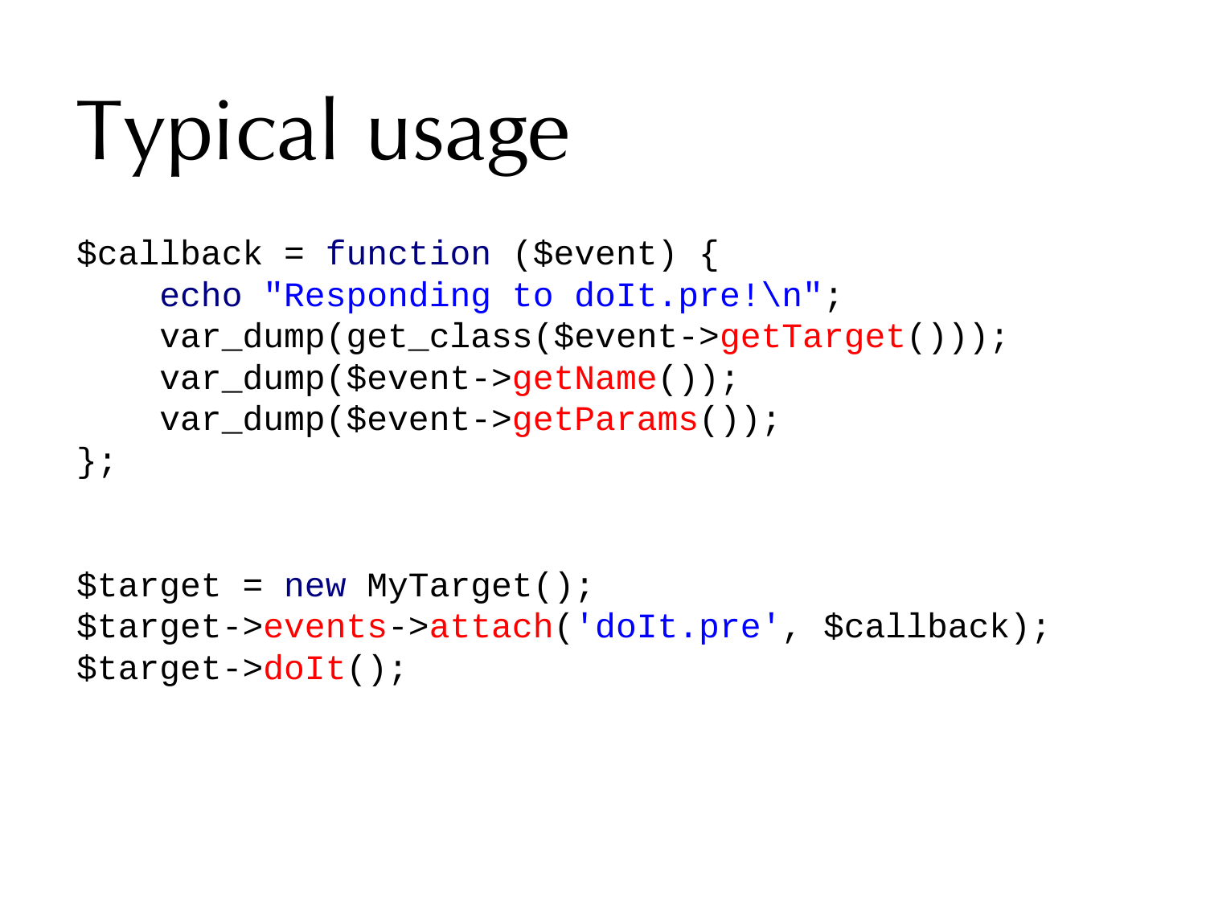# Typical usage

```php
$callback = function ($event) {
    echo "Responding to doIt.pre!\n";
    var_dump(get_class($event->getTarget()));
    var_dump($event->getName());
    var_dump($event->getParams());
};


$target = new MyTarget();
$target->events->attach('doIt.pre', $callback);
$target->doIt();
```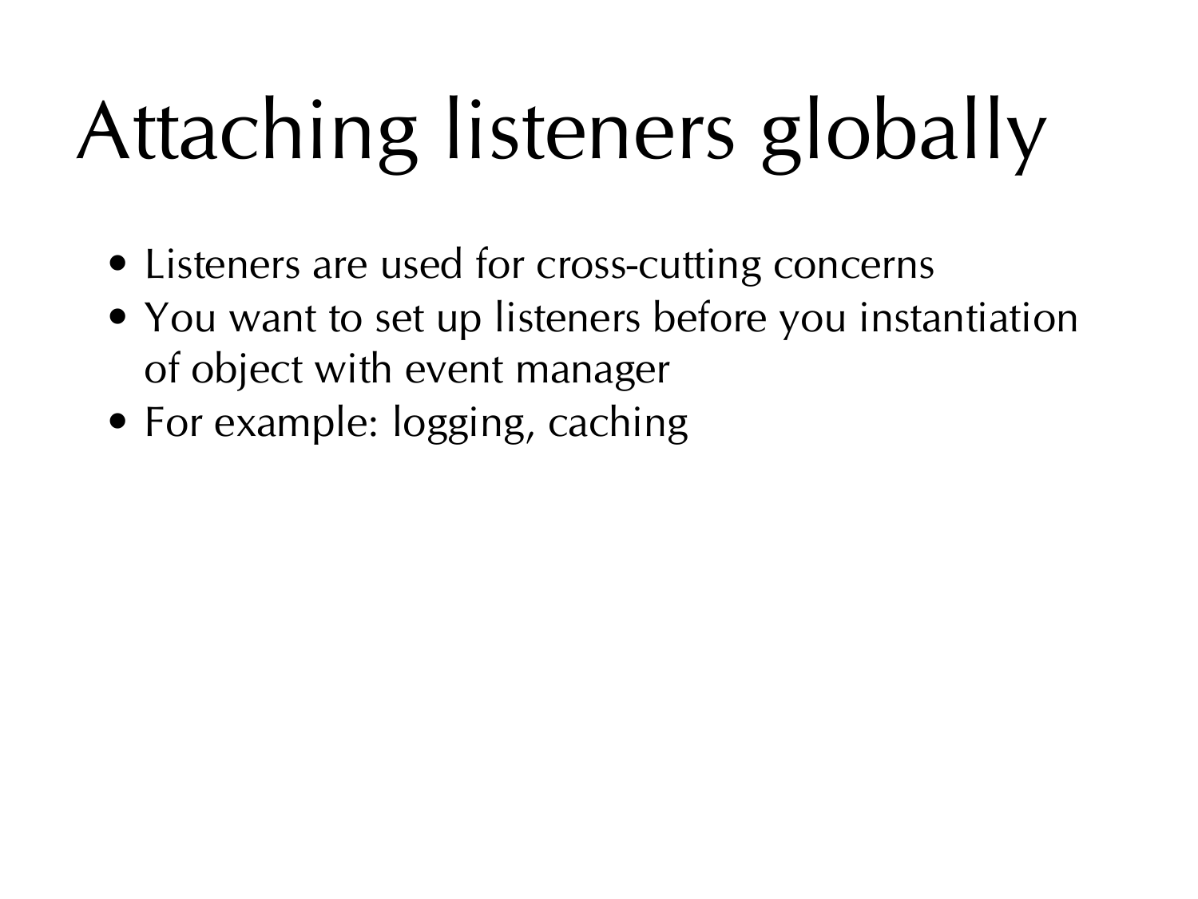# Attaching listeners globally

- Listeners are used for cross-cutting concerns
- You want to set up listeners before you instantiation of object with event manager
- For example: logging, caching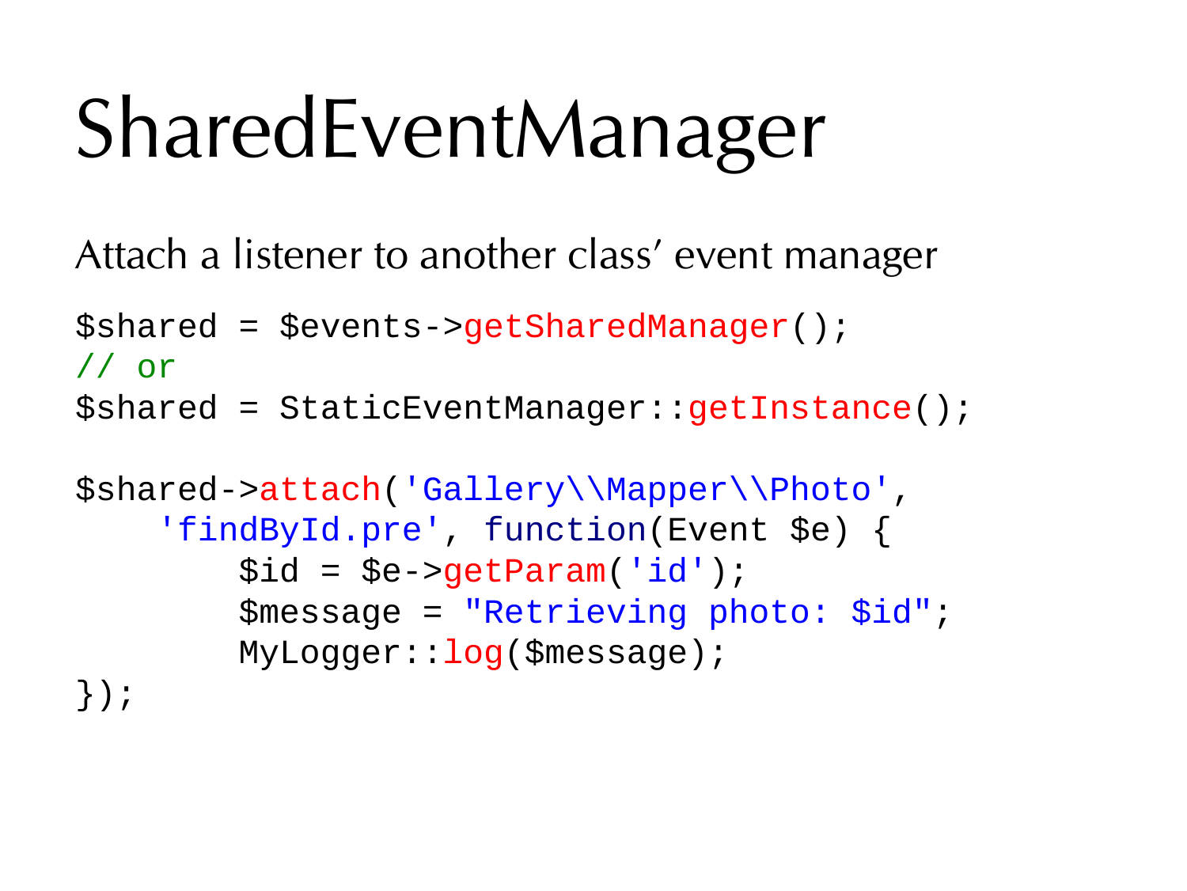# SharedEventManager

Attach a listener to another class’ event manager

```
$shared = $events->getSharedManager();
// or
$shared = StaticEventManager::getInstance();

$shared->attach('Gallery\\Mapper\\Photo',
    'findById.pre', function(Event $e) {
        $id = $e->getParam('id');
        $message = "Retrieving photo: $id";
        MyLogger::log($message);
});
```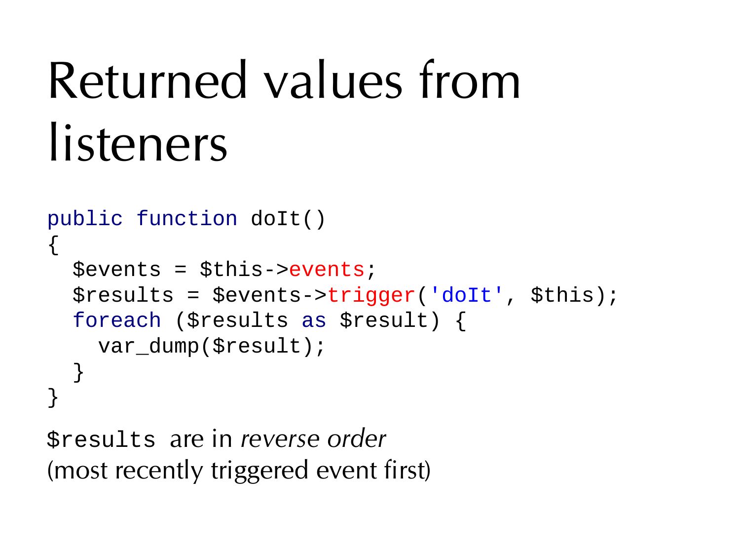# Returned values from listeners

```
public function doIt()
{
  $events = $this->events;
  $results = $events->trigger('doIt', $this);
  foreach ($results as $result) {
    var_dump($result);
  }
}
```

`$results` are in *reverse order*
(most recently triggered event first)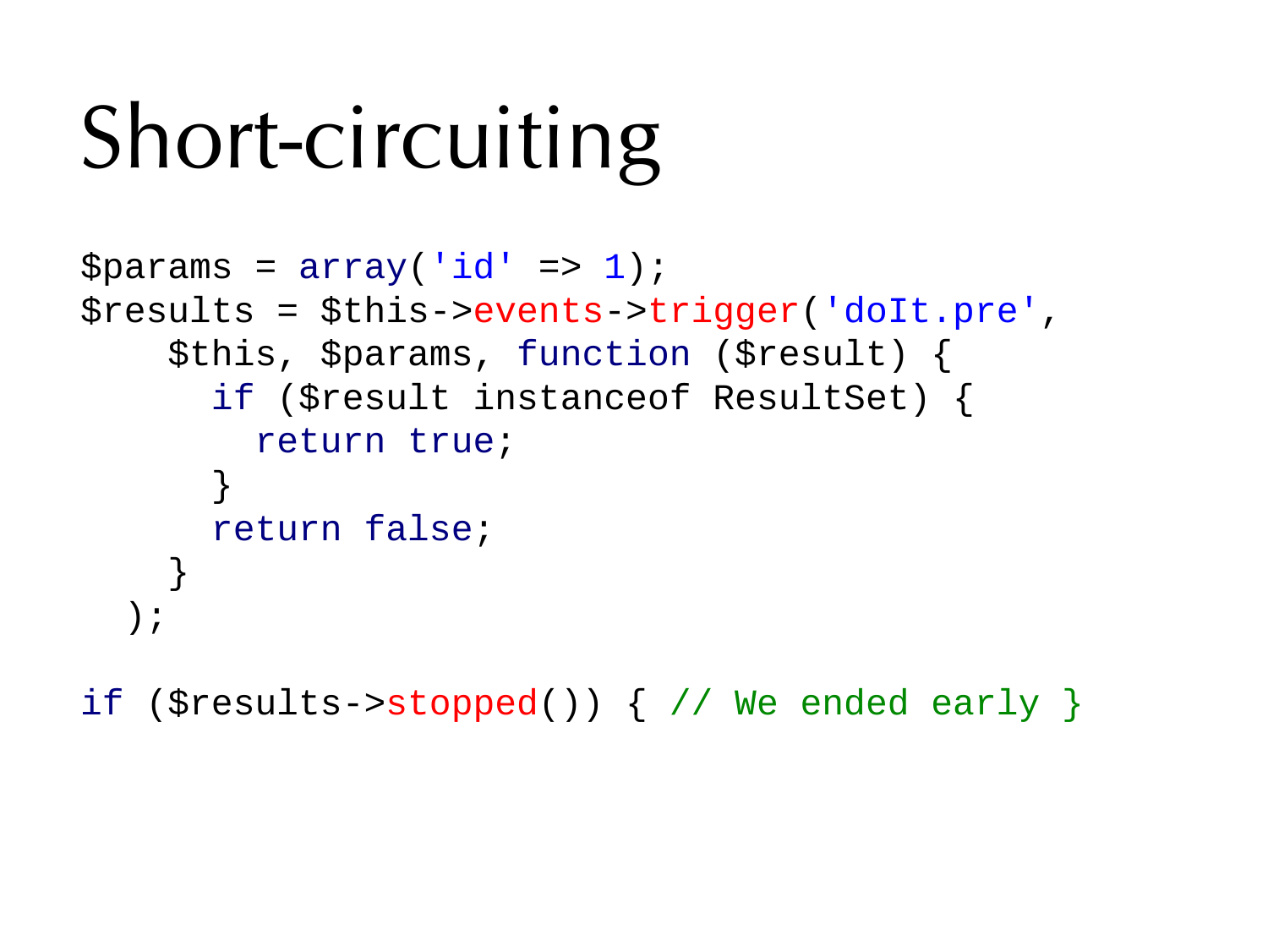# Short-circuiting

```php
$params = array('id' => 1);
$results = $this->events->trigger('doIt.pre',
    $this, $params, function ($result) {
      if ($result instanceof ResultSet) {
        return true;
      }
      return false;
    }
  );

if ($results->stopped()) { // We ended early }
```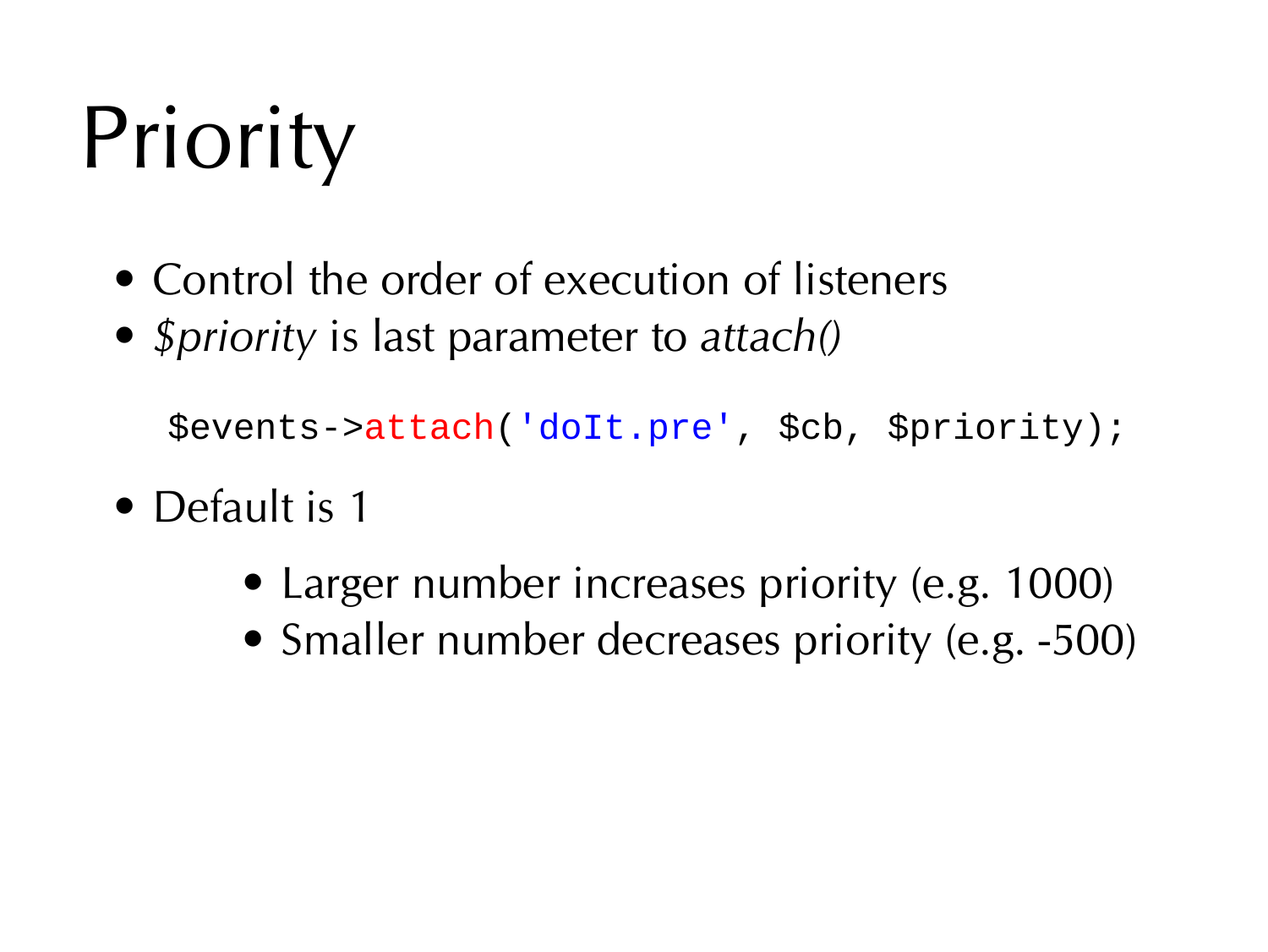# Priority

- Control the order of execution of listeners
- *$priority* is last parameter to *attach()*

```
$events->attach('doIt.pre', $cb, $priority);
```

- Default is 1
  - Larger number increases priority (e.g. 1000)
  - Smaller number decreases priority (e.g. -500)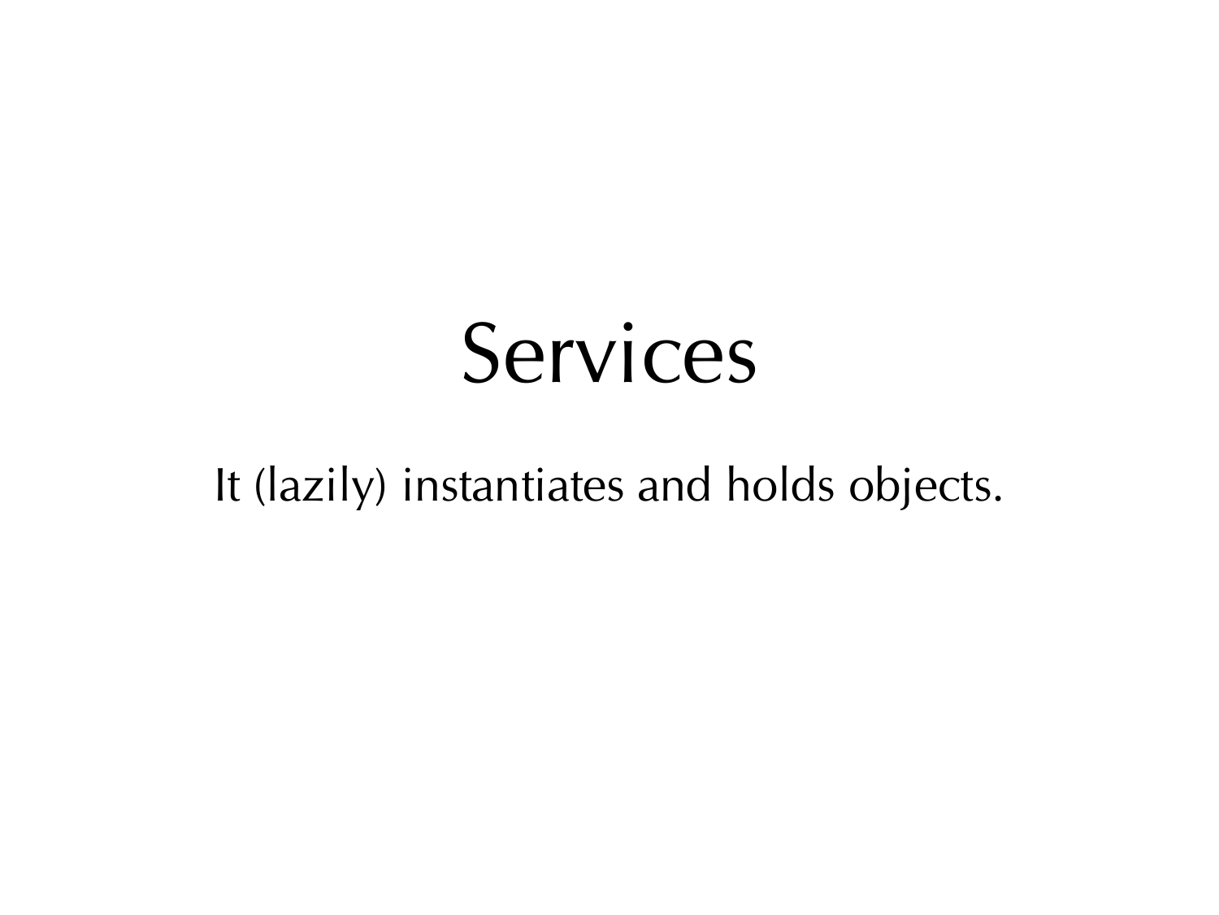# Services

It (lazily) instantiates and holds objects.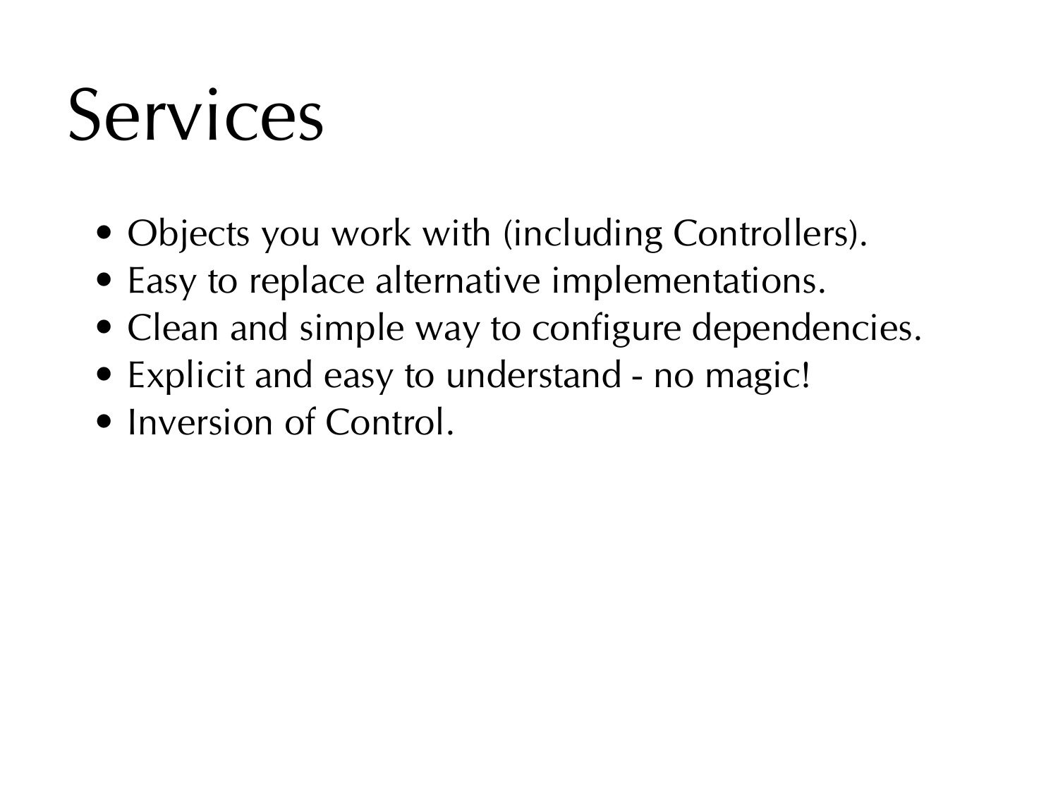# Services

- Objects you work with (including Controllers).
- Easy to replace alternative implementations.
- Clean and simple way to configure dependencies.
- Explicit and easy to understand - no magic!
- Inversion of Control.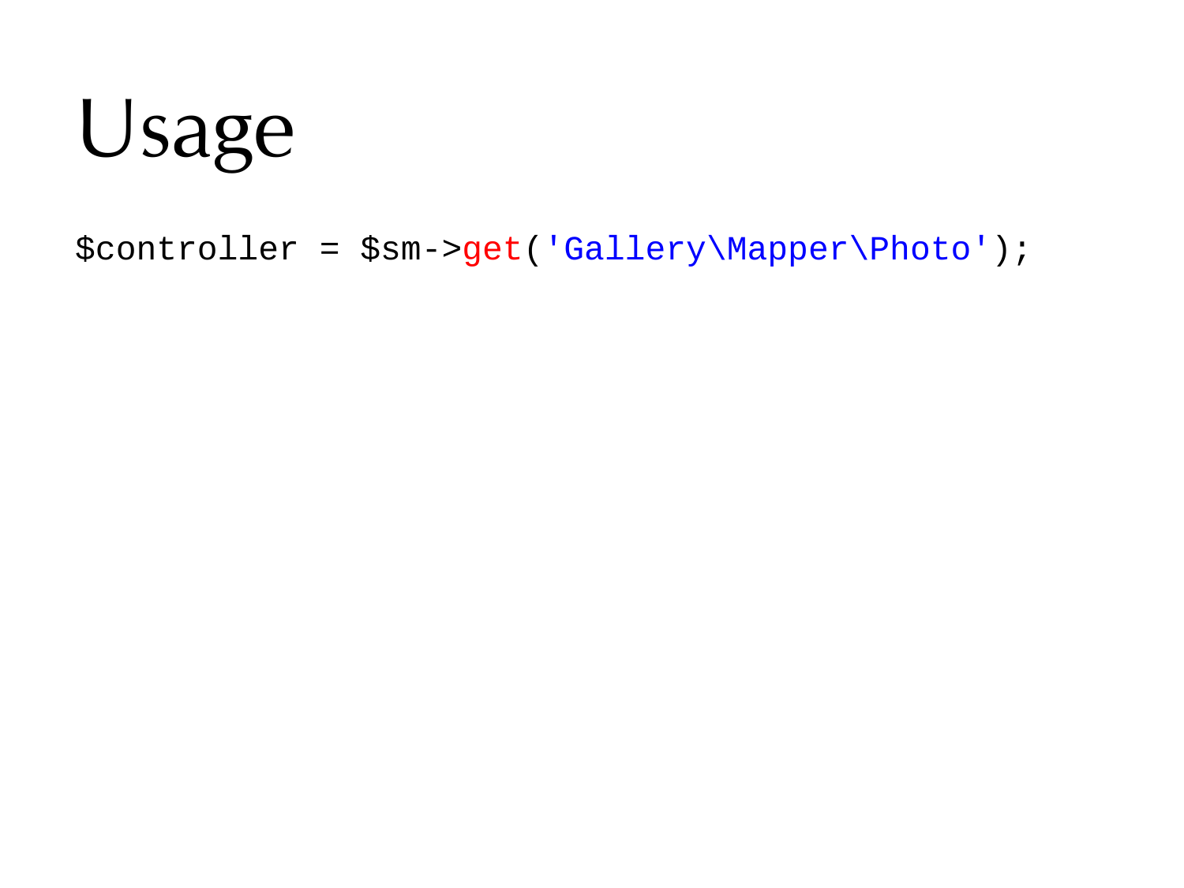# Usage

```
$controller = $sm->get('Gallery\Mapper\Photo');
```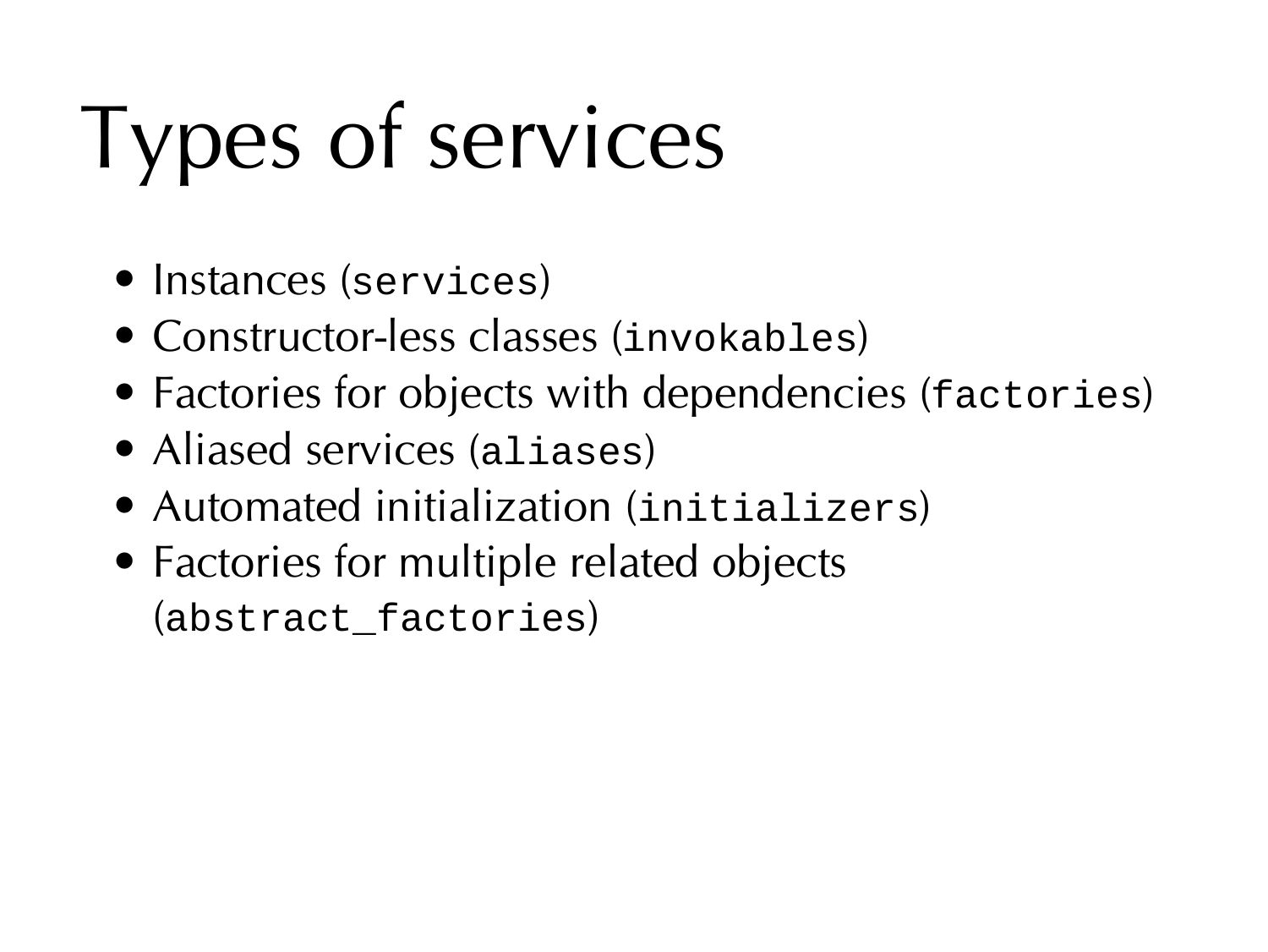# Types of services

- Instances (`services`)
- Constructor-less classes (`invokables`)
- Factories for objects with dependencies (`factories`)
- Aliased services (`aliases`)
- Automated initialization (`initializers`)
- Factories for multiple related objects (`abstract_factories`)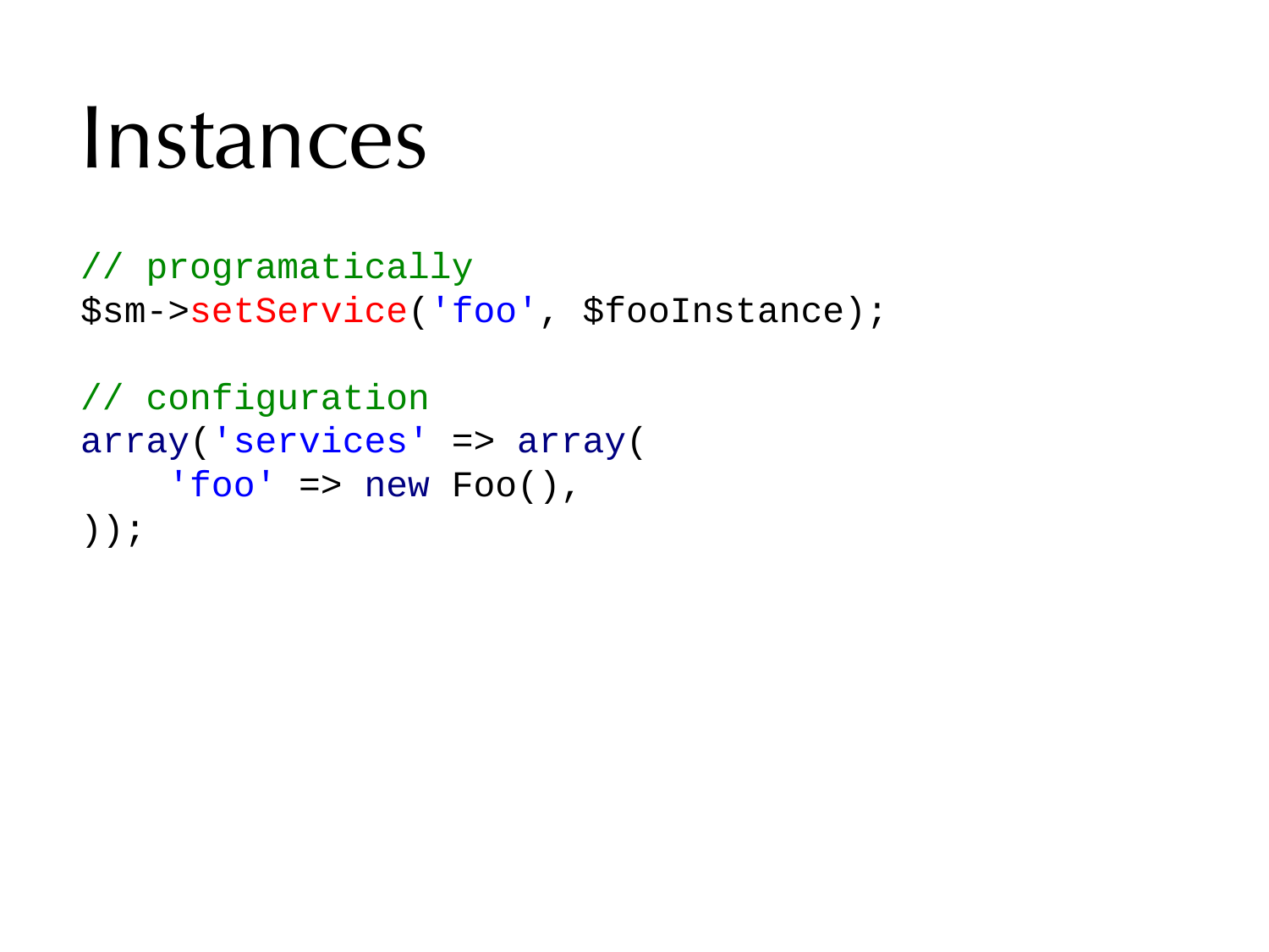# Instances

```php
// programatically
$sm->setService('foo', $fooInstance);

// configuration
array('services' => array(
    'foo' => new Foo(),
));
```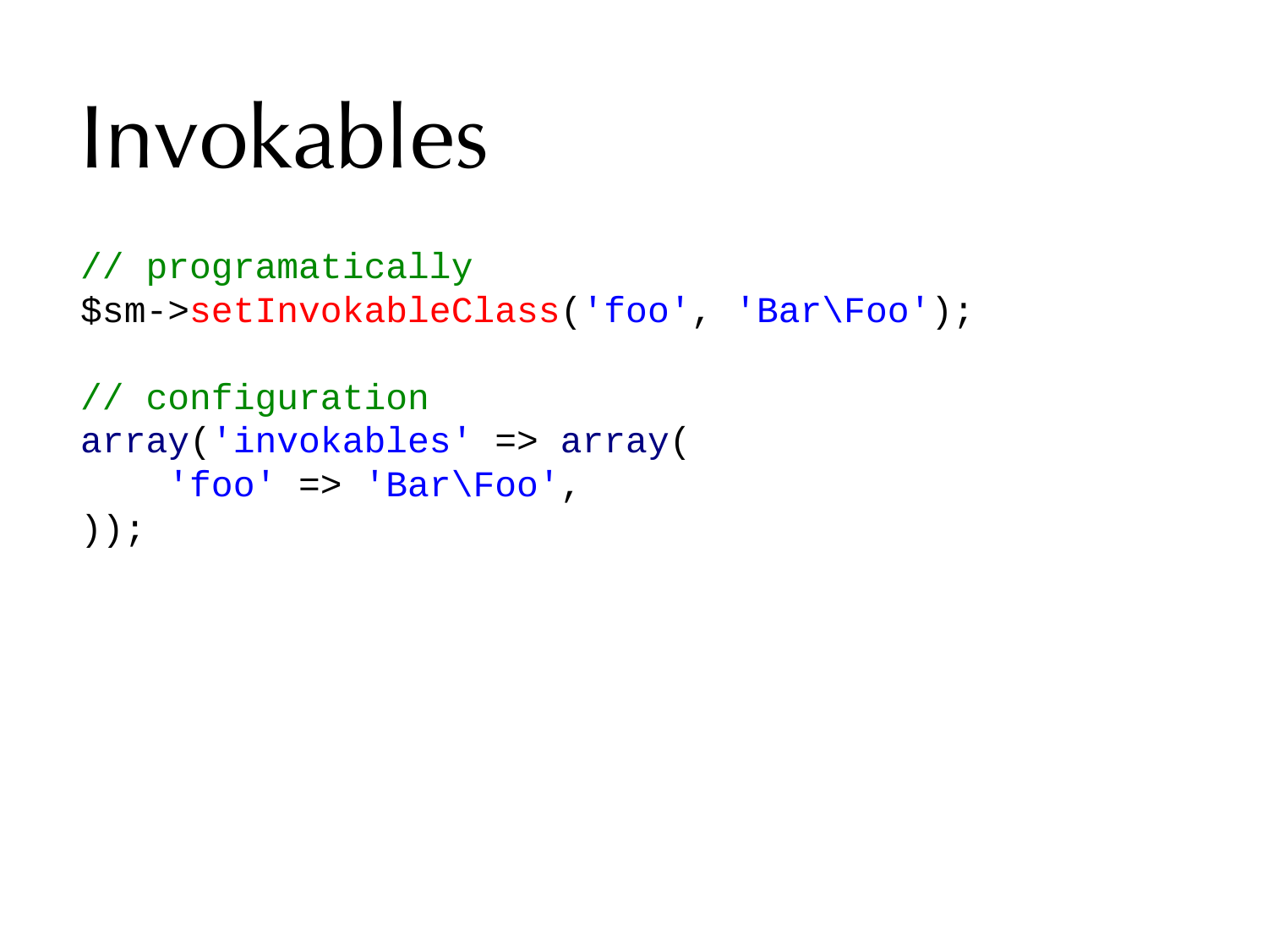# Invokables

```php
// programatically
$sm->setInvokableClass('foo', 'Bar\Foo');

// configuration
array('invokables' => array(
    'foo' => 'Bar\Foo',
));
```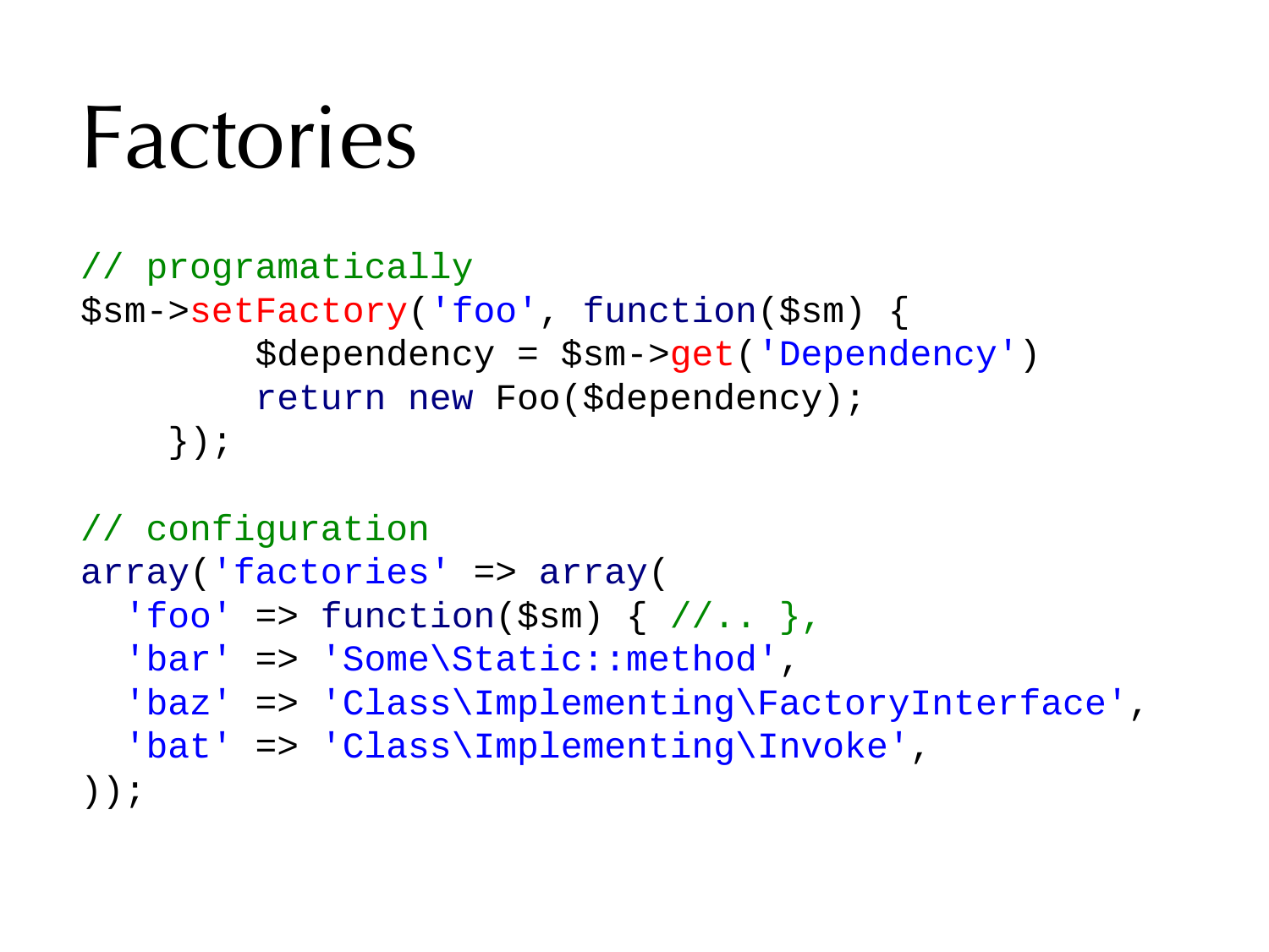# Factories

```php
// programatically
$sm->setFactory('foo', function($sm) {
        $dependency = $sm->get('Dependency')
        return new Foo($dependency);
    });

// configuration
array('factories' => array(
  'foo' => function($sm) { //.. },
  'bar' => 'Some\Static::method',
  'baz' => 'Class\Implementing\FactoryInterface',
  'bat' => 'Class\Implementing\Invoke',
));
```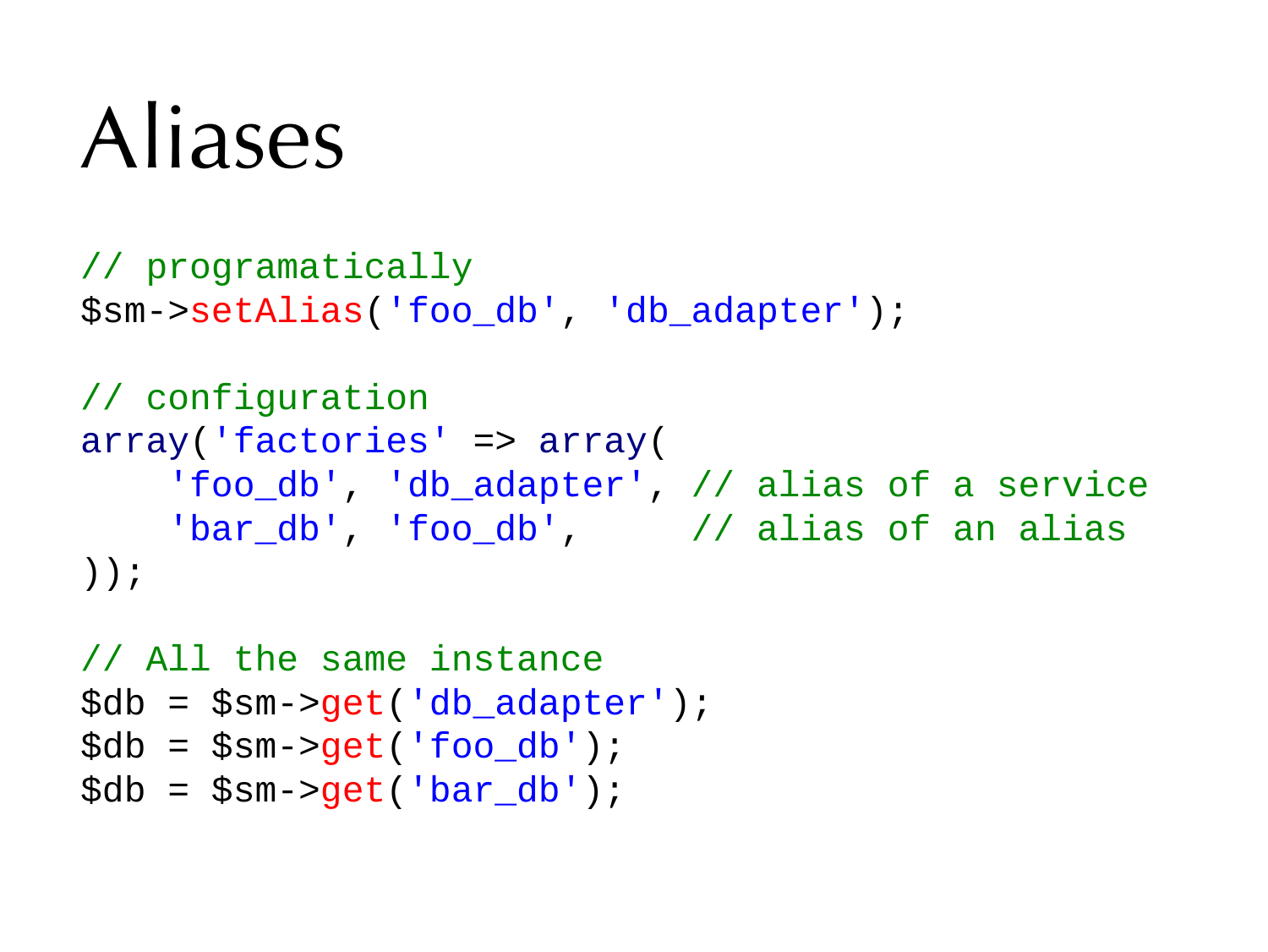# Aliases

```php
// programatically
$sm->setAlias('foo_db', 'db_adapter');

// configuration
array('factories' => array(
    'foo_db', 'db_adapter', // alias of a service
    'bar_db', 'foo_db',     // alias of an alias
));

// All the same instance
$db = $sm->get('db_adapter');
$db = $sm->get('foo_db');
$db = $sm->get('bar_db');
```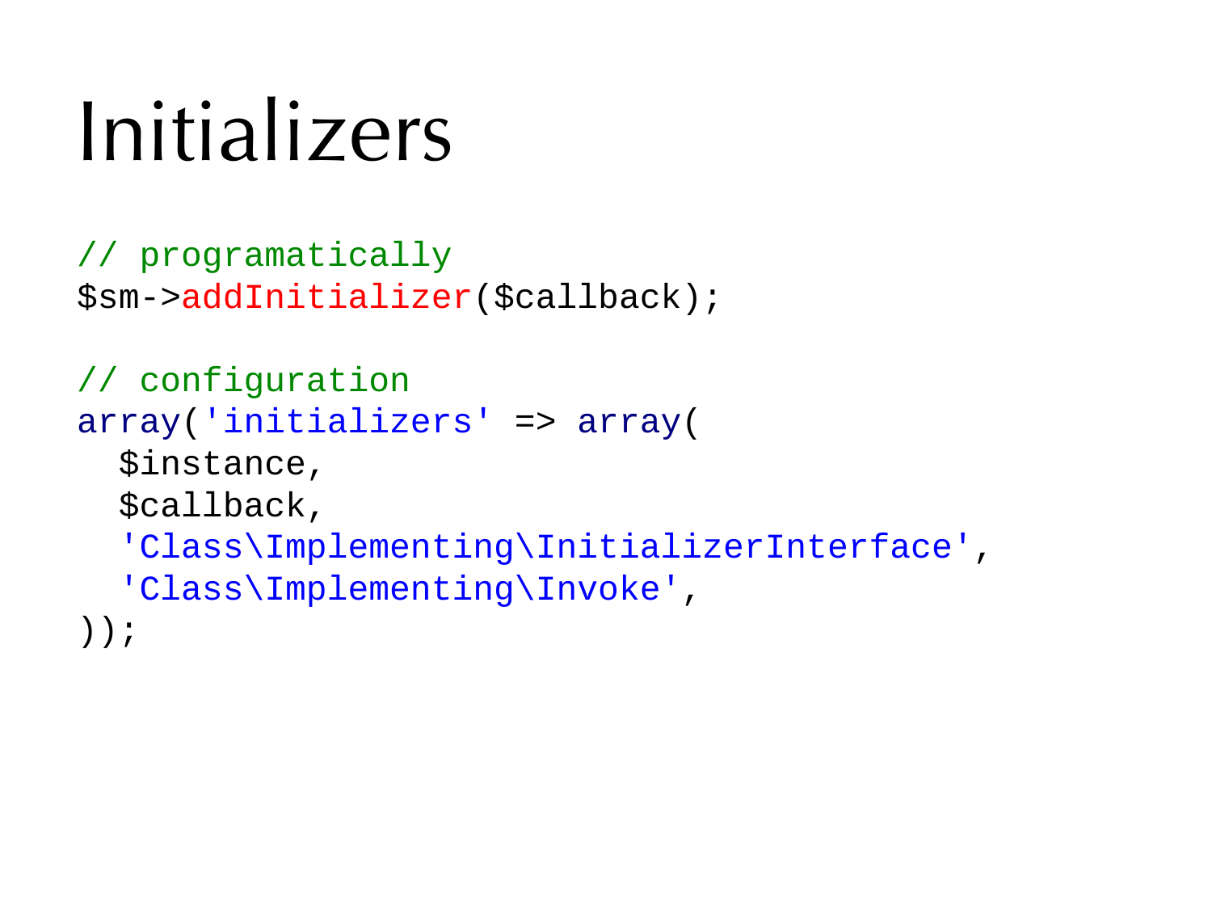# Initializers

```
// programatically
$sm->addInitializer($callback);

// configuration
array('initializers' => array(
  $instance,
  $callback,
  'Class\Implementing\InitializerInterface',
  'Class\Implementing\Invoke',
));
```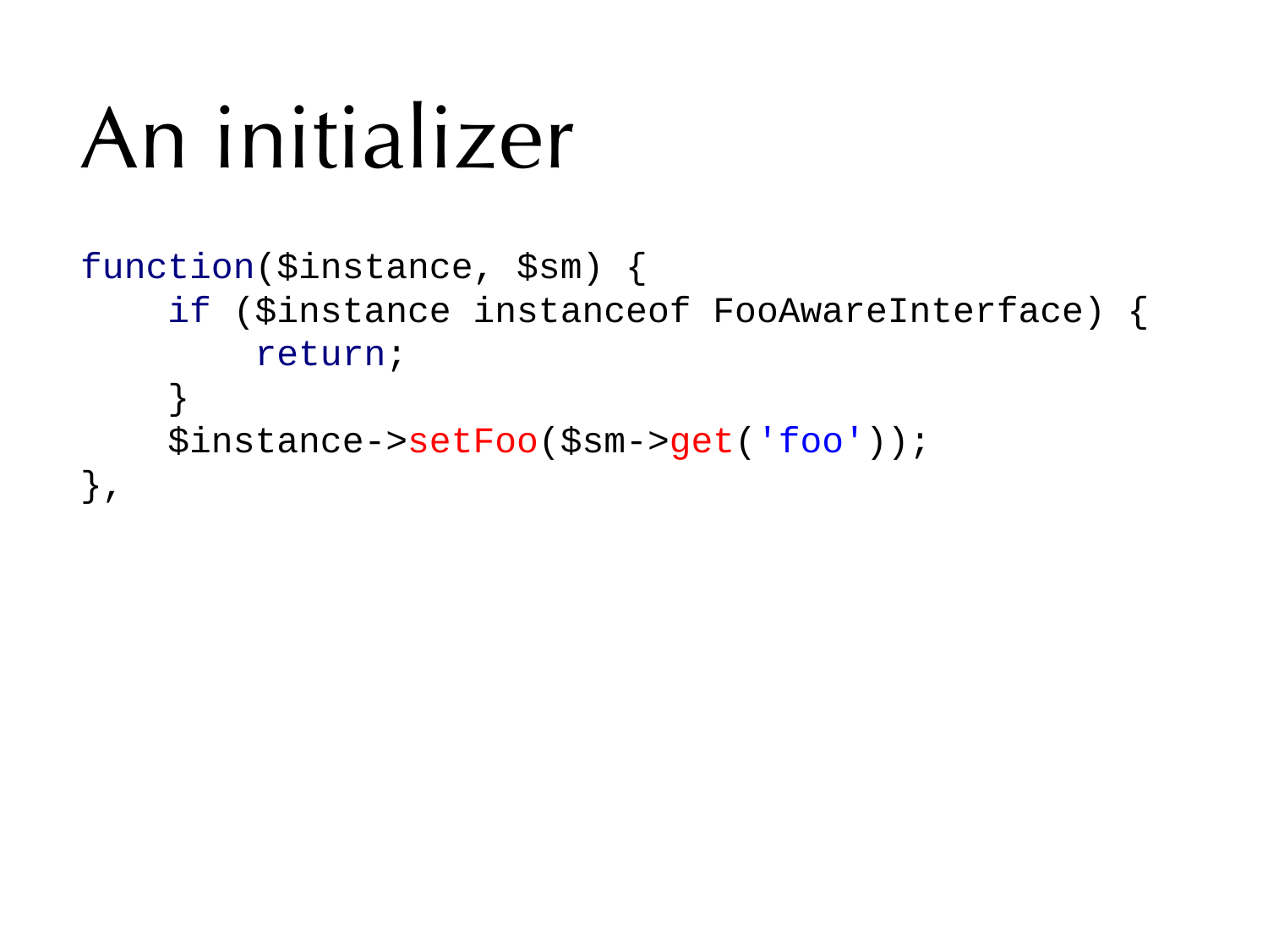# An initializer

```
function($instance, $sm) {
    if ($instance instanceof FooAwareInterface) {
        return;
    }
    $instance->setFoo($sm->get('foo'));
},
```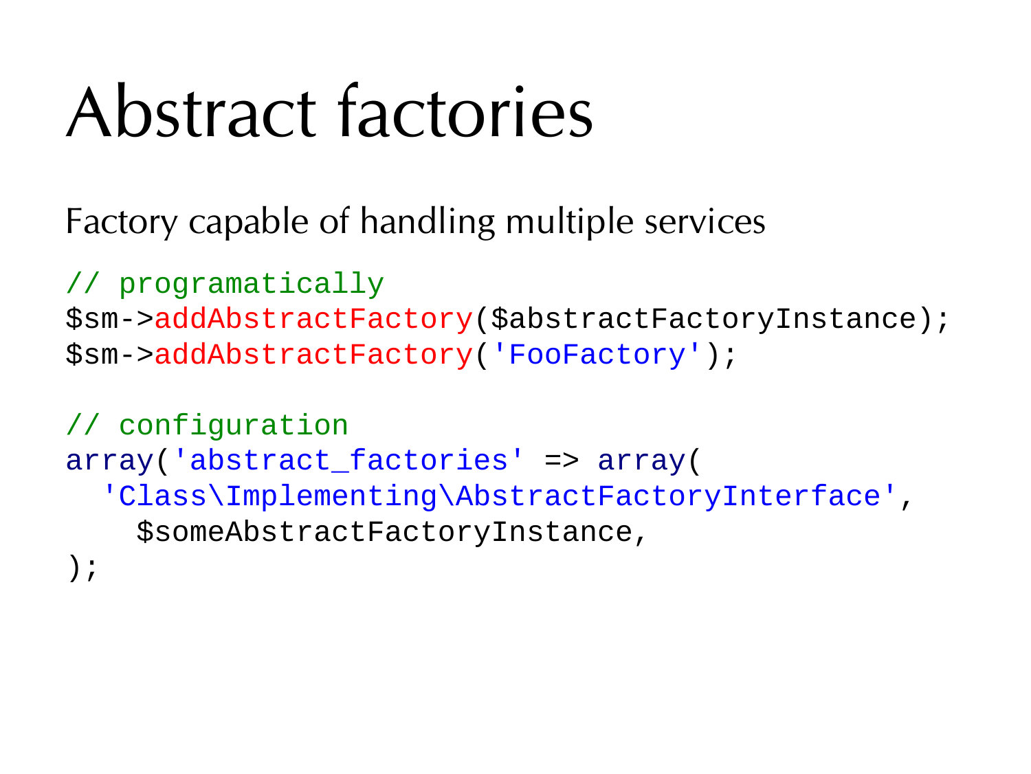# Abstract factories

Factory capable of handling multiple services

```
// programatically
$sm->addAbstractFactory($abstractFactoryInstance);
$sm->addAbstractFactory('FooFactory');

// configuration
array('abstract_factories' => array(
  'Class\Implementing\AbstractFactoryInterface',
    $someAbstractFactoryInstance,
);
```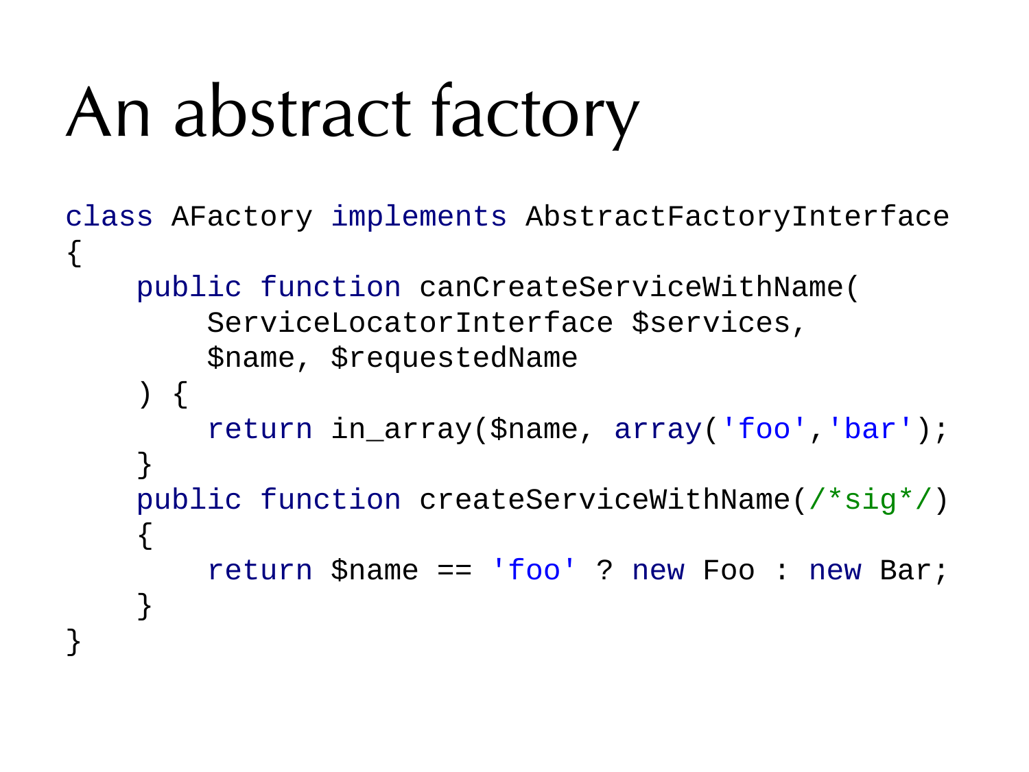# An abstract factory

```php
class AFactory implements AbstractFactoryInterface
{
    public function canCreateServiceWithName(
        ServiceLocatorInterface $services,
        $name, $requestedName
    ) {
        return in_array($name, array('foo','bar'));
    }
    public function createServiceWithName(/*sig*/)
    {
        return $name == 'foo' ? new Foo : new Bar;
    }
}
```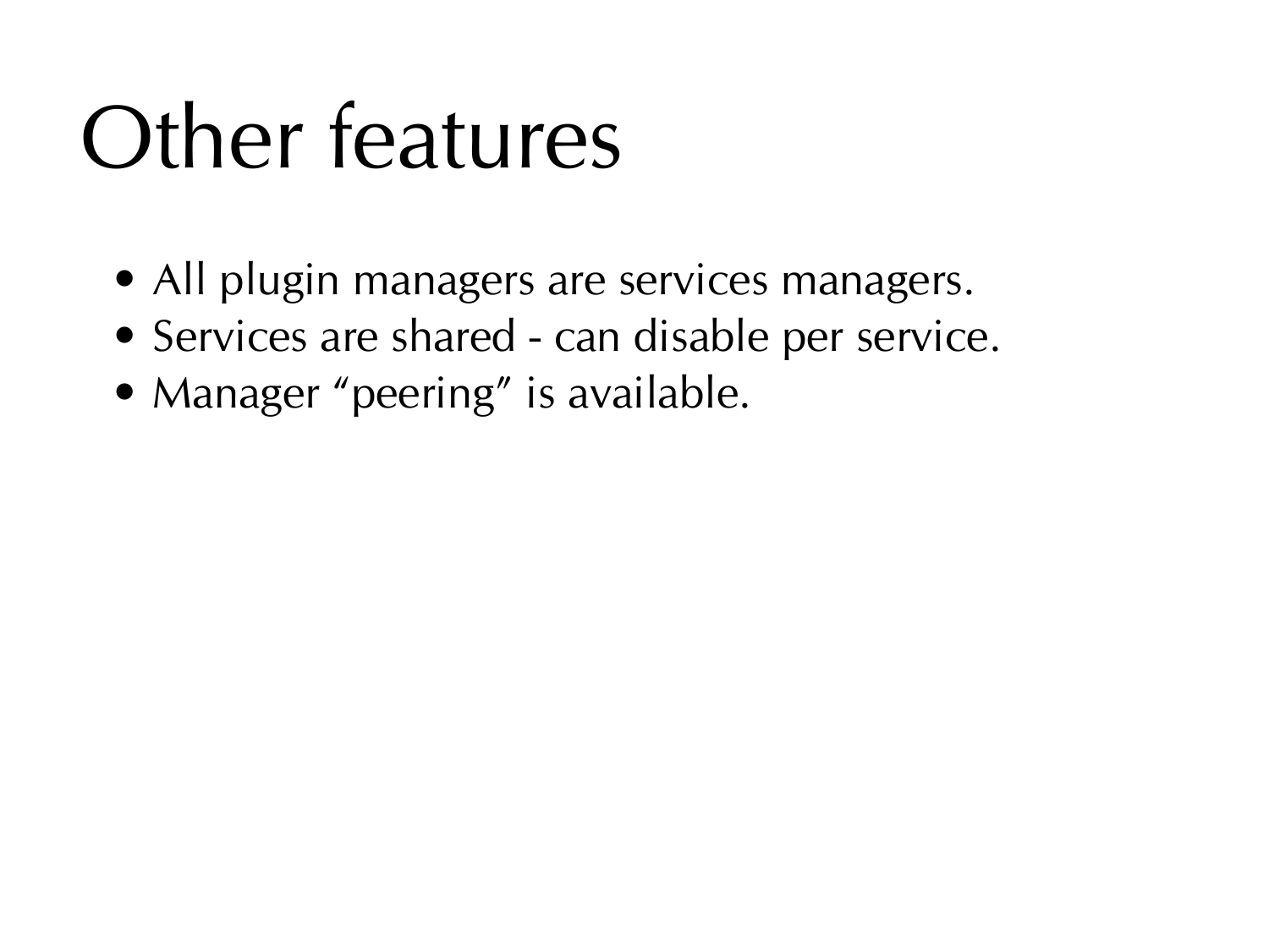# Other features

- All plugin managers are services managers.
- Services are shared - can disable per service.
- Manager “peering” is available.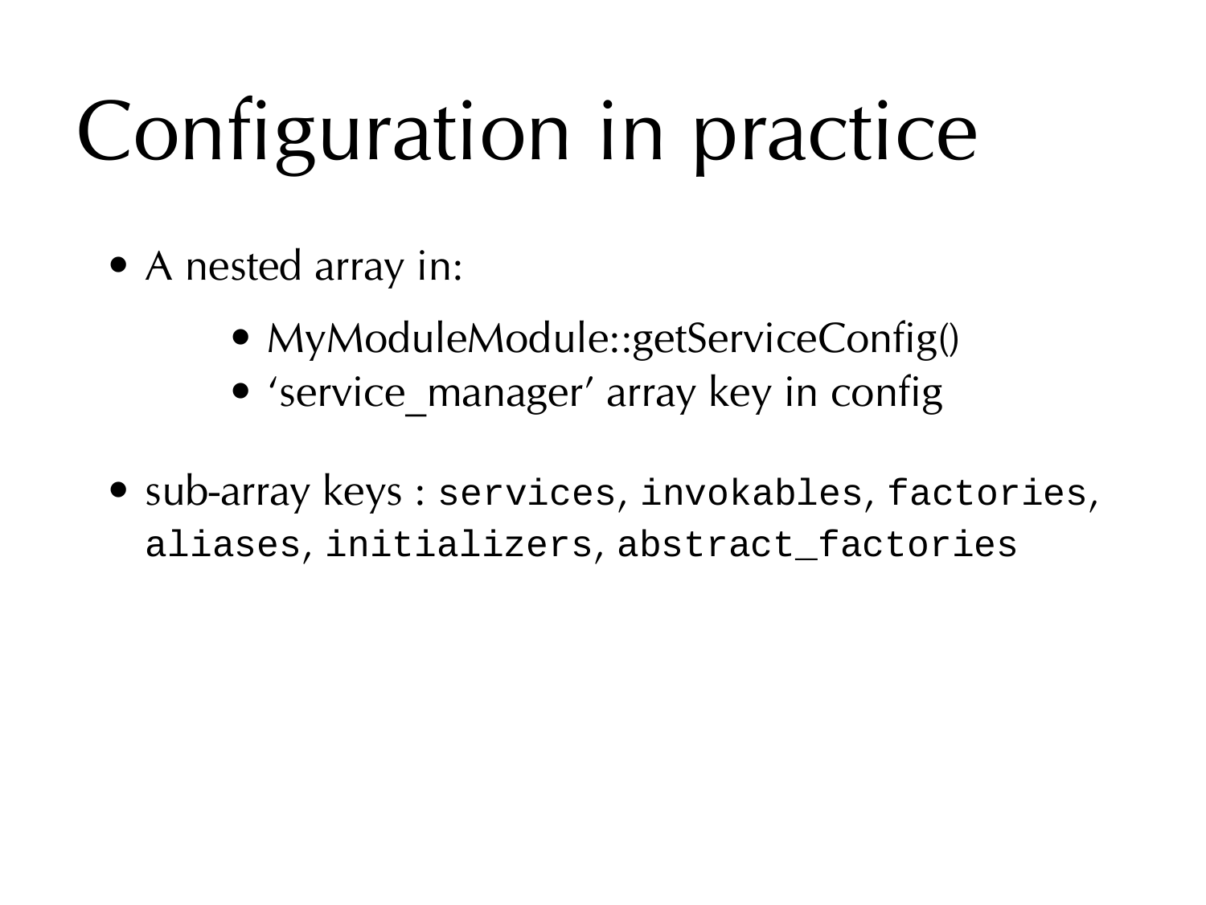# Configuration in practice

- A nested array in:
  - MyModuleModule::getServiceConfig()
  - ‘service_manager’ array key in config
- sub-array keys : `services`, `invokables`, `factories`, `aliases`, `initializers`, `abstract_factories`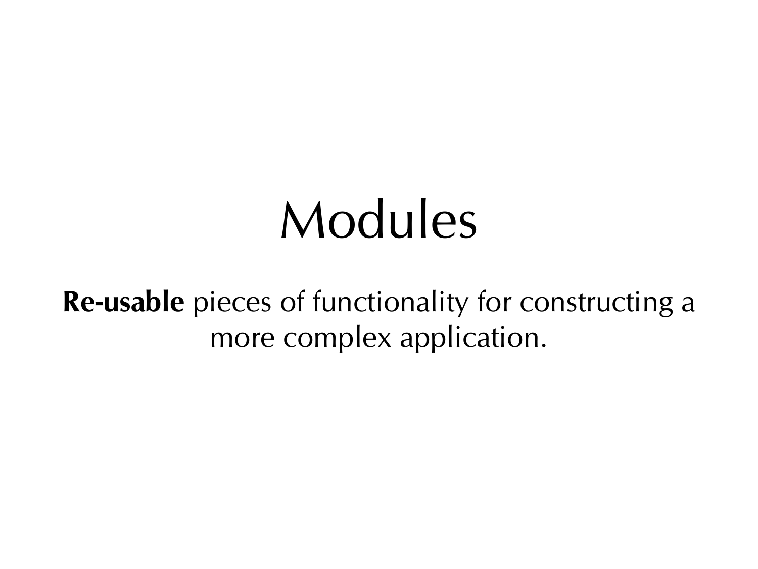# Modules

**Re-usable** pieces of functionality for constructing a more complex application.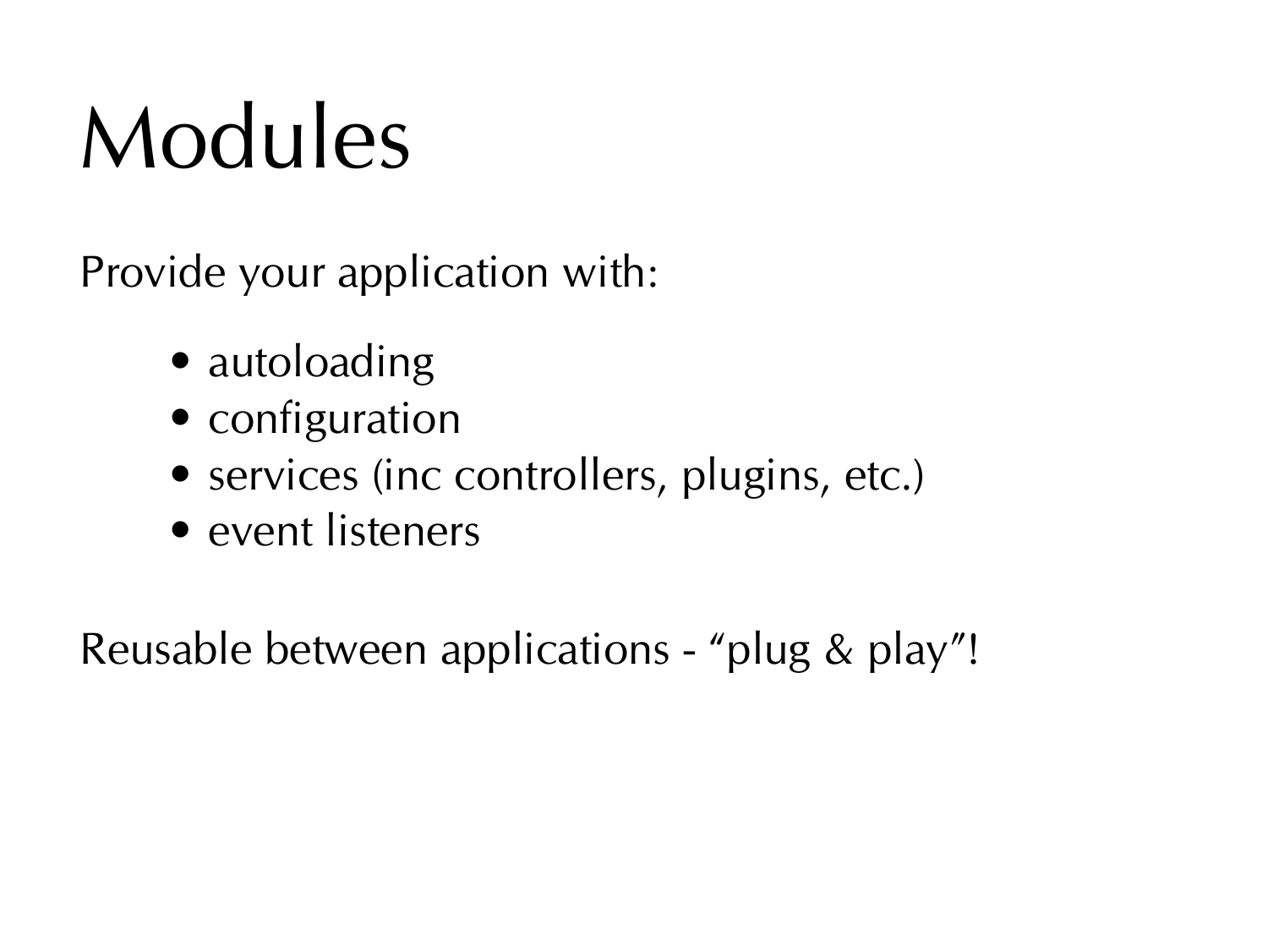# Modules

Provide your application with:

- autoloading
- configuration
- services (inc controllers, plugins, etc.)
- event listeners

Reusable between applications - “plug & play”!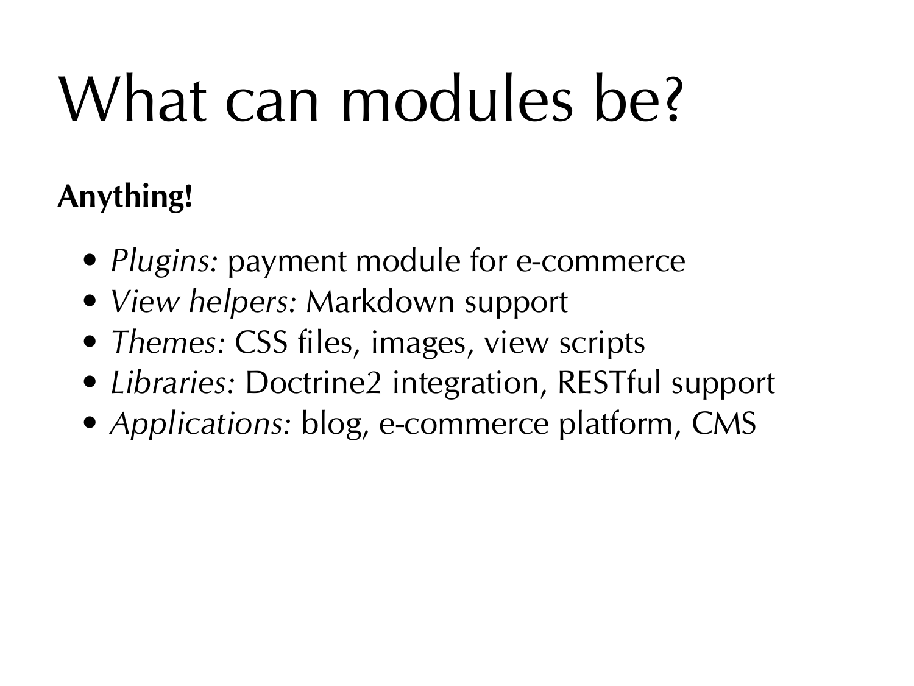# What can modules be?

**Anything!**

- *Plugins:* payment module for e-commerce
- *View helpers:* Markdown support
- *Themes:* CSS files, images, view scripts
- *Libraries:* Doctrine2 integration, RESTful support
- *Applications:* blog, e-commerce platform, CMS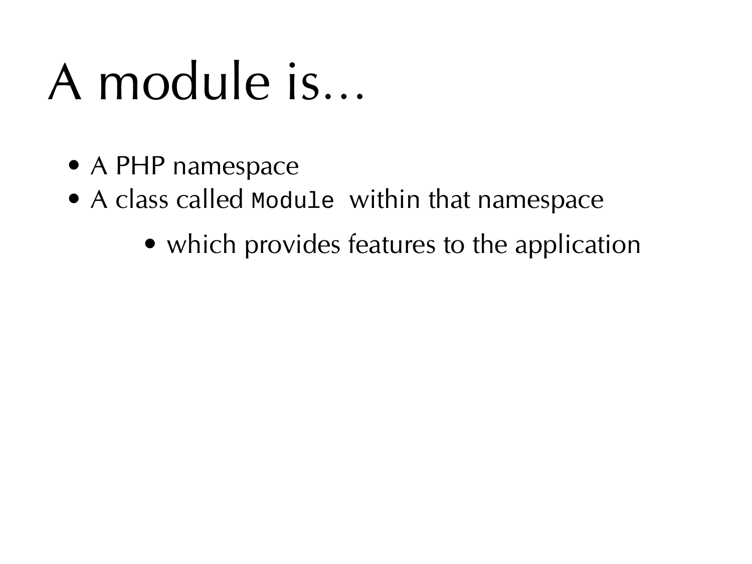# A module is…

- A PHP namespace
- A class called `Module` within that namespace
    - which provides features to the application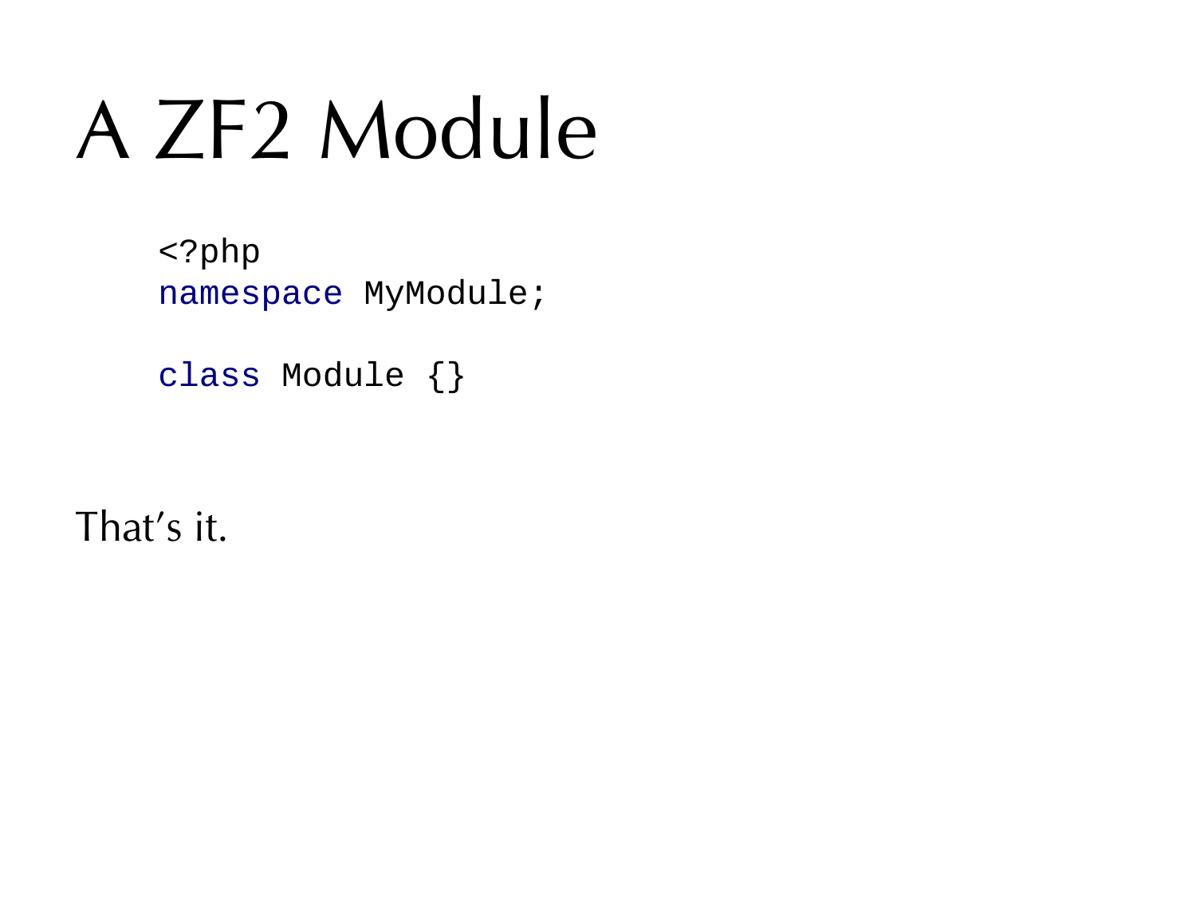# A ZF2 Module

```php
<?php
namespace MyModule;

class Module {}
```

That's it.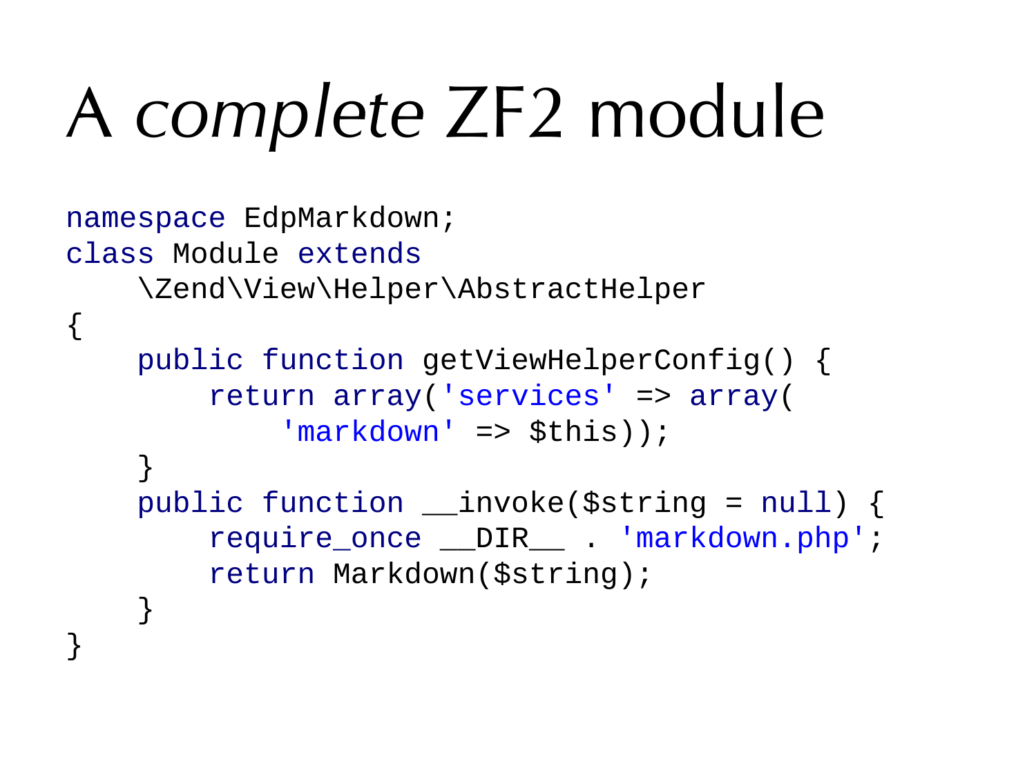# A *complete* ZF2 module

```php
namespace EdpMarkdown;
class Module extends
    \Zend\View\Helper\AbstractHelper
{
    public function getViewHelperConfig() {
        return array('services' => array(
            'markdown' => $this));
    }
    public function __invoke($string = null) {
        require_once __DIR__ . 'markdown.php';
        return Markdown($string);
    }
}
```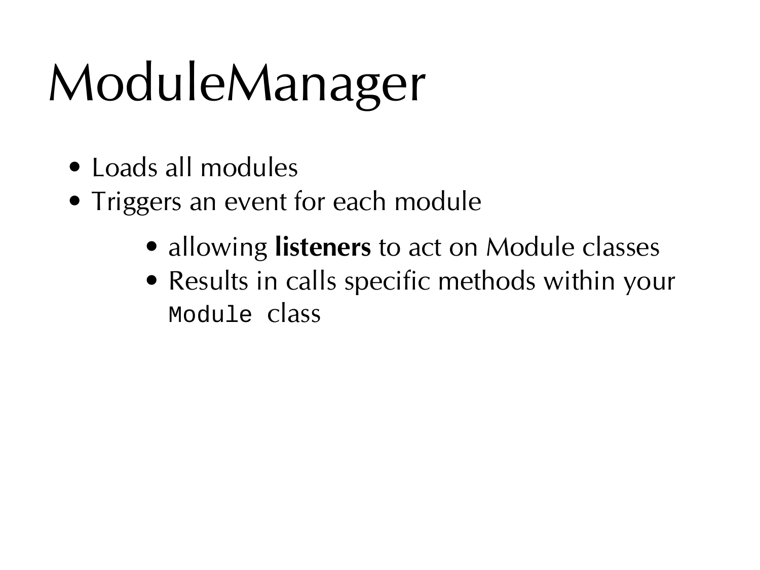# ModuleManager

- Loads all modules
- Triggers an event for each module
  - allowing **listeners** to act on Module classes
  - Results in calls specific methods within your `Module` class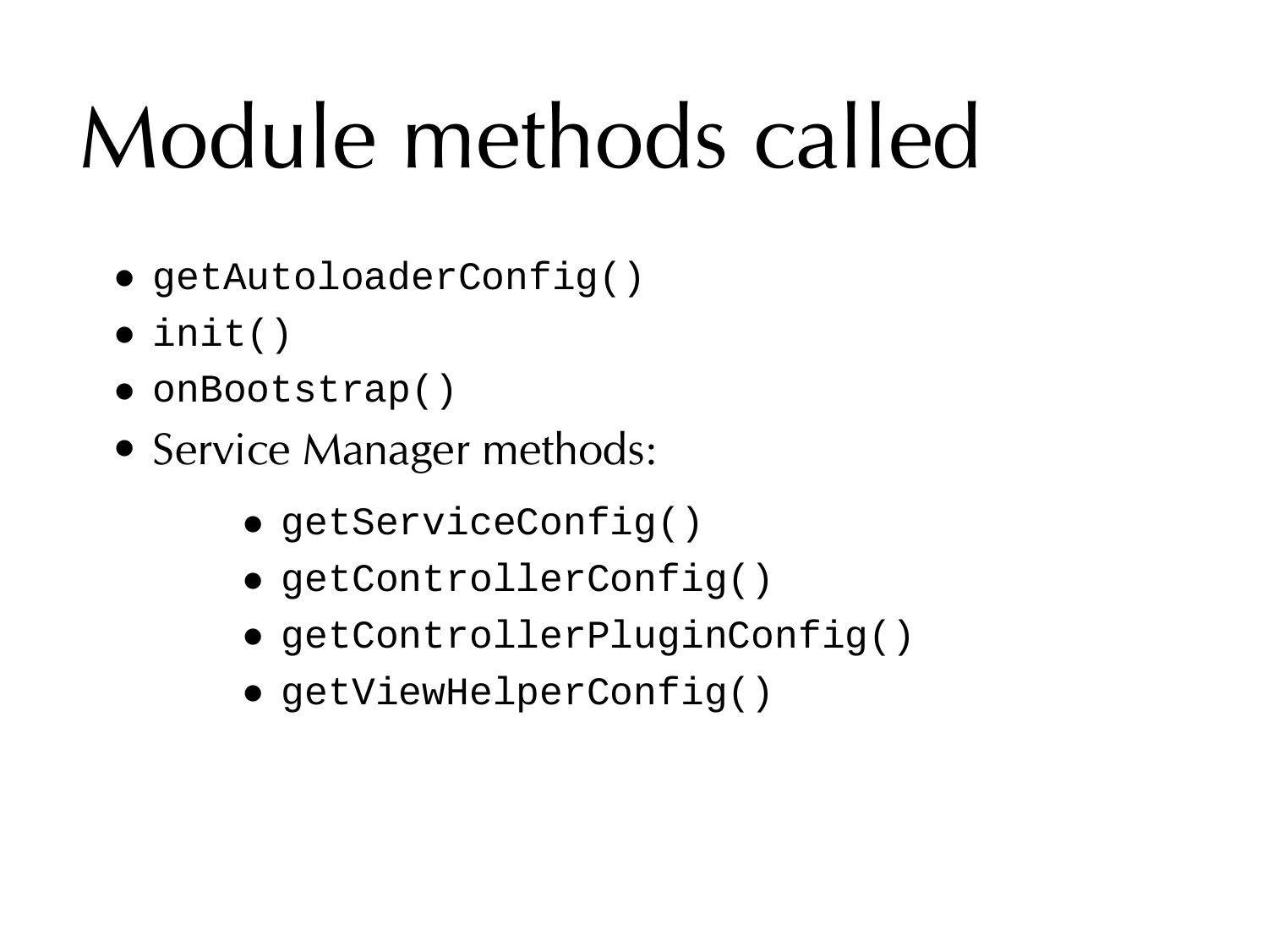# Module methods called

- `getAutoloaderConfig()`
- `init()`
- `onBootstrap()`
- Service Manager methods:
  - `getServiceConfig()`
  - `getControllerConfig()`
  - `getControllerPluginConfig()`
  - `getViewHelperConfig()`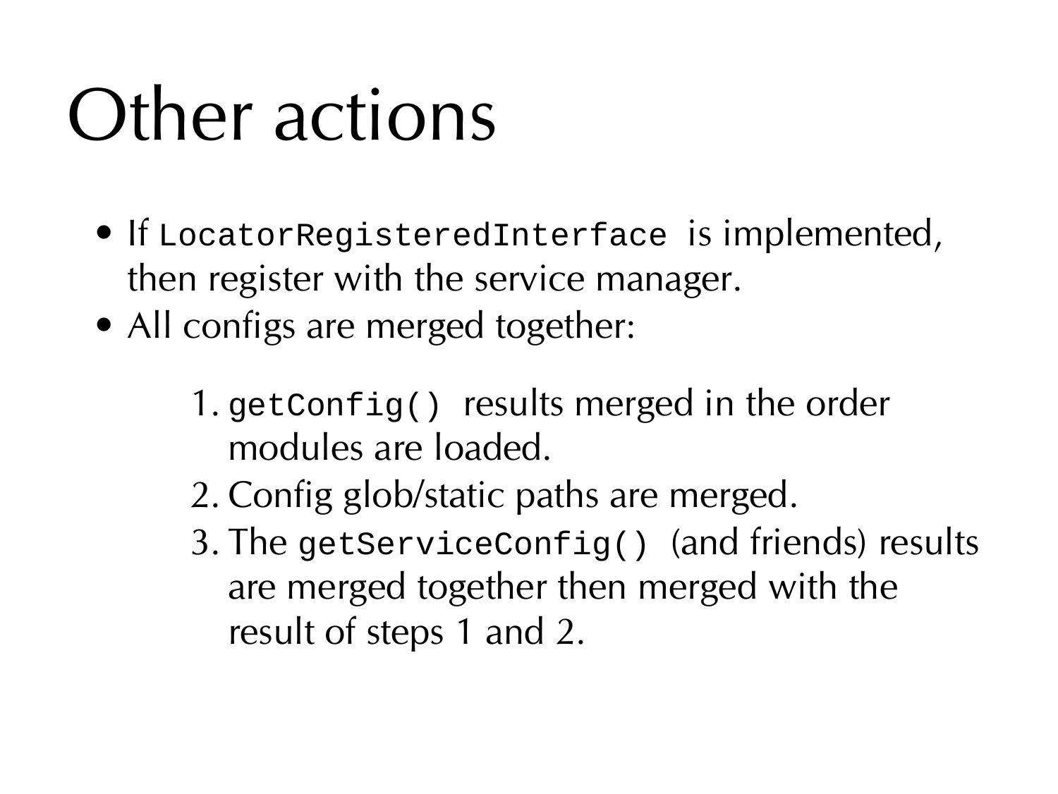# Other actions

- If `LocatorRegisteredInterface` is implemented, then register with the service manager.
- All configs are merged together:

    1. `getConfig()` results merged in the order modules are loaded.
    2. Config glob/static paths are merged.
    3. The `getServiceConfig()` (and friends) results are merged together then merged with the result of steps 1 and 2.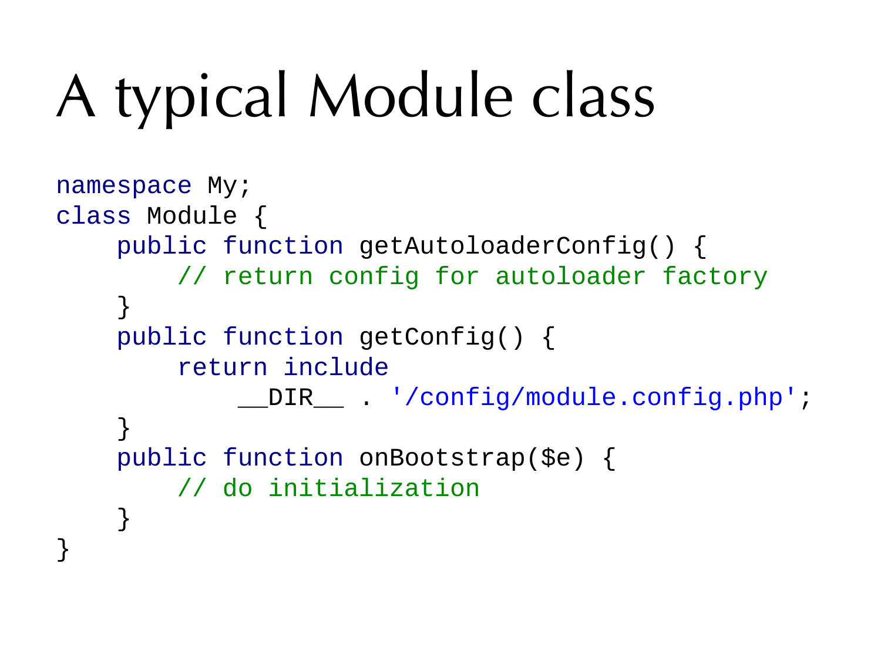# A typical Module class

```php
namespace My;
class Module {
    public function getAutoloaderConfig() {
        // return config for autoloader factory
    }
    public function getConfig() {
        return include
            __DIR__ . '/config/module.config.php';
    }
    public function onBootstrap($e) {
        // do initialization
    }
}
```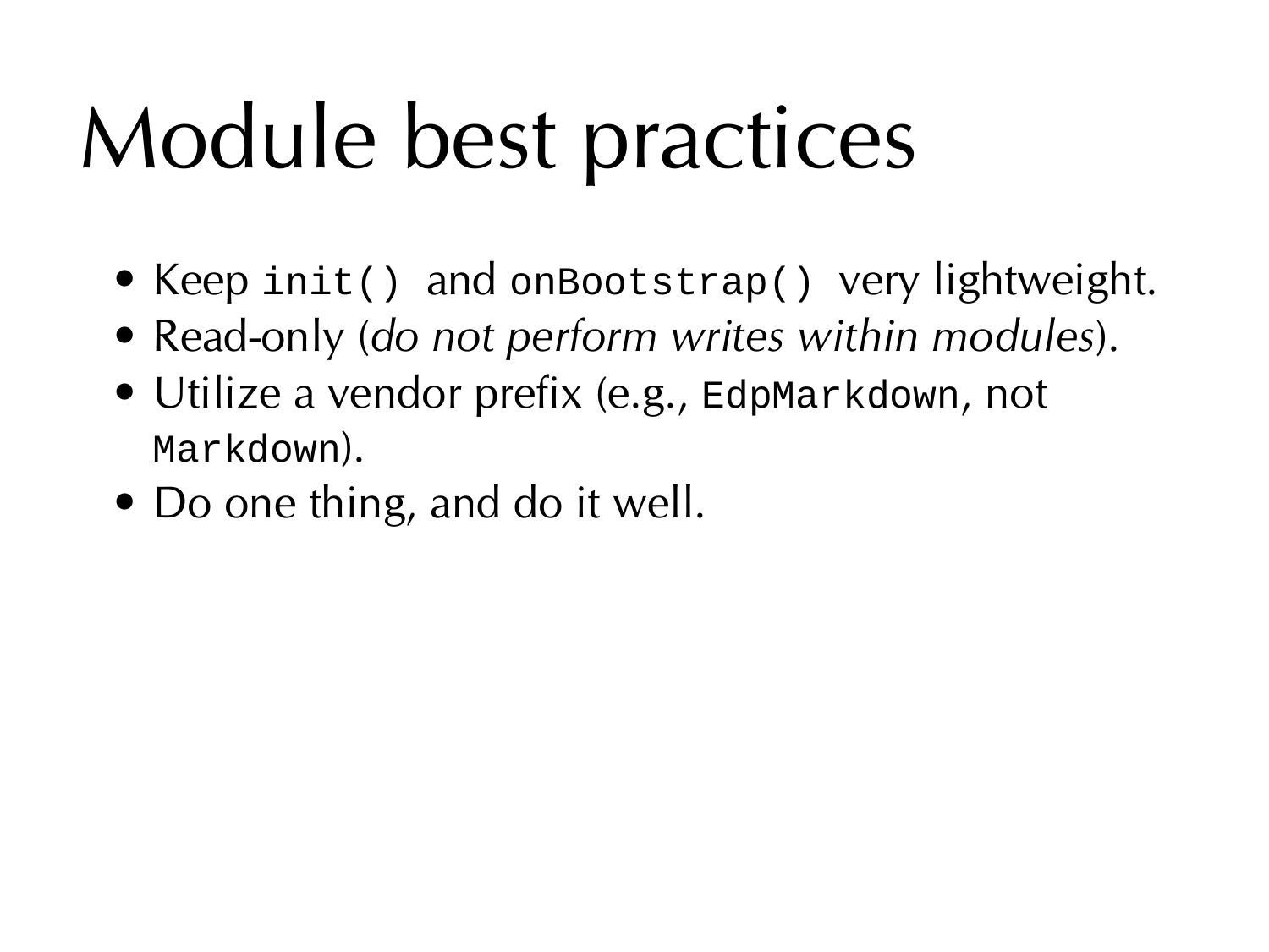# Module best practices

- Keep `init()` and `onBootstrap()` very lightweight.
- Read-only (*do not perform writes within modules*).
- Utilize a vendor prefix (e.g., `EdpMarkdown`, not `Markdown`).
- Do one thing, and do it well.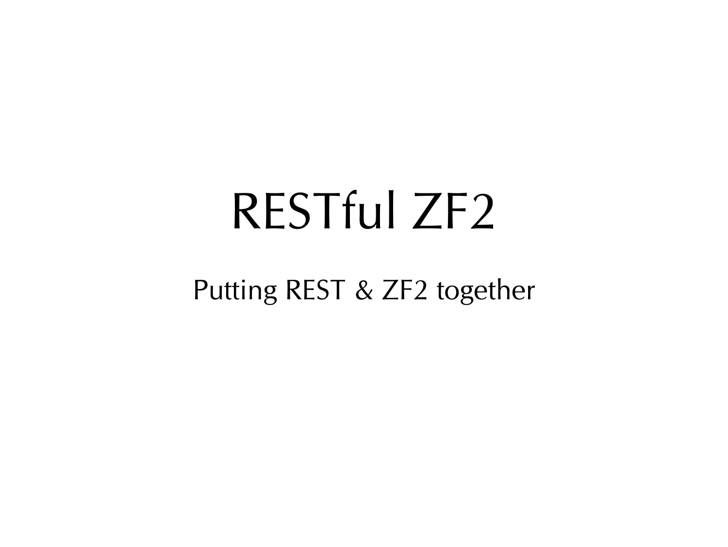# RESTful ZF2

Putting REST & ZF2 together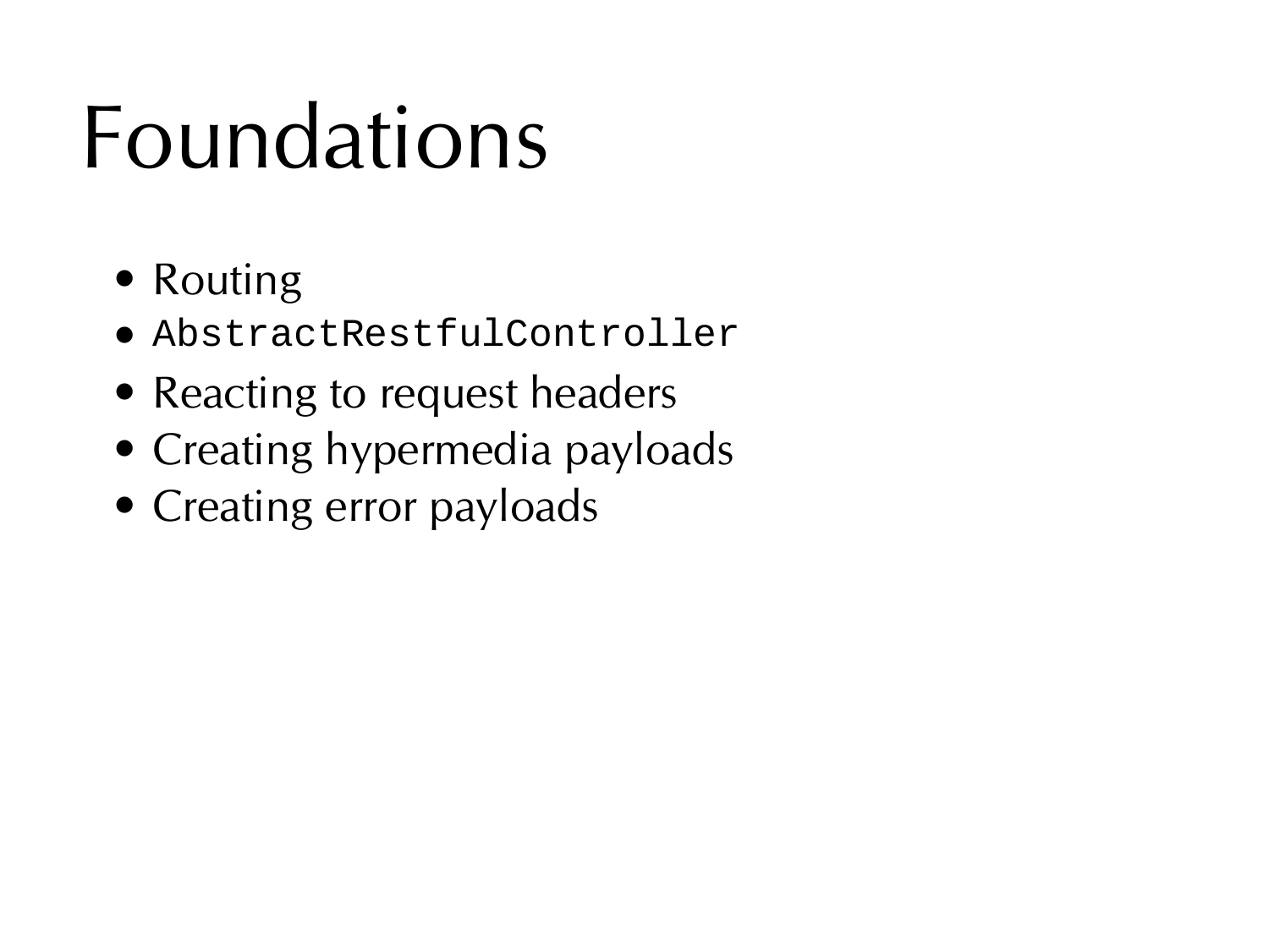# Foundations

- Routing
- `AbstractRestfulController`
- Reacting to request headers
- Creating hypermedia payloads
- Creating error payloads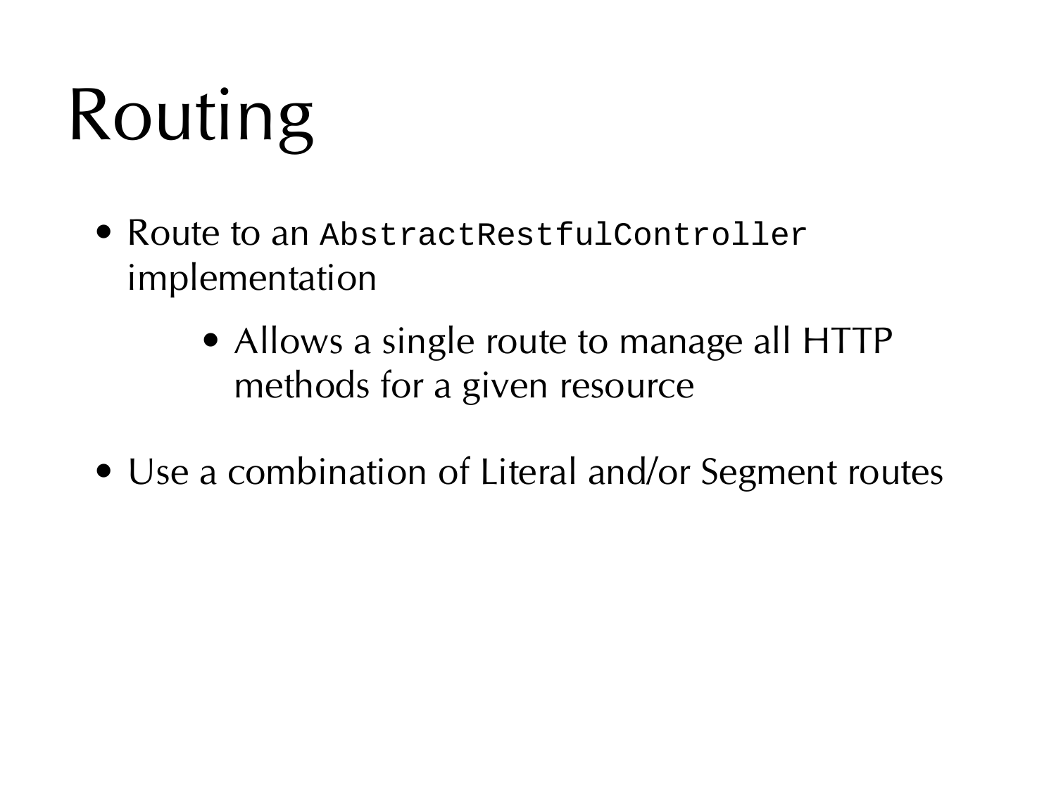# Routing

- Route to an `AbstractRestfulController` implementation
    - Allows a single route to manage all HTTP methods for a given resource
- Use a combination of Literal and/or Segment routes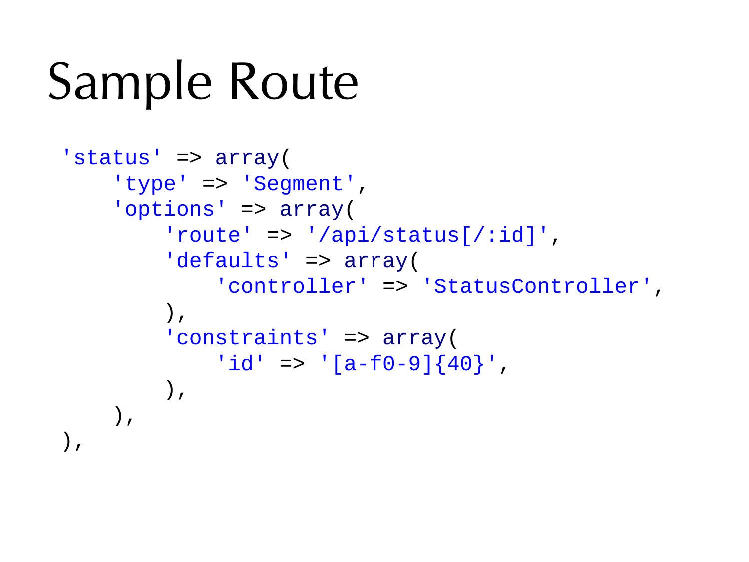# Sample Route

```php
'status' => array(
    'type' => 'Segment',
    'options' => array(
        'route' => '/api/status[/:id]',
        'defaults' => array(
            'controller' => 'StatusController',
        ),
        'constraints' => array(
            'id' => '[a-f0-9]{40}',
        ),
    ),
),
```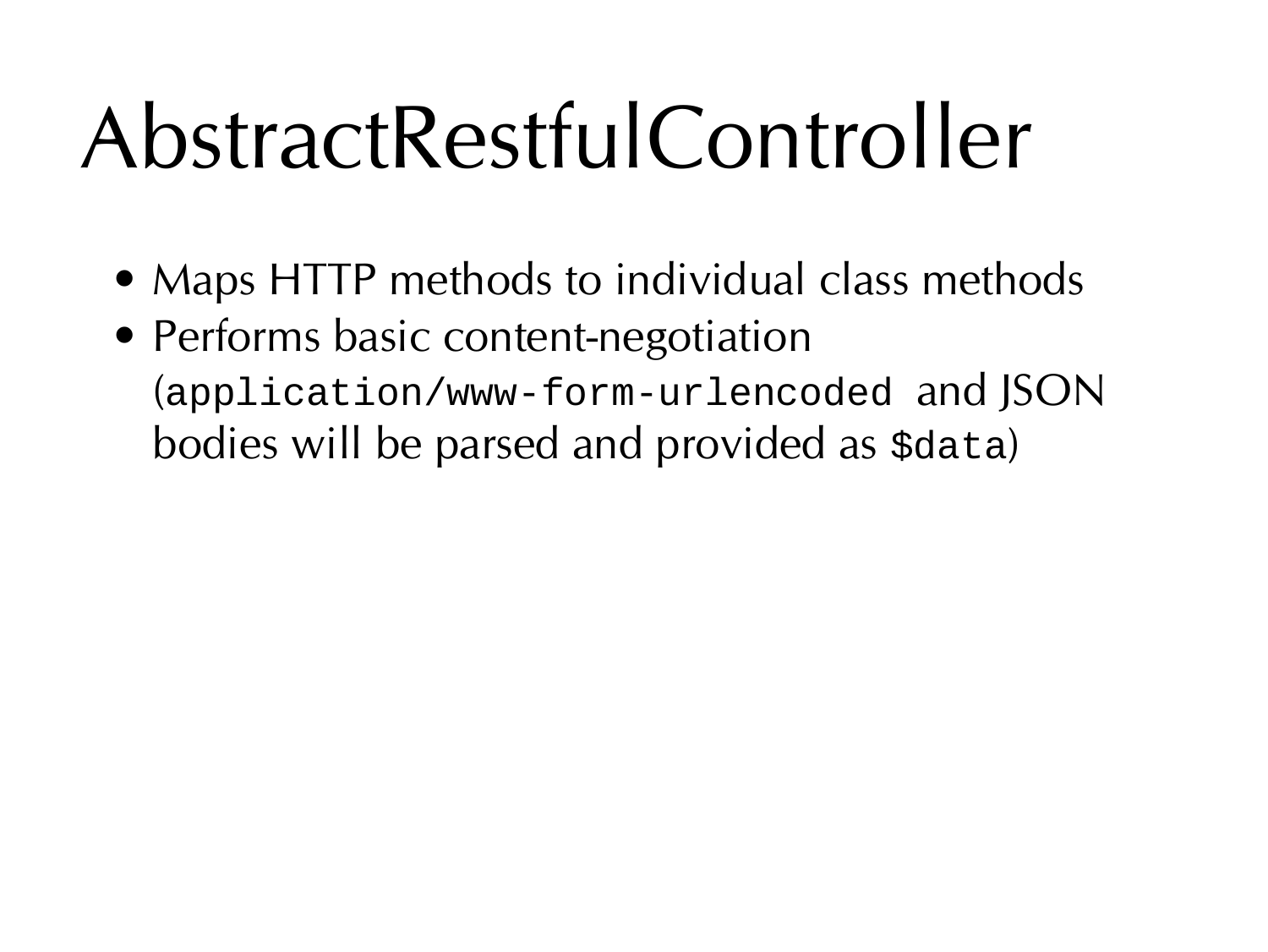# AbstractRestfulController

- Maps HTTP methods to individual class methods
- Performs basic content-negotiation (`application/www-form-urlencoded` and JSON bodies will be parsed and provided as `$data`)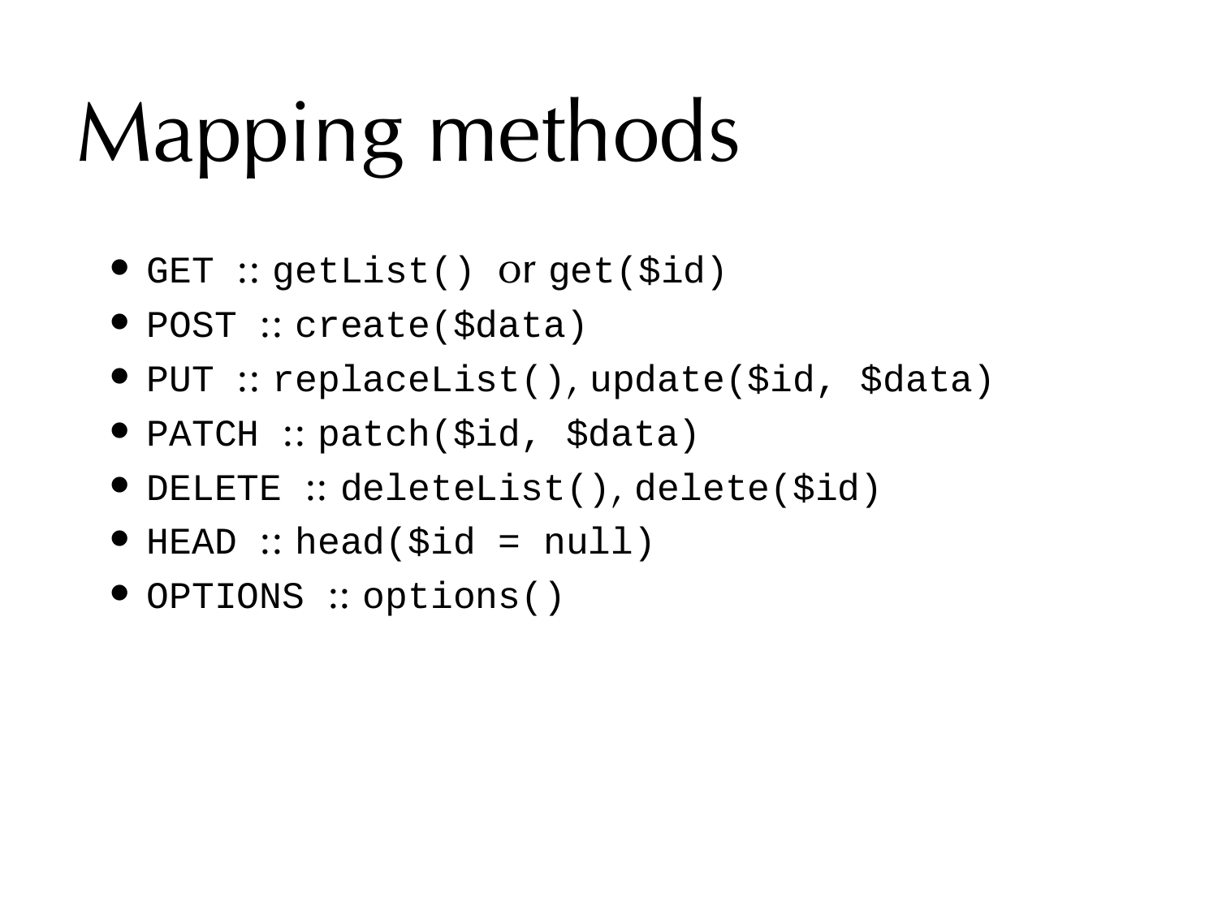# Mapping methods

- `GET` :: `getList()` or `get($id)`
- `POST` :: `create($data)`
- `PUT` :: `replaceList()`, `update($id, $data)`
- `PATCH` :: `patch($id, $data)`
- `DELETE` :: `deleteList()`, `delete($id)`
- `HEAD` :: `head($id = null)`
- `OPTIONS` :: `options()`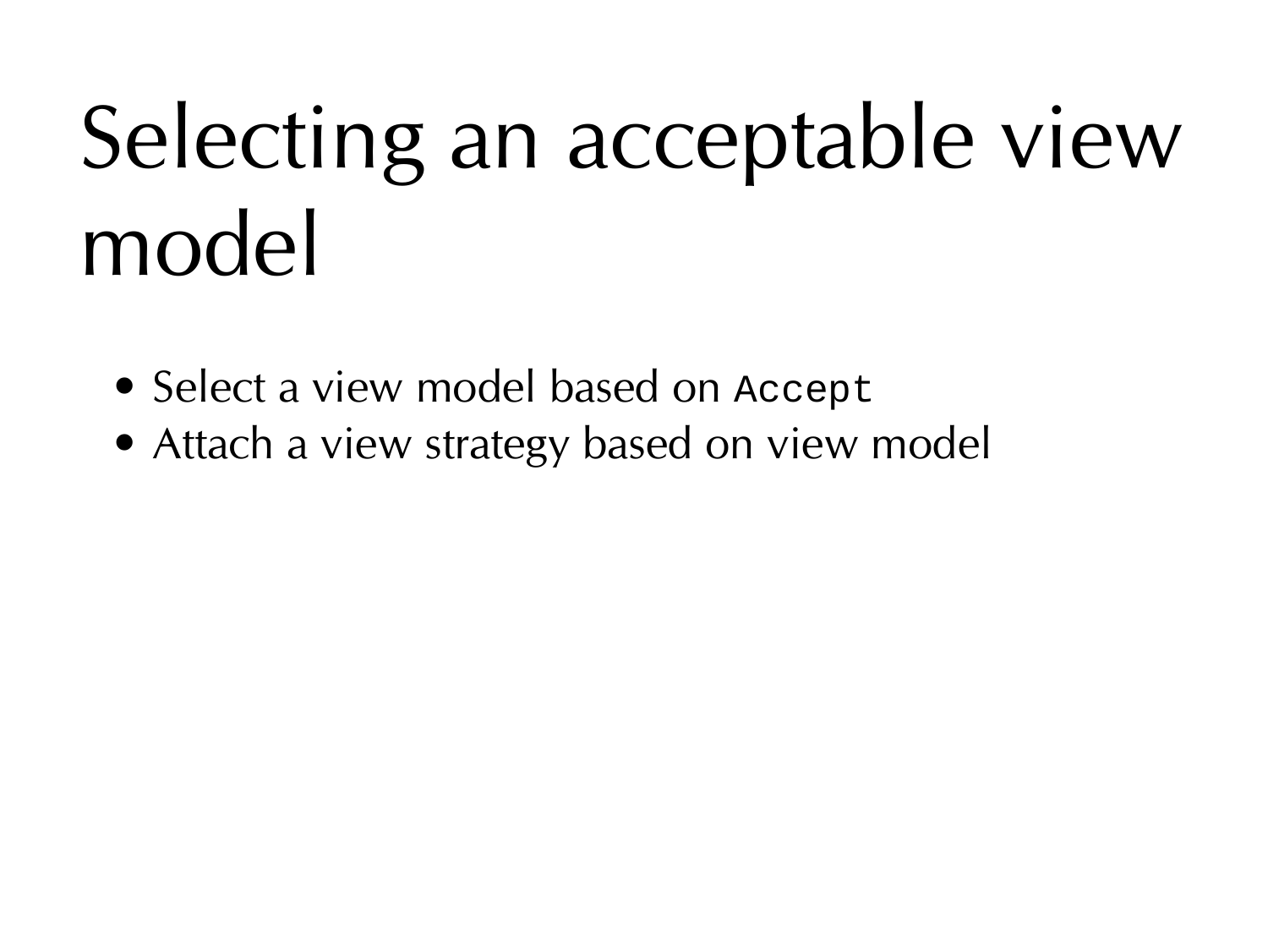# Selecting an acceptable view model

- Select a view model based on `Accept`
- Attach a view strategy based on view model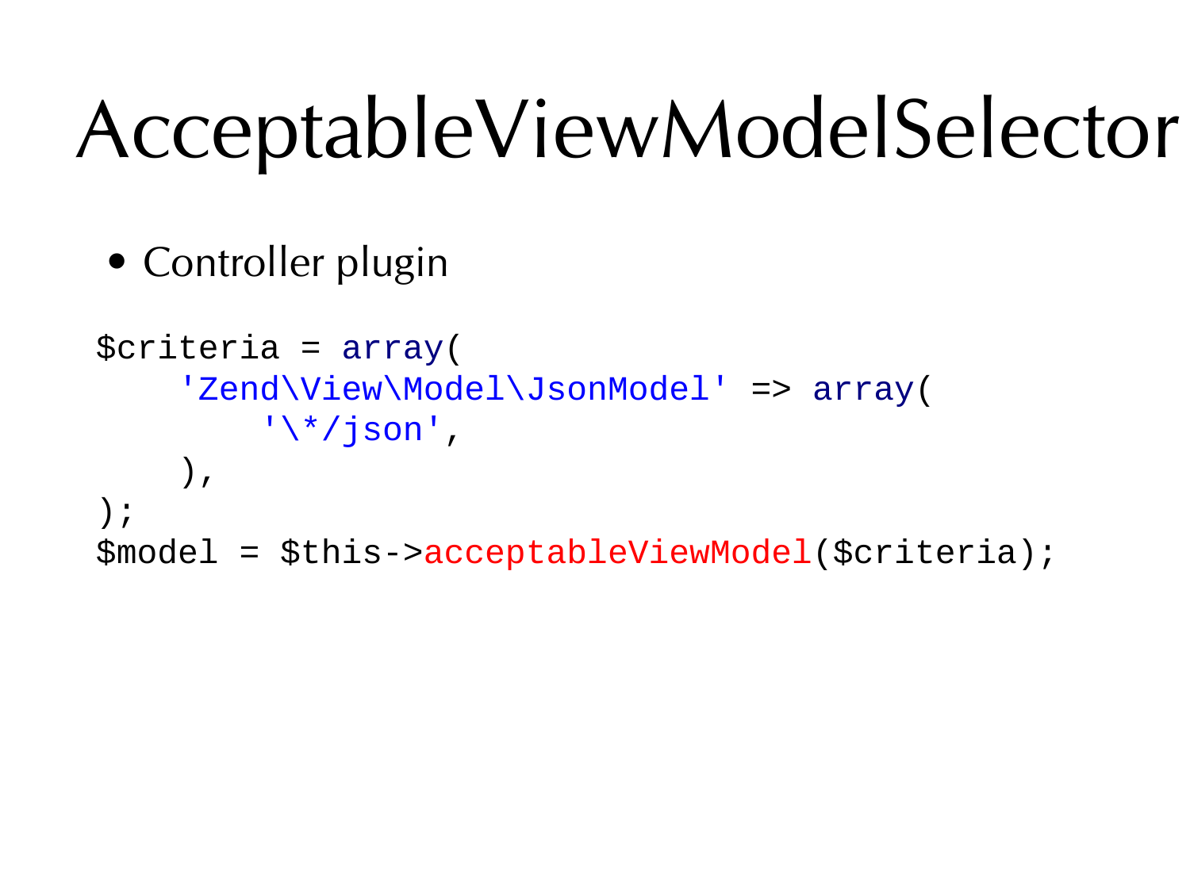# AcceptableViewModelSelector

- Controller plugin

```
$criteria = array(
    'Zend\View\Model\JsonModel' => array(
        '\*/json',
    ),
);
$model = $this->acceptableViewModel($criteria);
```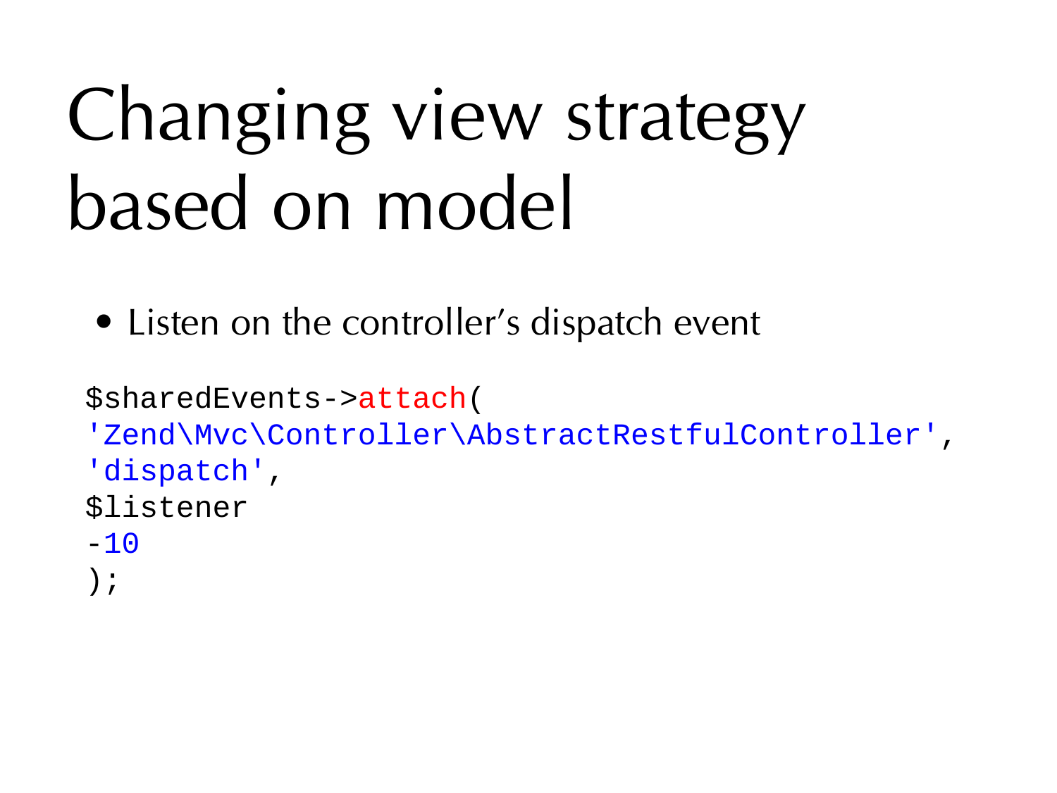# Changing view strategy based on model

- Listen on the controller's dispatch event

```
$sharedEvents->attach(
'Zend\Mvc\Controller\AbstractRestfulController',
'dispatch',
$listener
-10
);
```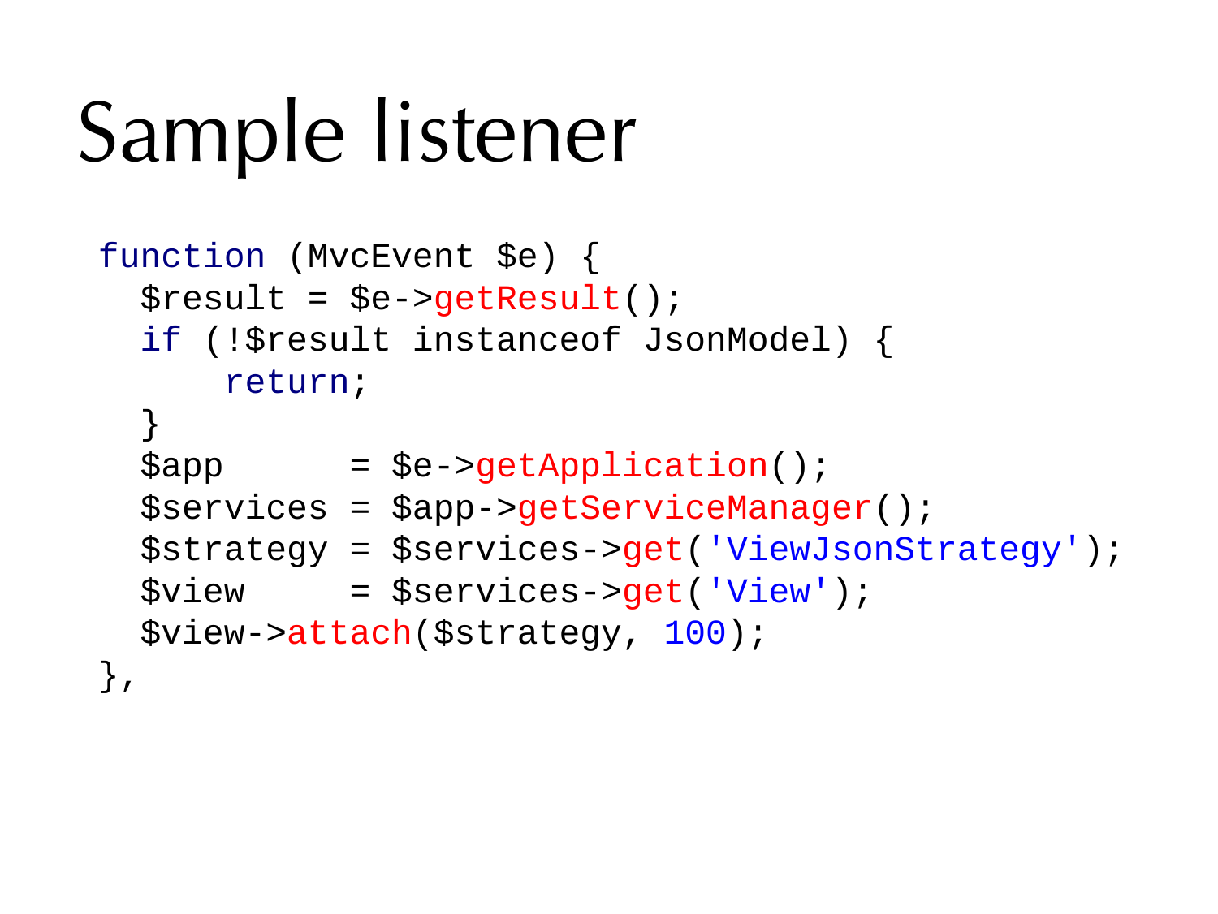# Sample listener

```php
function (MvcEvent $e) {
  $result = $e->getResult();
  if (!$result instanceof JsonModel) {
      return;
  }
  $app      = $e->getApplication();
  $services = $app->getServiceManager();
  $strategy = $services->get('ViewJsonStrategy');
  $view     = $services->get('View');
  $view->attach($strategy, 100);
},
```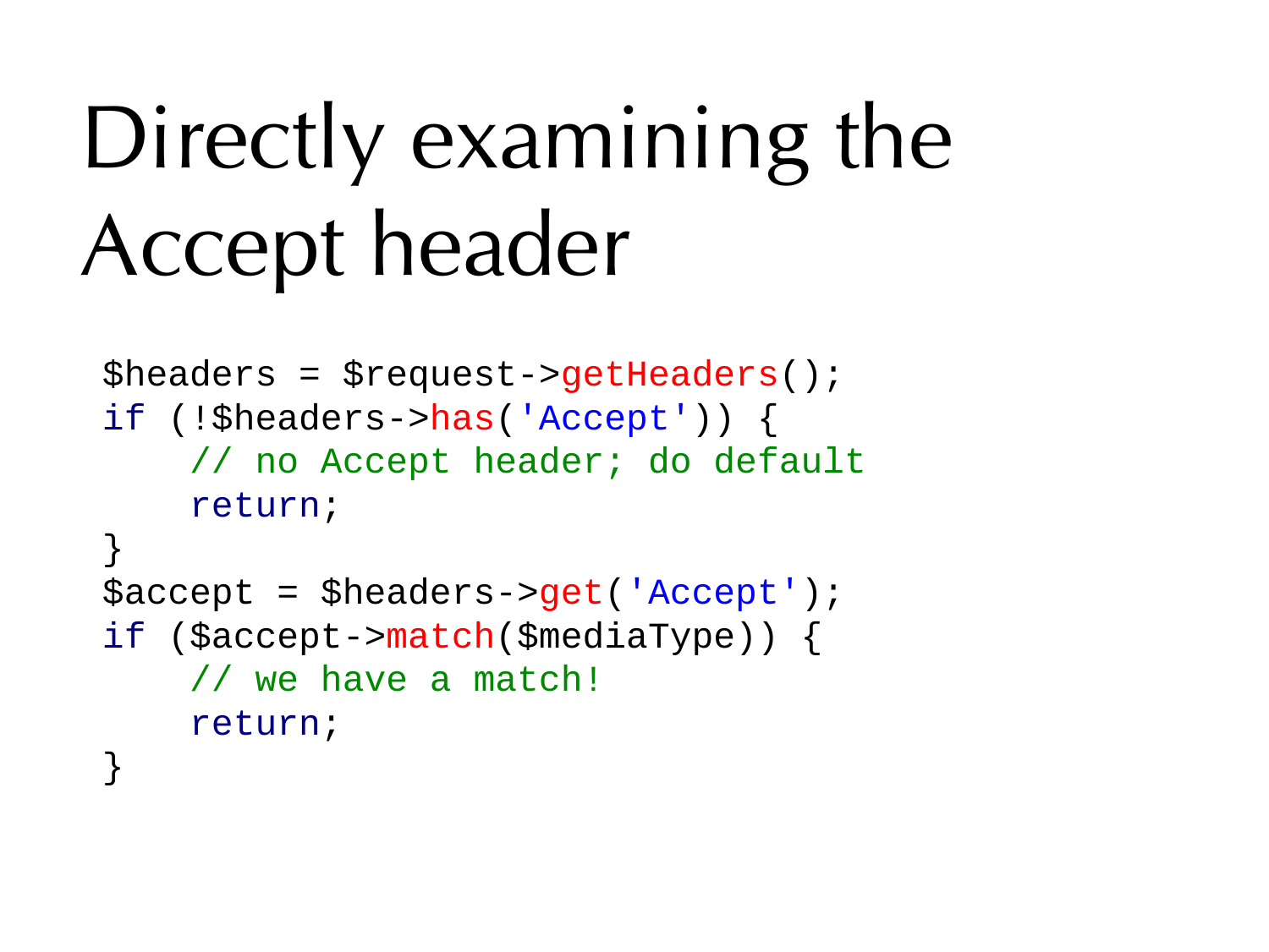# Directly examining the Accept header

```php
$headers = $request->getHeaders();
if (!$headers->has('Accept')) {
    // no Accept header; do default
    return;
}
$accept = $headers->get('Accept');
if ($accept->match($mediaType)) {
    // we have a match!
    return;
}
```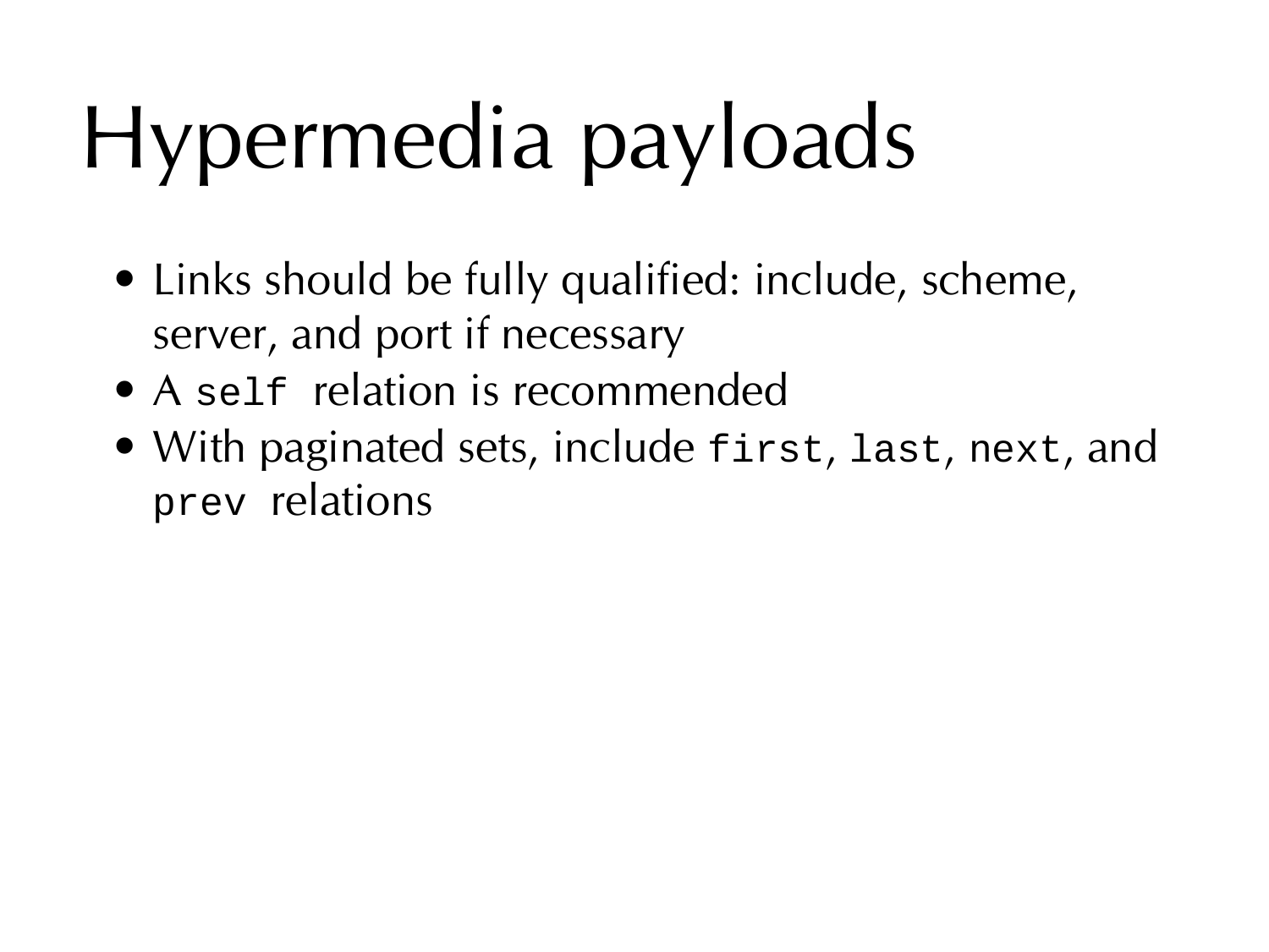# Hypermedia payloads

- Links should be fully qualified: include, scheme, server, and port if necessary
- A `self` relation is recommended
- With paginated sets, include `first`, `last`, `next`, and `prev` relations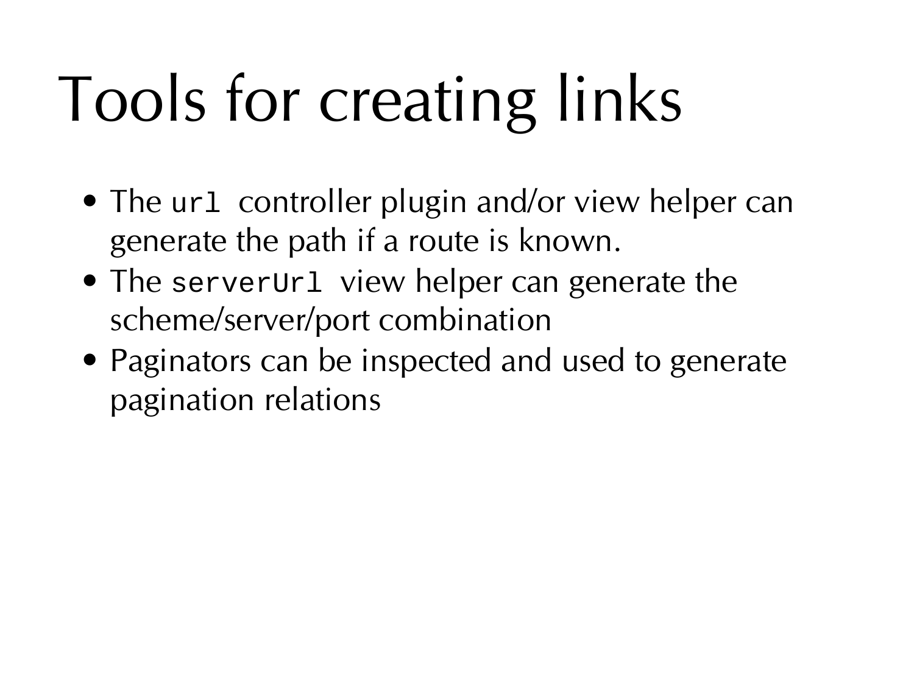# Tools for creating links

- The `url` controller plugin and/or view helper can generate the path if a route is known.
- The `serverUrl` view helper can generate the scheme/server/port combination
- Paginators can be inspected and used to generate pagination relations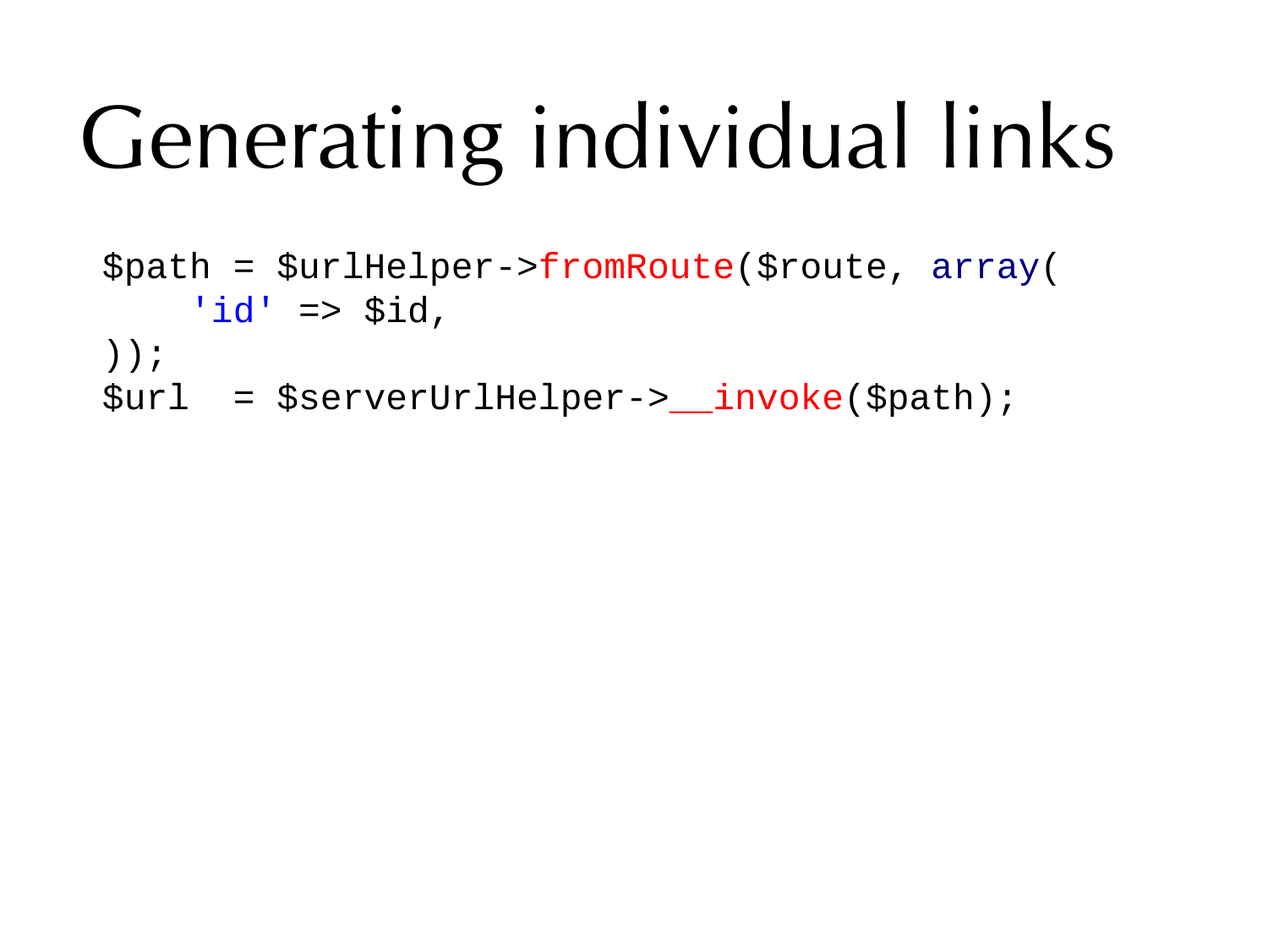# Generating individual links

```
$path = $urlHelper->fromRoute($route, array(
    'id' => $id,
));
$url  = $serverUrlHelper->__invoke($path);
```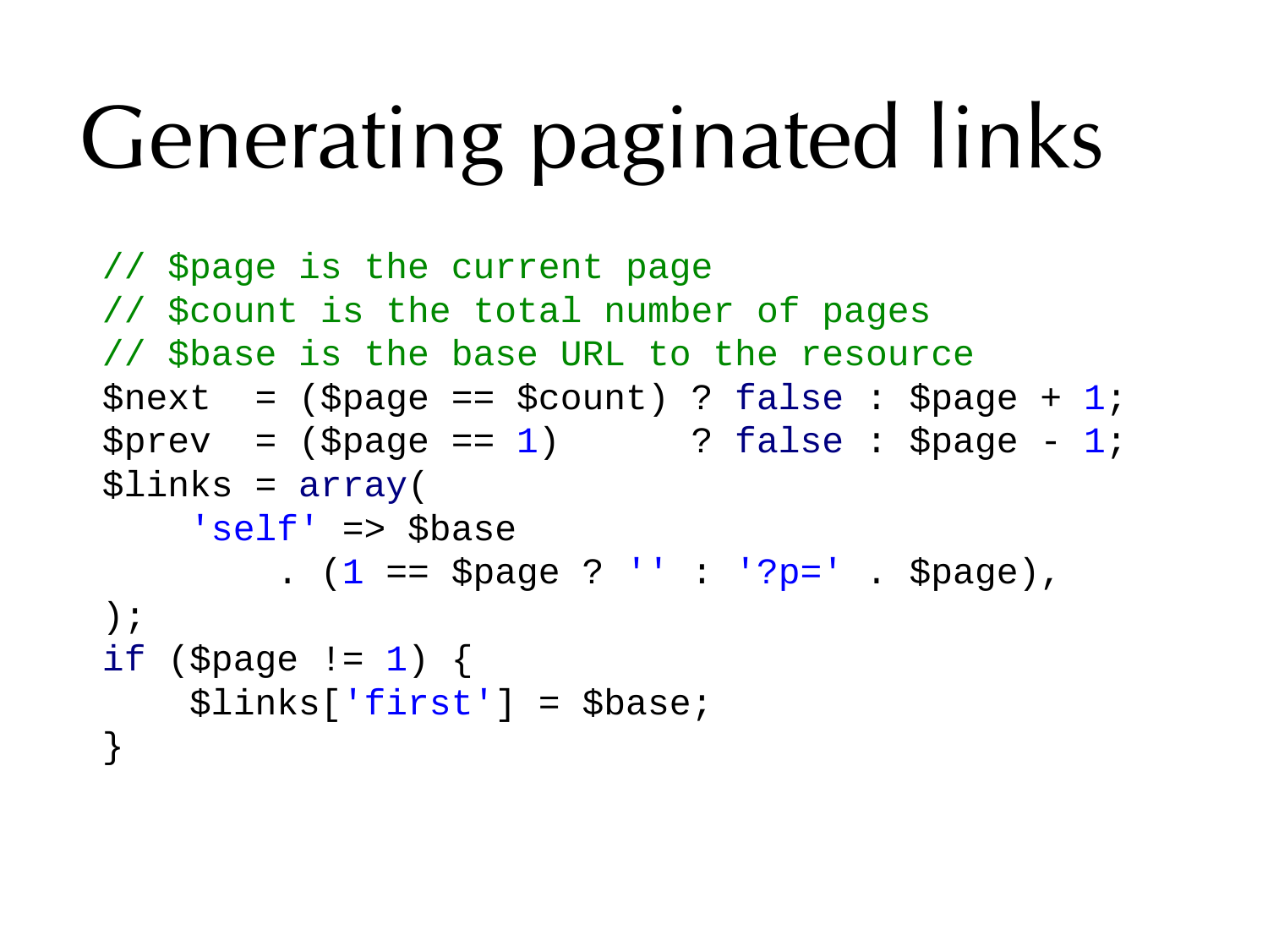# Generating paginated links

```
// $page is the current page
// $count is the total number of pages
// $base is the base URL to the resource
$next  = ($page == $count) ? false : $page + 1;
$prev  = ($page == 1)      ? false : $page - 1;
$links = array(
    'self' => $base
        . (1 == $page ? '' : '?p=' . $page),
);
if ($page != 1) {
    $links['first'] = $base;
}
```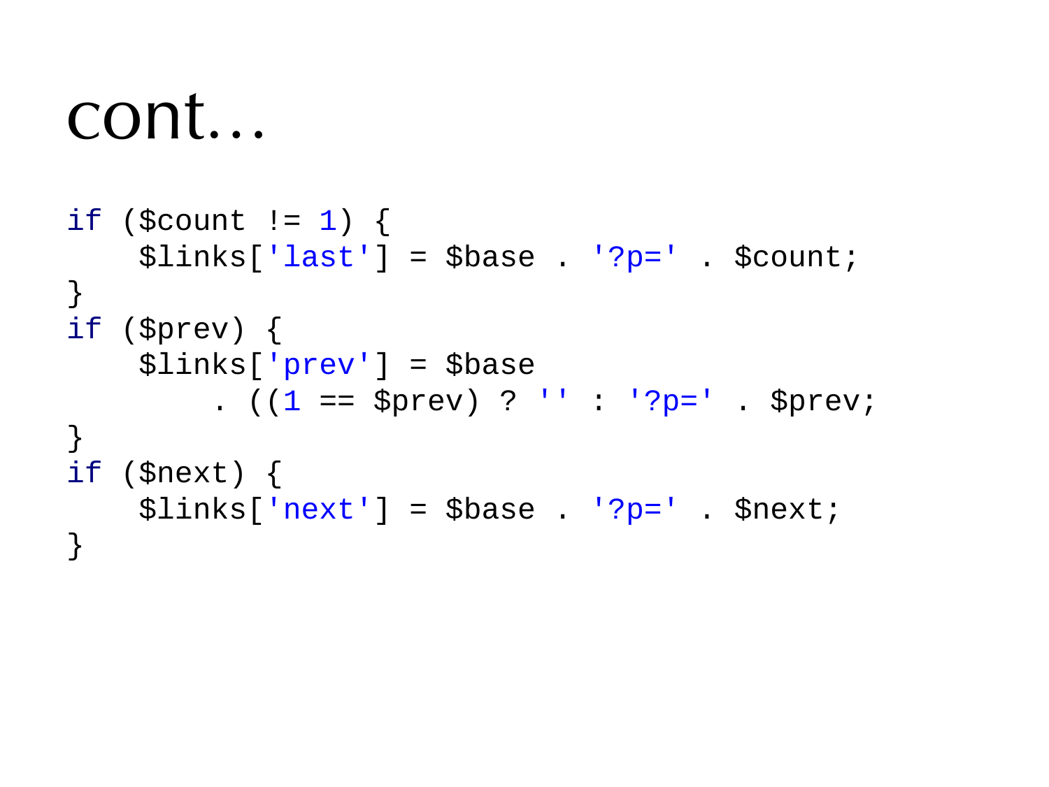# cont…

```
if ($count != 1) {
    $links['last'] = $base . '?p=' . $count;
}
if ($prev) {
    $links['prev'] = $base
        . ((1 == $prev) ? '' : '?p=' . $prev;
}
if ($next) {
    $links['next'] = $base . '?p=' . $next;
}
```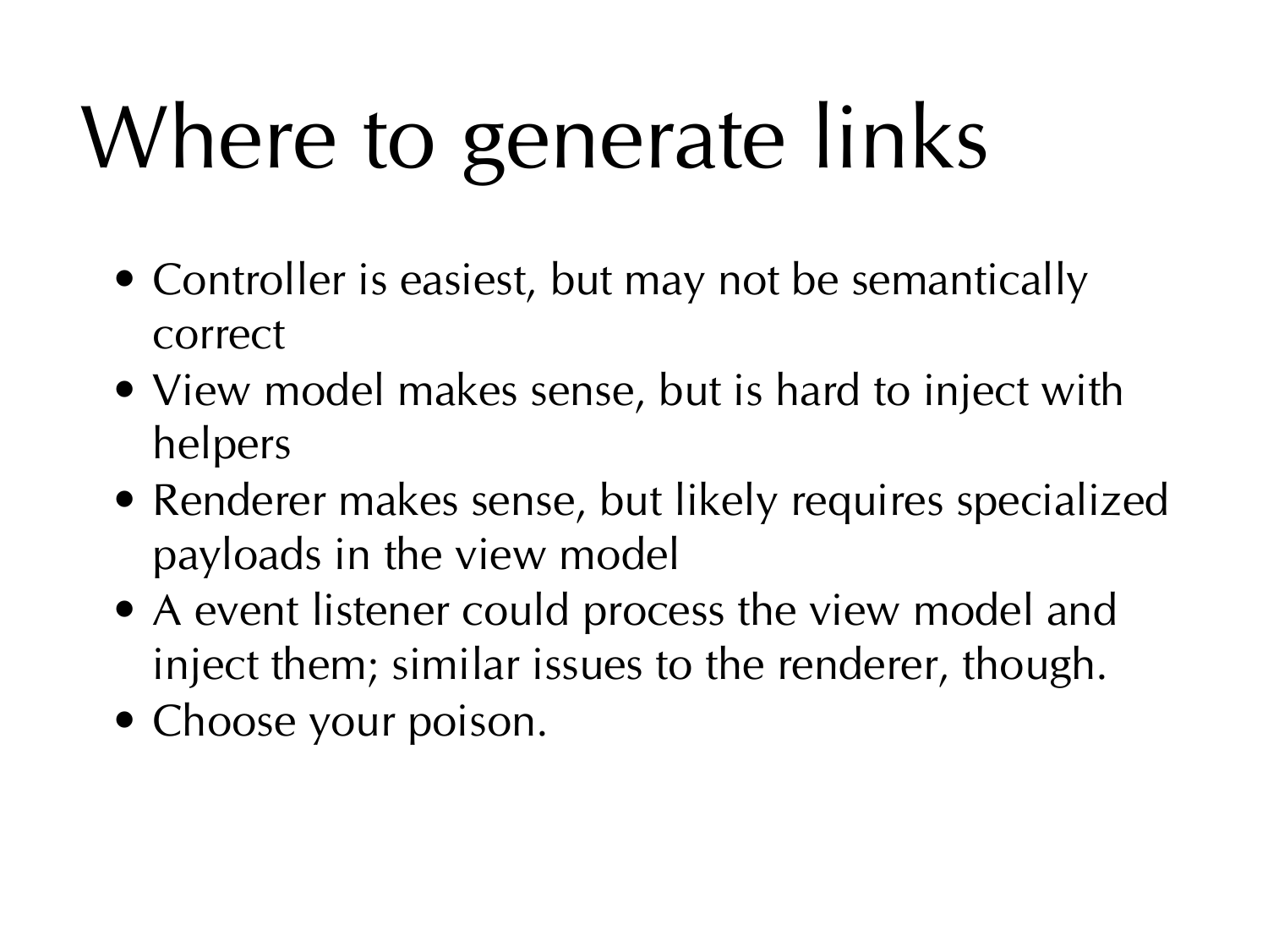# Where to generate links

- Controller is easiest, but may not be semantically correct
- View model makes sense, but is hard to inject with helpers
- Renderer makes sense, but likely requires specialized payloads in the view model
- A event listener could process the view model and inject them; similar issues to the renderer, though.
- Choose your poison.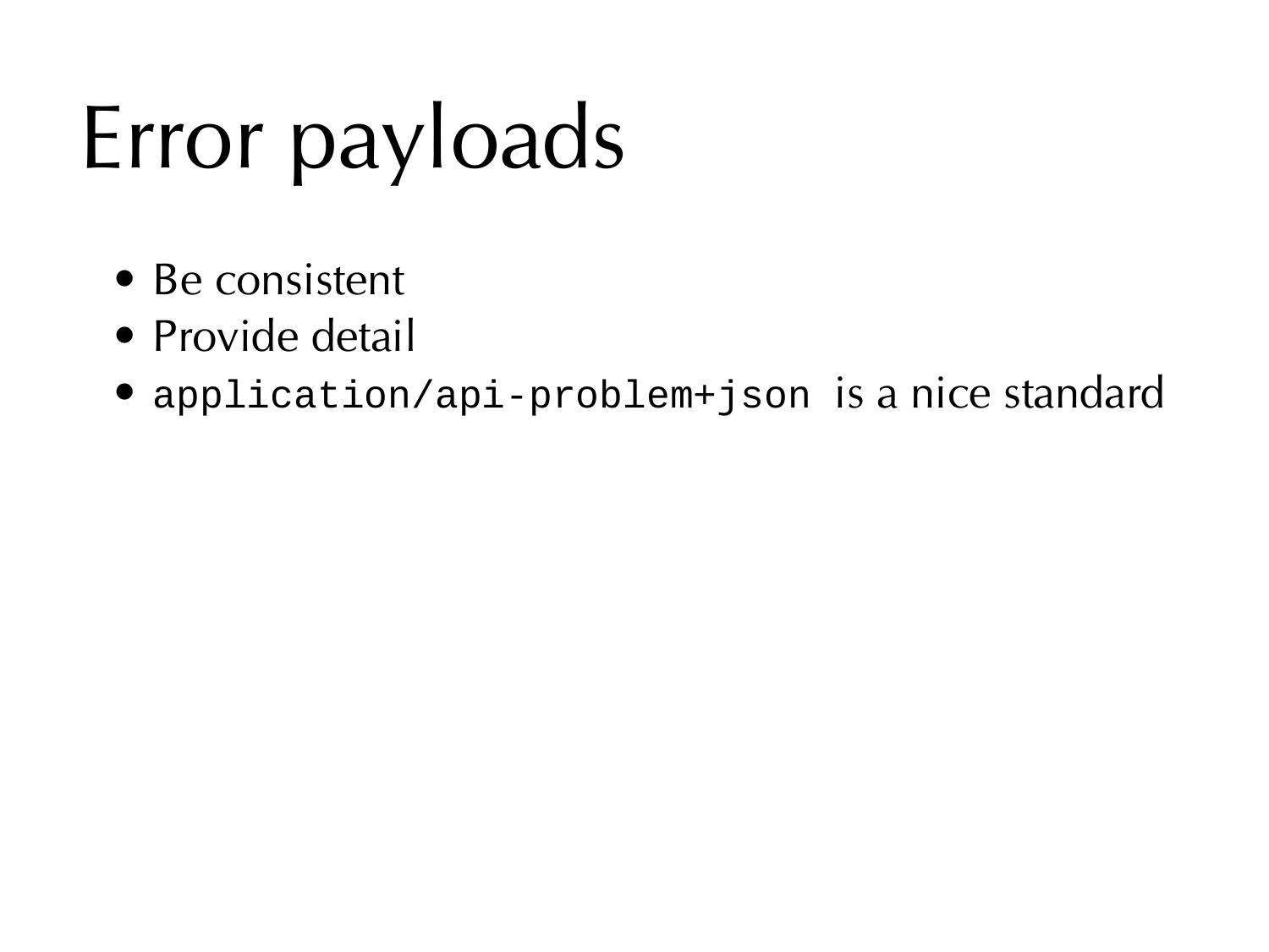# Error payloads

- Be consistent
- Provide detail
- `application/api-problem+json` is a nice standard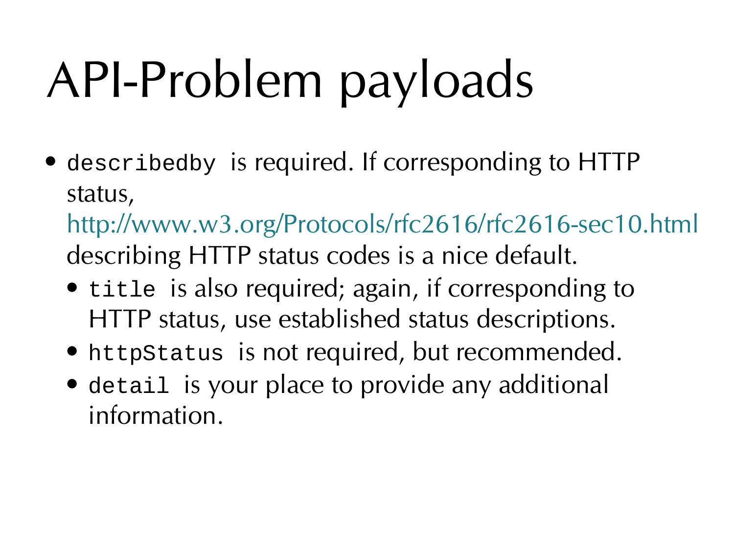# API-Problem payloads

- `describedby` is required. If corresponding to HTTP status, http://www.w3.org/Protocols/rfc2616/rfc2616-sec10.html describing HTTP status codes is a nice default.
  - `title` is also required; again, if corresponding to HTTP status, use established status descriptions.
  - `httpStatus` is not required, but recommended.
  - `detail` is your place to provide any additional information.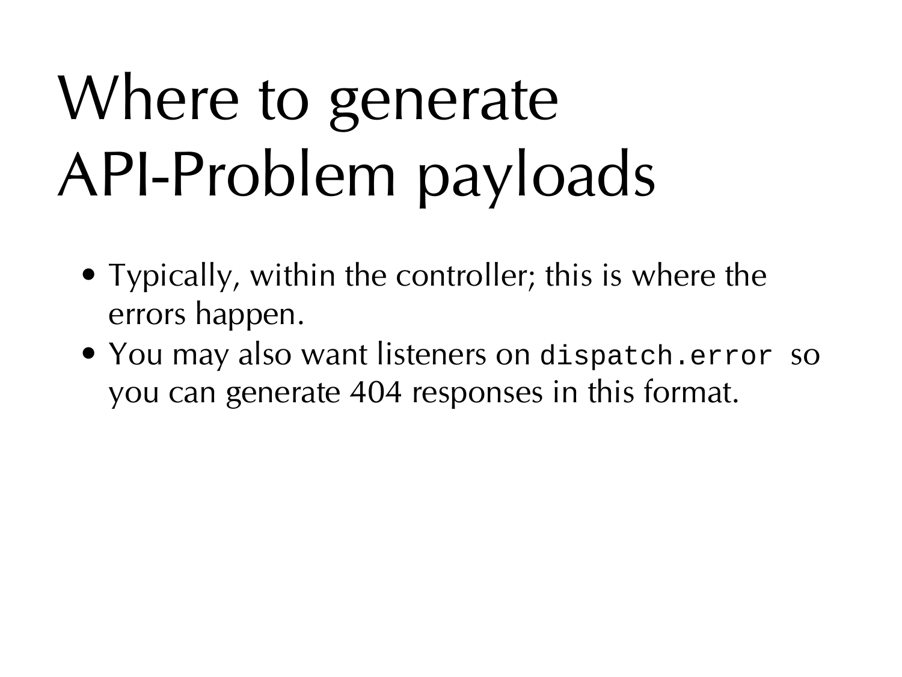# Where to generate API-Problem payloads

- Typically, within the controller; this is where the errors happen.
- You may also want listeners on `dispatch.error` so you can generate 404 responses in this format.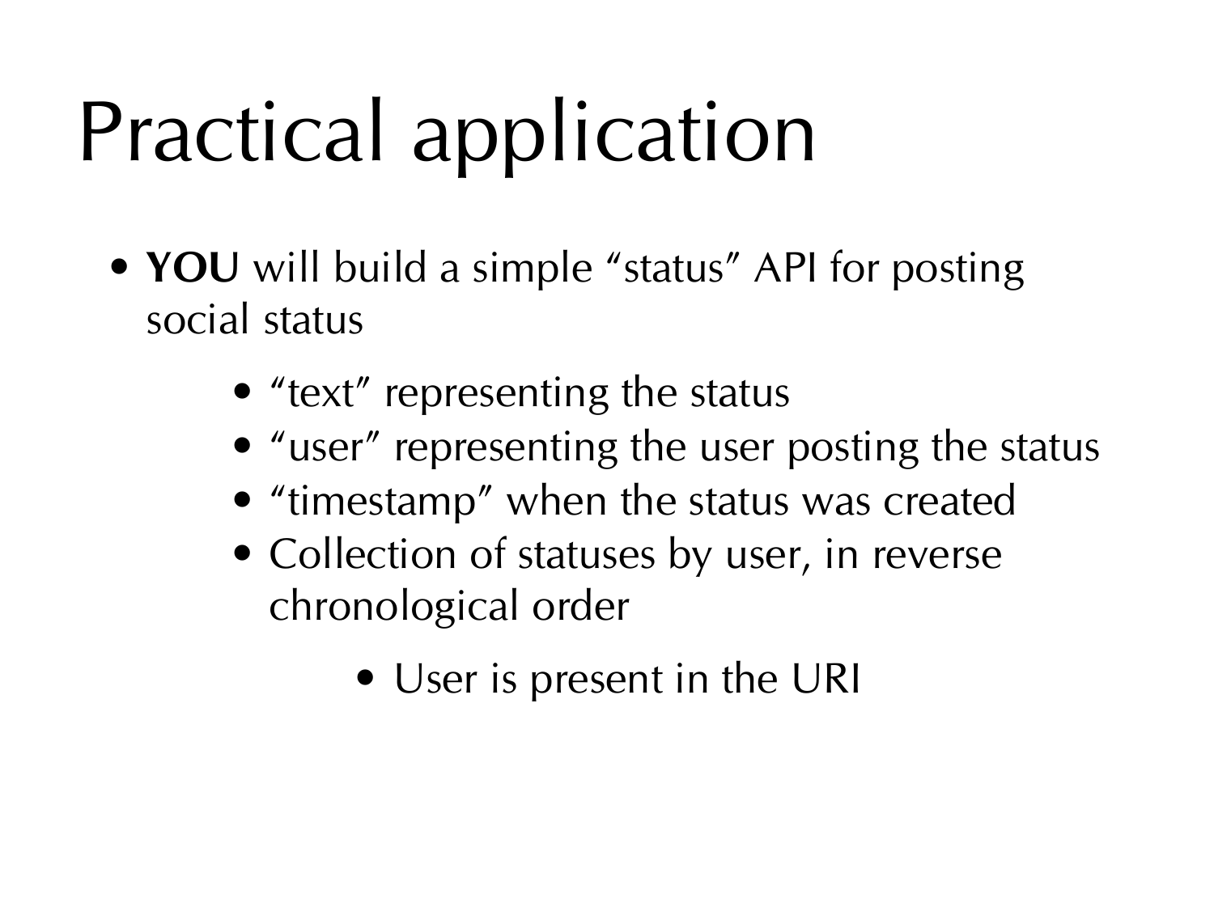# Practical application

- **YOU** will build a simple “status” API for posting social status
    - “text” representing the status
    - “user” representing the user posting the status
    - “timestamp” when the status was created
    - Collection of statuses by user, in reverse chronological order
        - User is present in the URI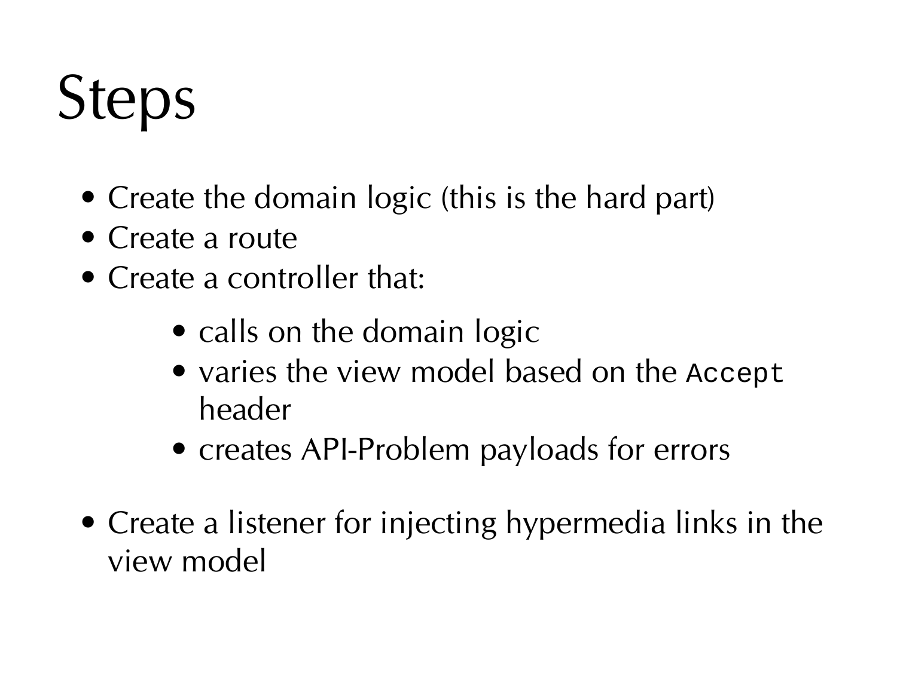# Steps

- Create the domain logic (this is the hard part)
- Create a route
- Create a controller that:
  - calls on the domain logic
  - varies the view model based on the `Accept` header
  - creates API-Problem payloads for errors
- Create a listener for injecting hypermedia links in the view model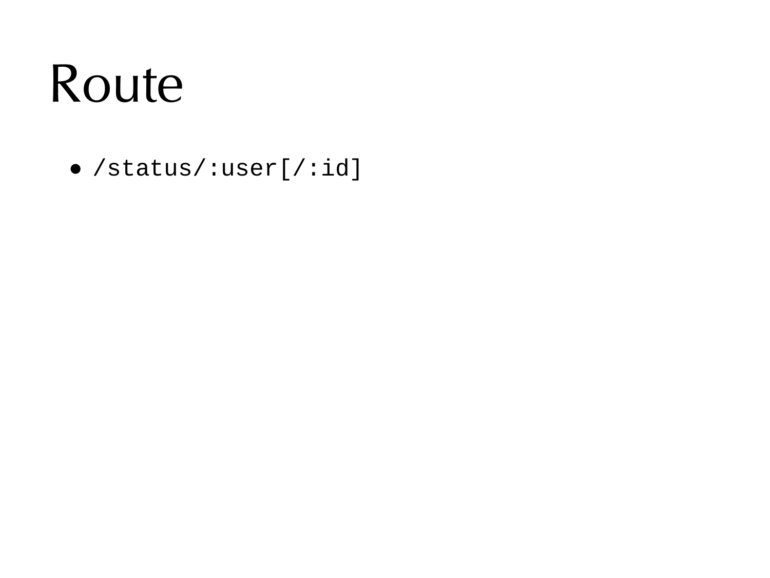# Route

- `/status/:user[/:id]`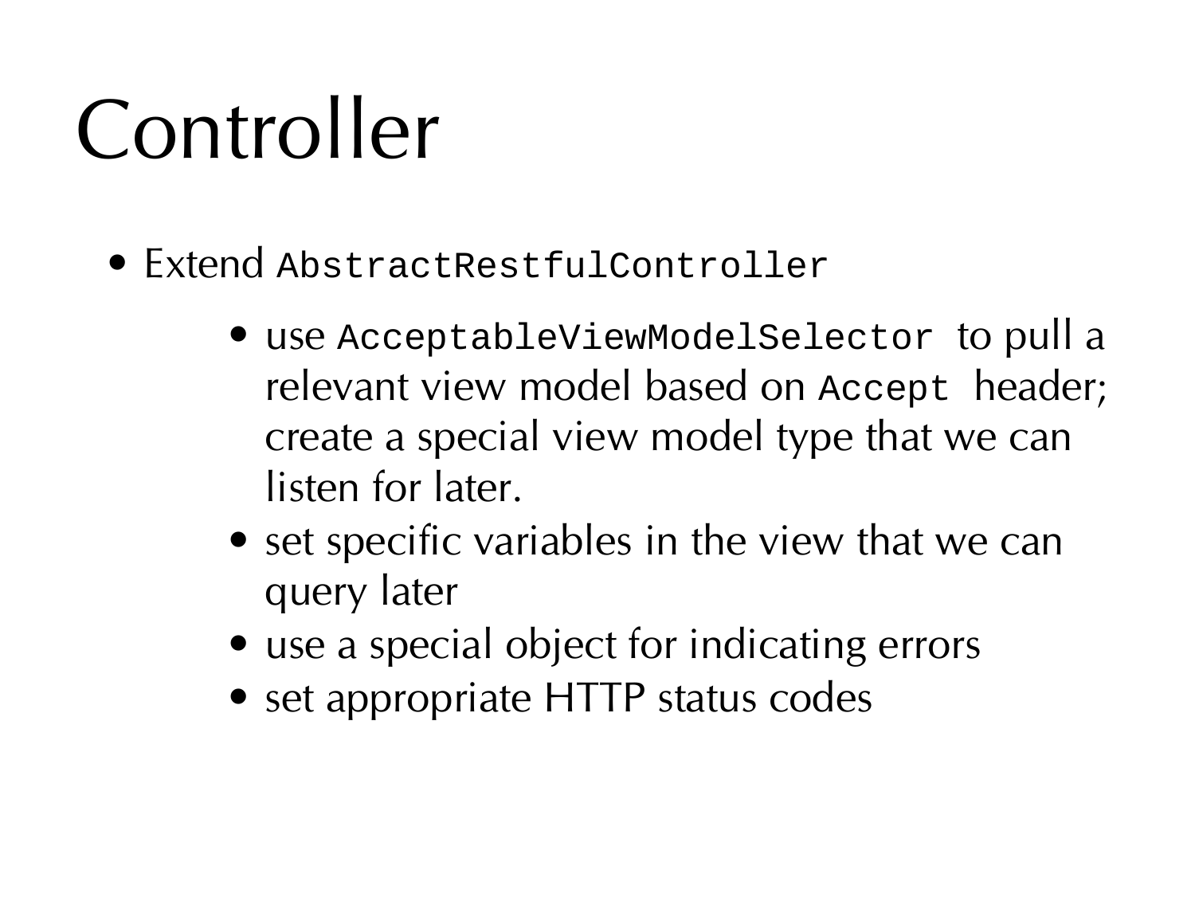# Controller

- Extend `AbstractRestfulController`
  - use `AcceptableViewModelSelector` to pull a relevant view model based on `Accept` header; create a special view model type that we can listen for later.
  - set specific variables in the view that we can query later
  - use a special object for indicating errors
  - set appropriate HTTP status codes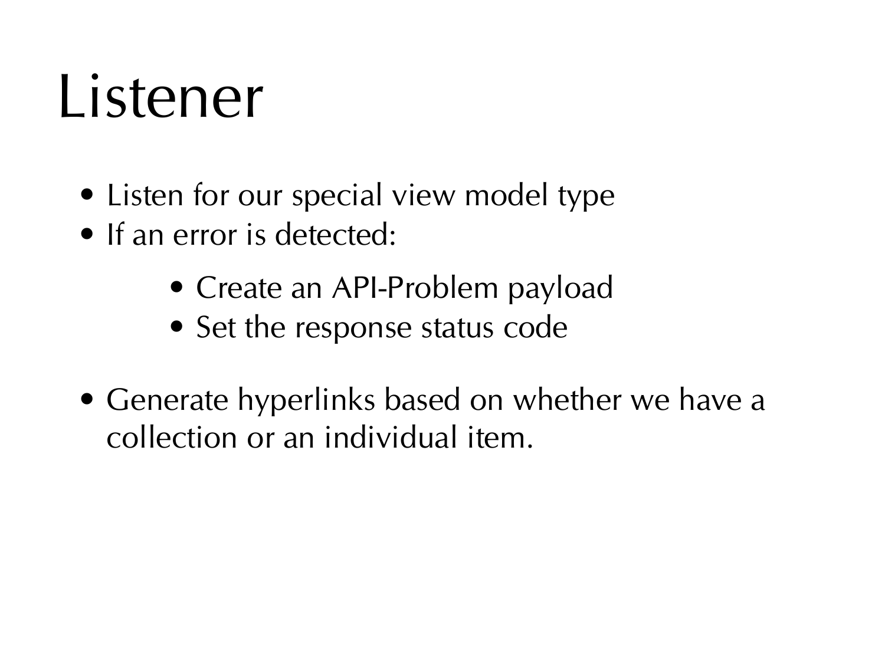# Listener

- Listen for our special view model type
- If an error is detected:
    - Create an API-Problem payload
    - Set the response status code
- Generate hyperlinks based on whether we have a collection or an individual item.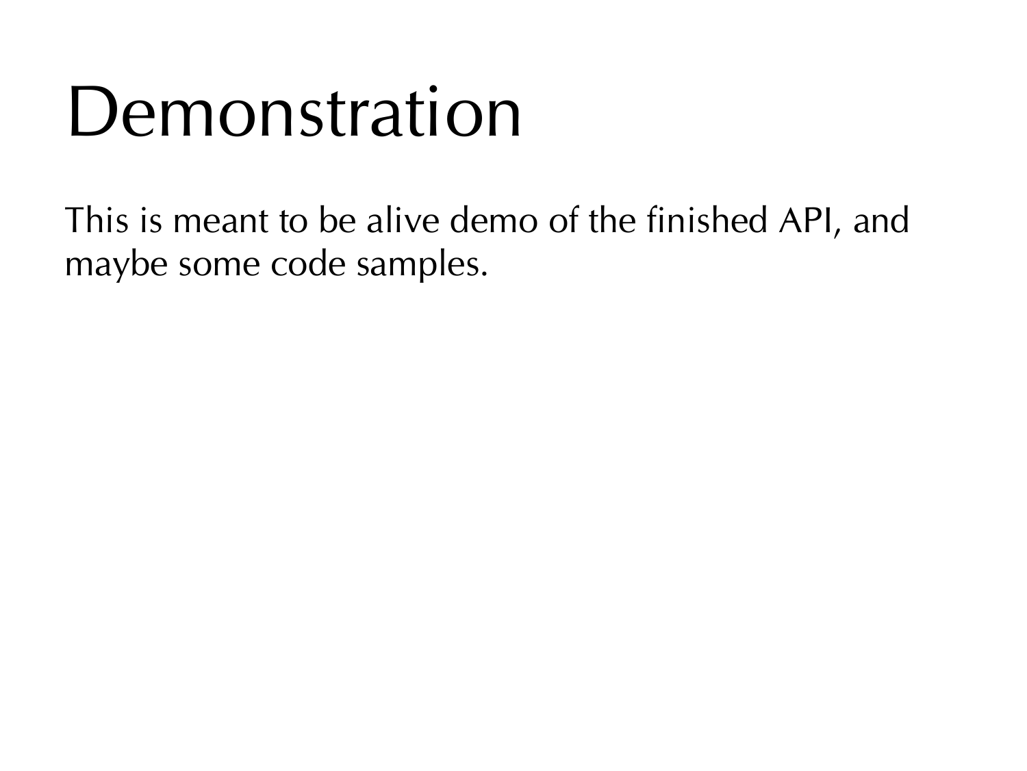# Demonstration

This is meant to be alive demo of the finished API, and maybe some code samples.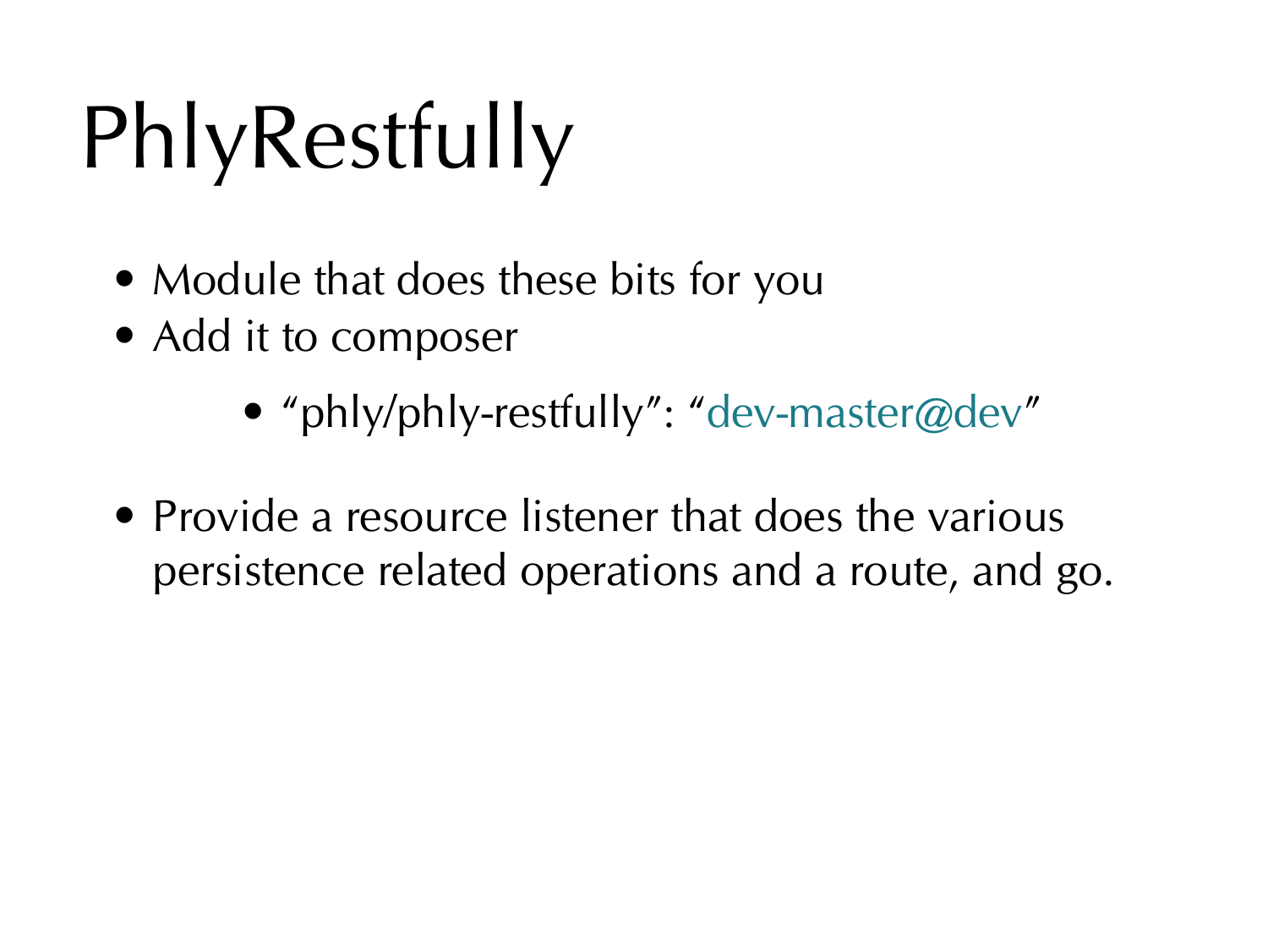# PhlyRestfully

- Module that does these bits for you
- Add it to composer
  - “phly/phly-restfully”: “dev-master@dev”
- Provide a resource listener that does the various persistence related operations and a route, and go.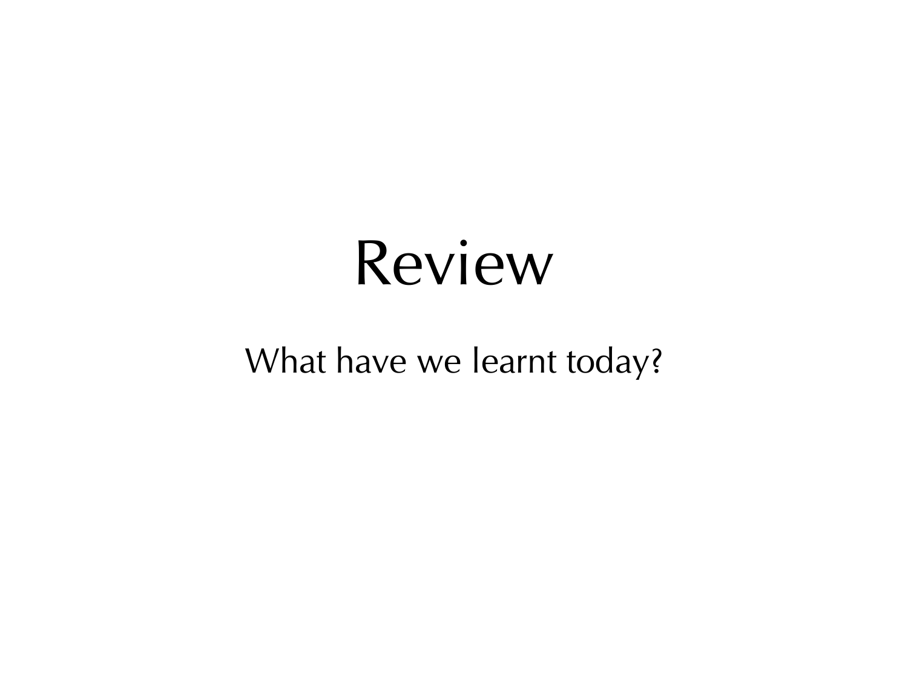# Review

What have we learnt today?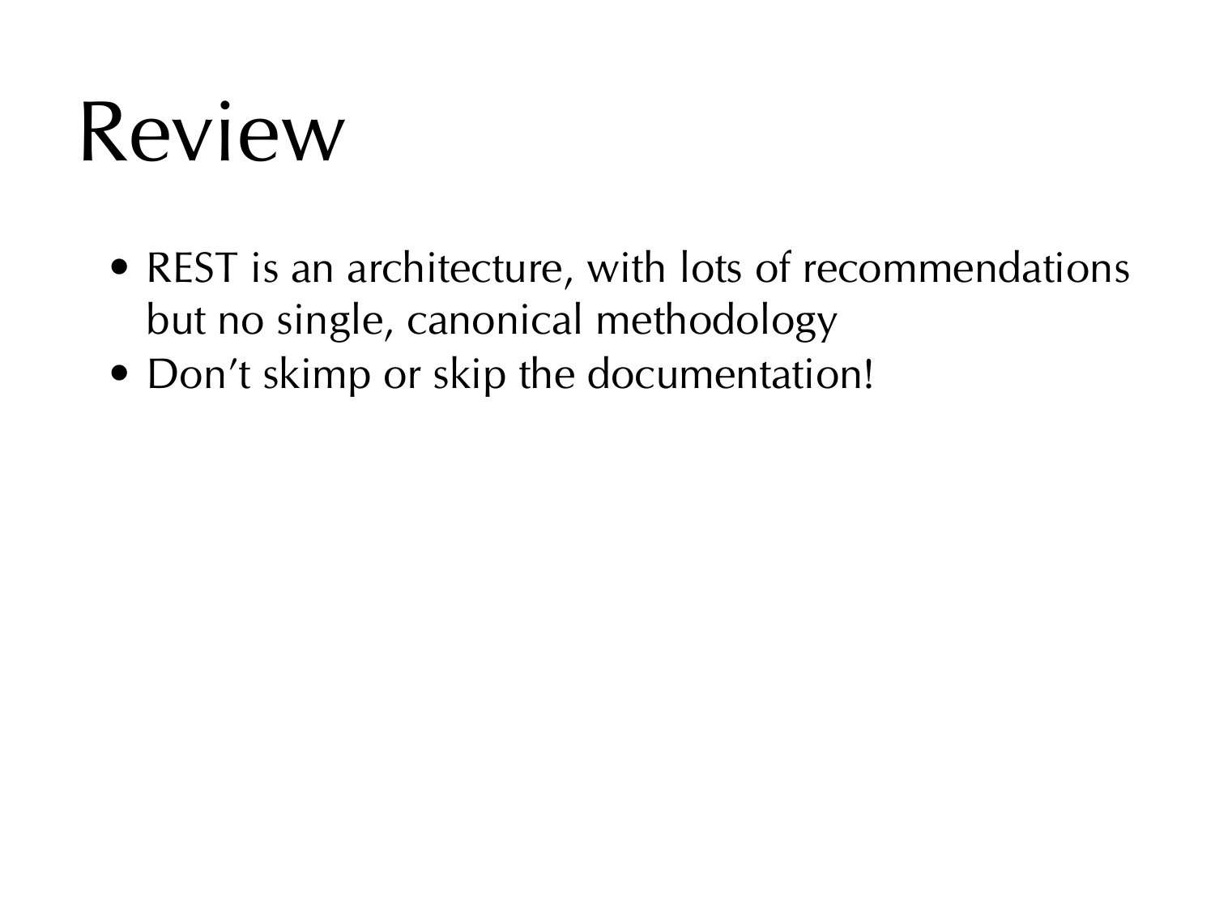# Review

- REST is an architecture, with lots of recommendations but no single, canonical methodology
- Don’t skimp or skip the documentation!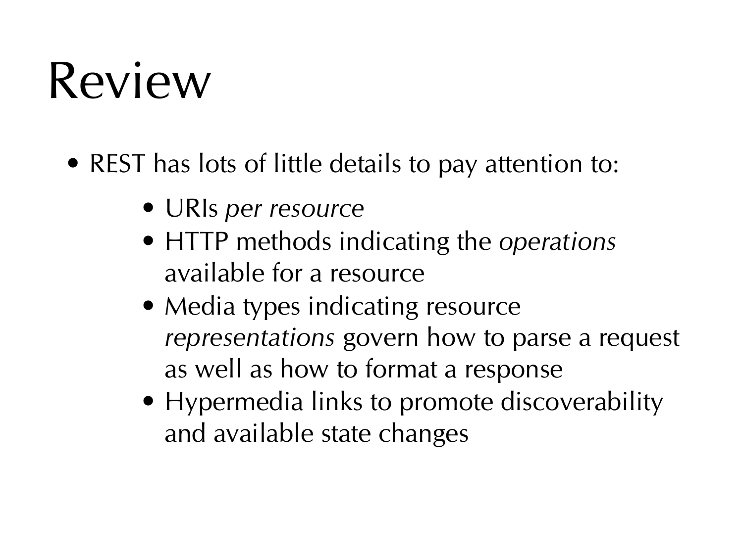# Review

- REST has lots of little details to pay attention to:
    - URIs *per resource*
    - HTTP methods indicating the *operations* available for a resource
    - Media types indicating resource *representations* govern how to parse a request as well as how to format a response
    - Hypermedia links to promote discoverability and available state changes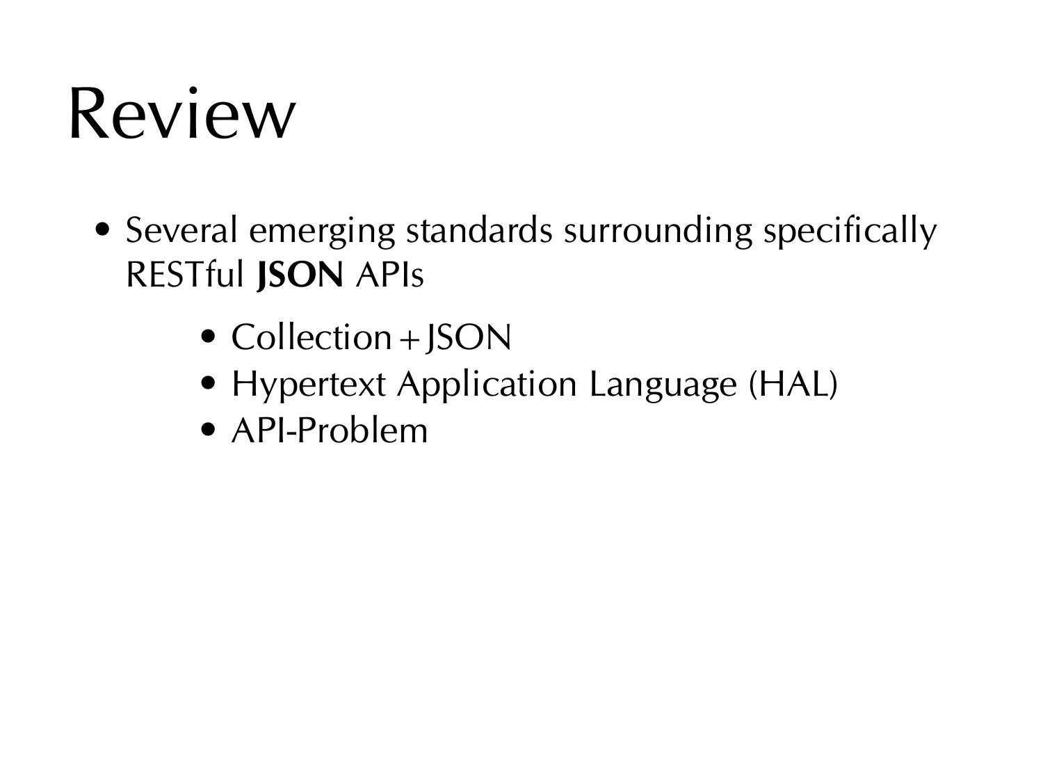# Review

- Several emerging standards surrounding specifically RESTful **JSON** APIs
  - Collection+JSON
  - Hypertext Application Language (HAL)
  - API-Problem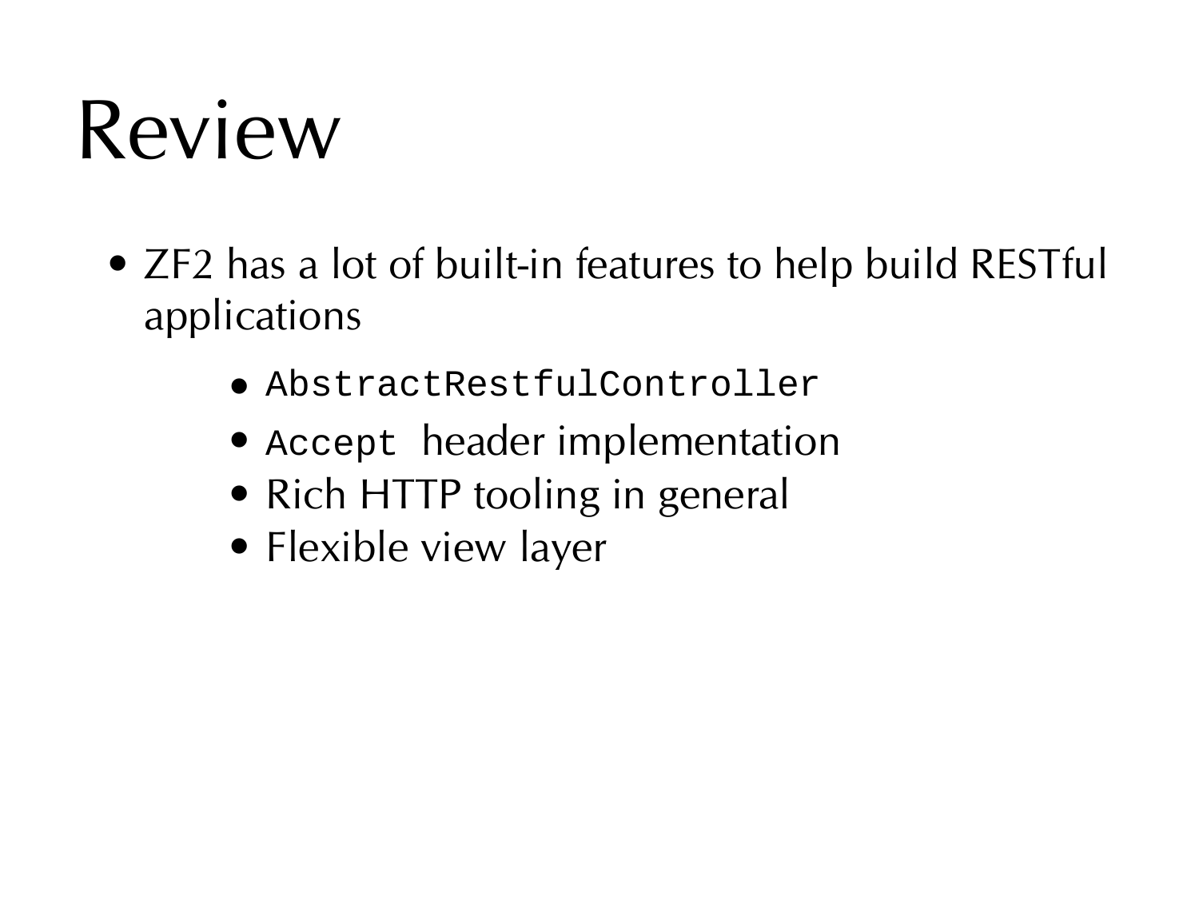# Review

- ZF2 has a lot of built-in features to help build RESTful applications
    - `AbstractRestfulController`
    - `Accept` header implementation
    - Rich HTTP tooling in general
    - Flexible view layer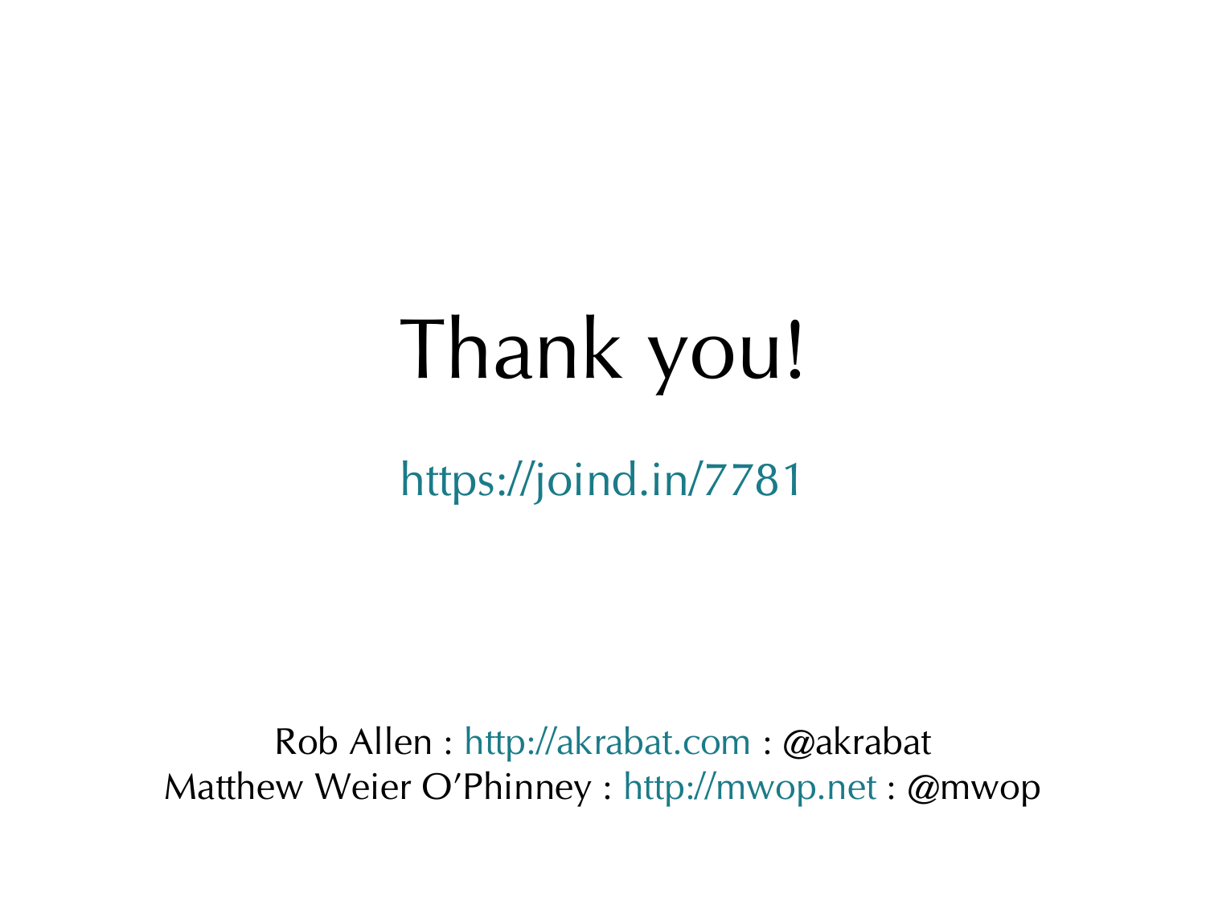# Thank you!

https://joind.in/7781

Rob Allen : http://akrabat.com : @akrabat
Matthew Weier O'Phinney : http://mwop.net : @mwop